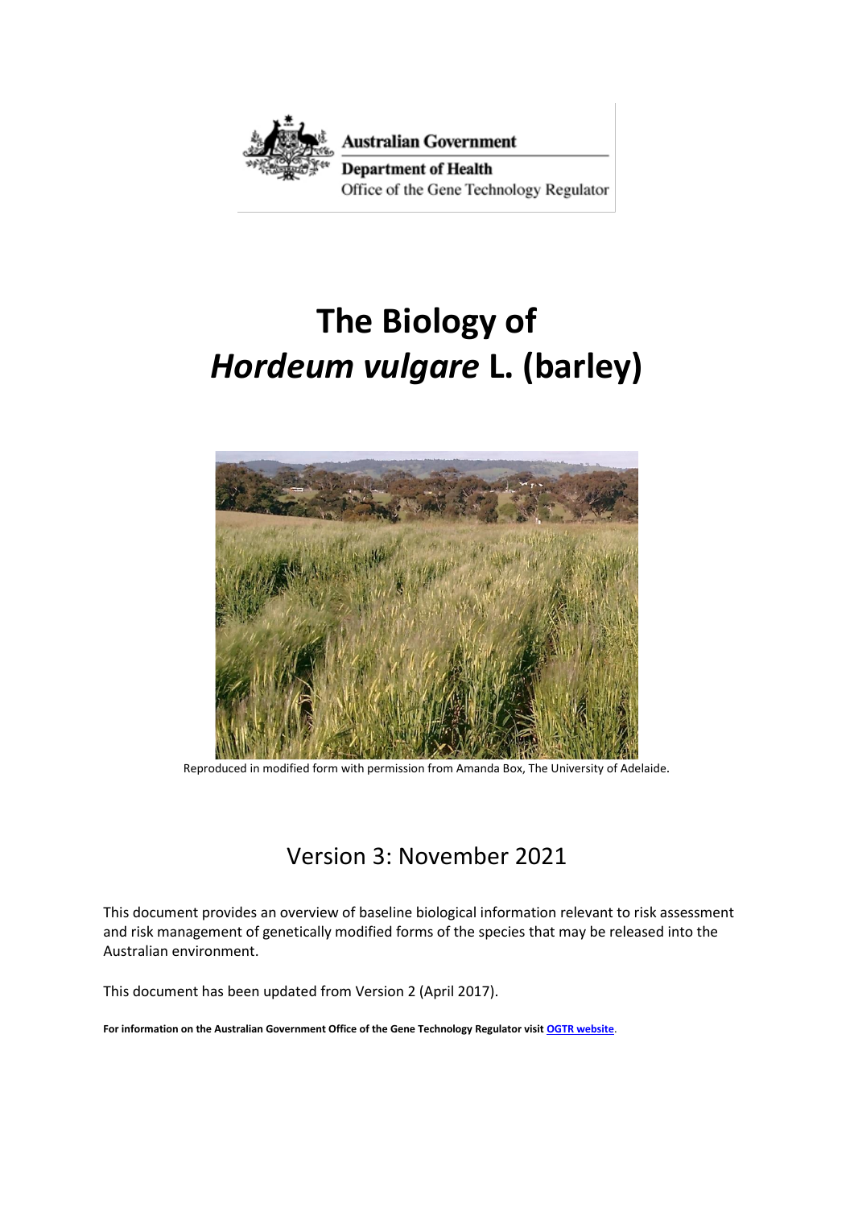Australian Government

Department of Health

Office of the Gene Technology Regulator

# The Biology of *Hordeum vulgare* L. (barley)

Reproduced in modified form with permission from Amanda Box, The University of Adelaide.

## Version 3: November 2021

This document provides an overview of baseline biological information relevant to risk assessment and risk management of genetically modified forms of the species that may be released into the Australian environment.

This document has been updated from Version 2 (April 2017).

**For information on the Australian Government Office of the Gene Technology Regulator visit OGTR website.**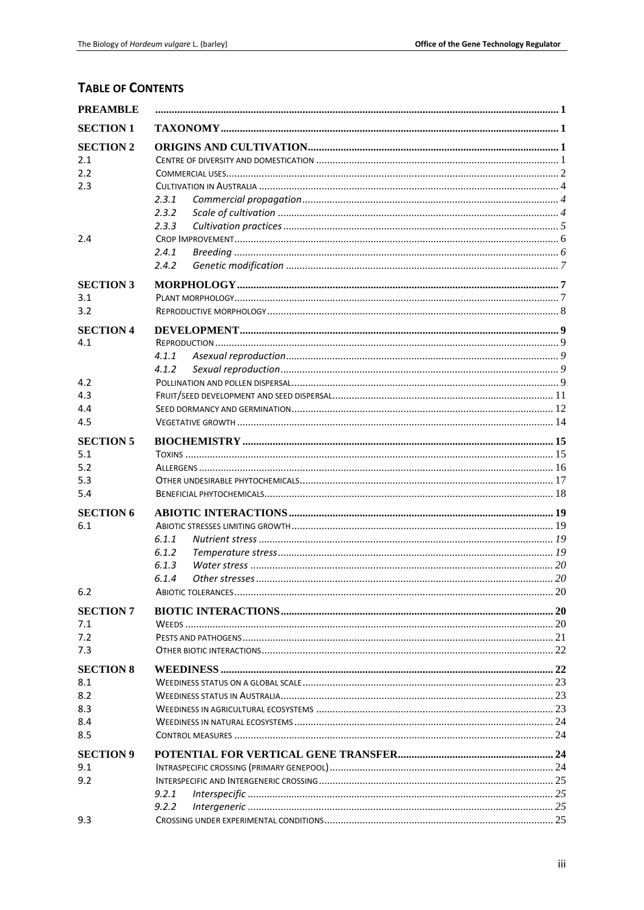## TABLE OF CONTENTS

| | | |
|---|---|---|
| **PREAMBLE** | | **1** |
| **SECTION 1** | **TAXONOMY** | **1** |
| **SECTION 2** | **ORIGINS AND CULTIVATION** | **1** |
| 2.1 | CENTRE OF DIVERSITY AND DOMESTICATION | 1 |
| 2.2 | COMMERCIAL USES | 2 |
| 2.3 | CULTIVATION IN AUSTRALIA | 4 |
| | *2.3.1 Commercial propagation* | *4* |
| | *2.3.2 Scale of cultivation* | *4* |
| | *2.3.3 Cultivation practices* | *5* |
| 2.4 | CROP IMPROVEMENT | 6 |
| | *2.4.1 Breeding* | *6* |
| | *2.4.2 Genetic modification* | *7* |
| **SECTION 3** | **MORPHOLOGY** | **7** |
| 3.1 | PLANT MORPHOLOGY | 7 |
| 3.2 | REPRODUCTIVE MORPHOLOGY | 8 |
| **SECTION 4** | **DEVELOPMENT** | **9** |
| 4.1 | REPRODUCTION | 9 |
| | *4.1.1 Asexual reproduction* | *9* |
| | *4.1.2 Sexual reproduction* | *9* |
| 4.2 | POLLINATION AND POLLEN DISPERSAL | 9 |
| 4.3 | FRUIT/SEED DEVELOPMENT AND SEED DISPERSAL | 11 |
| 4.4 | SEED DORMANCY AND GERMINATION | 12 |
| 4.5 | VEGETATIVE GROWTH | 14 |
| **SECTION 5** | **BIOCHEMISTRY** | **15** |
| 5.1 | TOXINS | 15 |
| 5.2 | ALLERGENS | 16 |
| 5.3 | OTHER UNDESIRABLE PHYTOCHEMICALS | 17 |
| 5.4 | BENEFICIAL PHYTOCHEMICALS | 18 |
| **SECTION 6** | **ABIOTIC INTERACTIONS** | **19** |
| 6.1 | ABIOTIC STRESSES LIMITING GROWTH | 19 |
| | *6.1.1 Nutrient stress* | *19* |
| | *6.1.2 Temperature stress* | *19* |
| | *6.1.3 Water stress* | *20* |
| | *6.1.4 Other stresses* | *20* |
| 6.2 | ABIOTIC TOLERANCES | 20 |
| **SECTION 7** | **BIOTIC INTERACTIONS** | **20** |
| 7.1 | WEEDS | 20 |
| 7.2 | PESTS AND PATHOGENS | 21 |
| 7.3 | OTHER BIOTIC INTERACTIONS | 22 |
| **SECTION 8** | **WEEDINESS** | **22** |
| 8.1 | WEEDINESS STATUS ON A GLOBAL SCALE | 23 |
| 8.2 | WEEDINESS STATUS IN AUSTRALIA | 23 |
| 8.3 | WEEDINESS IN AGRICULTURAL ECOSYSTEMS | 23 |
| 8.4 | WEEDINESS IN NATURAL ECOSYSTEMS | 24 |
| 8.5 | CONTROL MEASURES | 24 |
| **SECTION 9** | **POTENTIAL FOR VERTICAL GENE TRANSFER** | **24** |
| 9.1 | INTRASPECIFIC CROSSING (PRIMARY GENEPOOL) | 24 |
| 9.2 | INTERSPECIFIC AND INTERGENERIC CROSSING | 25 |
| | *9.2.1 Interspecific* | *25* |
| | *9.2.2 Intergeneric* | *25* |
| 9.3 | CROSSING UNDER EXPERIMENTAL CONDITIONS | 25 |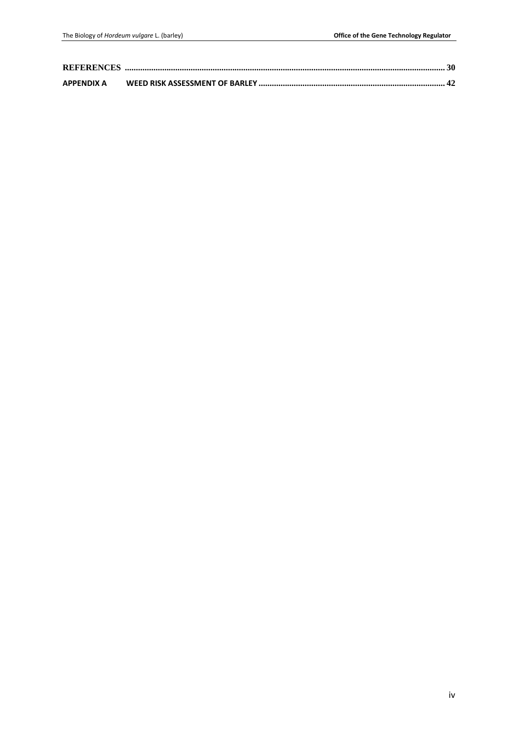**REFERENCES** ........................................................................................................................................ 30

**APPENDIX A WEED RISK ASSESSMENT OF BARLEY** ................................................................................... 42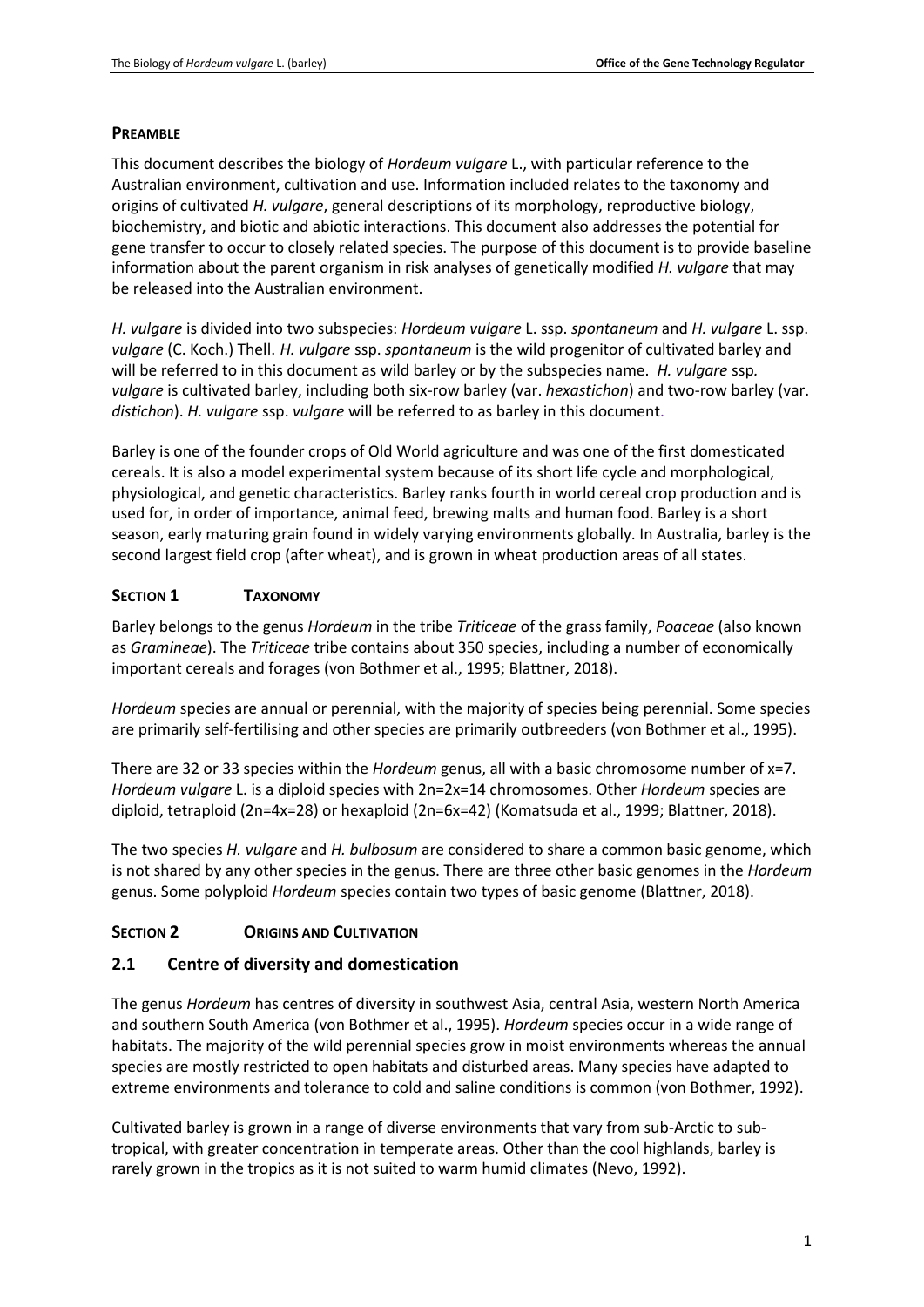## PREAMBLE

This document describes the biology of *Hordeum vulgare* L., with particular reference to the Australian environment, cultivation and use. Information included relates to the taxonomy and origins of cultivated *H. vulgare*, general descriptions of its morphology, reproductive biology, biochemistry, and biotic and abiotic interactions. This document also addresses the potential for gene transfer to occur to closely related species. The purpose of this document is to provide baseline information about the parent organism in risk analyses of genetically modified *H. vulgare* that may be released into the Australian environment.

*H. vulgare* is divided into two subspecies: *Hordeum vulgare* L. ssp. *spontaneum* and *H. vulgare* L. ssp. *vulgare* (C. Koch.) Thell. *H. vulgare* ssp. *spontaneum* is the wild progenitor of cultivated barley and will be referred to in this document as wild barley or by the subspecies name. *H. vulgare* ssp. *vulgare* is cultivated barley, including both six-row barley (var. *hexastichon*) and two-row barley (var. *distichon*). *H. vulgare* ssp. *vulgare* will be referred to as barley in this document.

Barley is one of the founder crops of Old World agriculture and was one of the first domesticated cereals. It is also a model experimental system because of its short life cycle and morphological, physiological, and genetic characteristics. Barley ranks fourth in world cereal crop production and is used for, in order of importance, animal feed, brewing malts and human food. Barley is a short season, early maturing grain found in widely varying environments globally. In Australia, barley is the second largest field crop (after wheat), and is grown in wheat production areas of all states.

## SECTION 1 TAXONOMY

Barley belongs to the genus *Hordeum* in the tribe *Triticeae* of the grass family, *Poaceae* (also known as *Gramineae*). The *Triticeae* tribe contains about 350 species, including a number of economically important cereals and forages (von Bothmer et al., 1995; Blattner, 2018).

*Hordeum* species are annual or perennial, with the majority of species being perennial. Some species are primarily self-fertilising and other species are primarily outbreeders (von Bothmer et al., 1995).

There are 32 or 33 species within the *Hordeum* genus, all with a basic chromosome number of x=7. *Hordeum vulgare* L. is a diploid species with 2n=2x=14 chromosomes. Other *Hordeum* species are diploid, tetraploid (2n=4x=28) or hexaploid (2n=6x=42) (Komatsuda et al., 1999; Blattner, 2018).

The two species *H. vulgare* and *H. bulbosum* are considered to share a common basic genome, which is not shared by any other species in the genus. There are three other basic genomes in the *Hordeum* genus. Some polyploid *Hordeum* species contain two types of basic genome (Blattner, 2018).

## SECTION 2 ORIGINS AND CULTIVATION

### 2.1 Centre of diversity and domestication

The genus *Hordeum* has centres of diversity in southwest Asia, central Asia, western North America and southern South America (von Bothmer et al., 1995). *Hordeum* species occur in a wide range of habitats. The majority of the wild perennial species grow in moist environments whereas the annual species are mostly restricted to open habitats and disturbed areas. Many species have adapted to extreme environments and tolerance to cold and saline conditions is common (von Bothmer, 1992).

Cultivated barley is grown in a range of diverse environments that vary from sub-Arctic to sub-tropical, with greater concentration in temperate areas. Other than the cool highlands, barley is rarely grown in the tropics as it is not suited to warm humid climates (Nevo, 1992).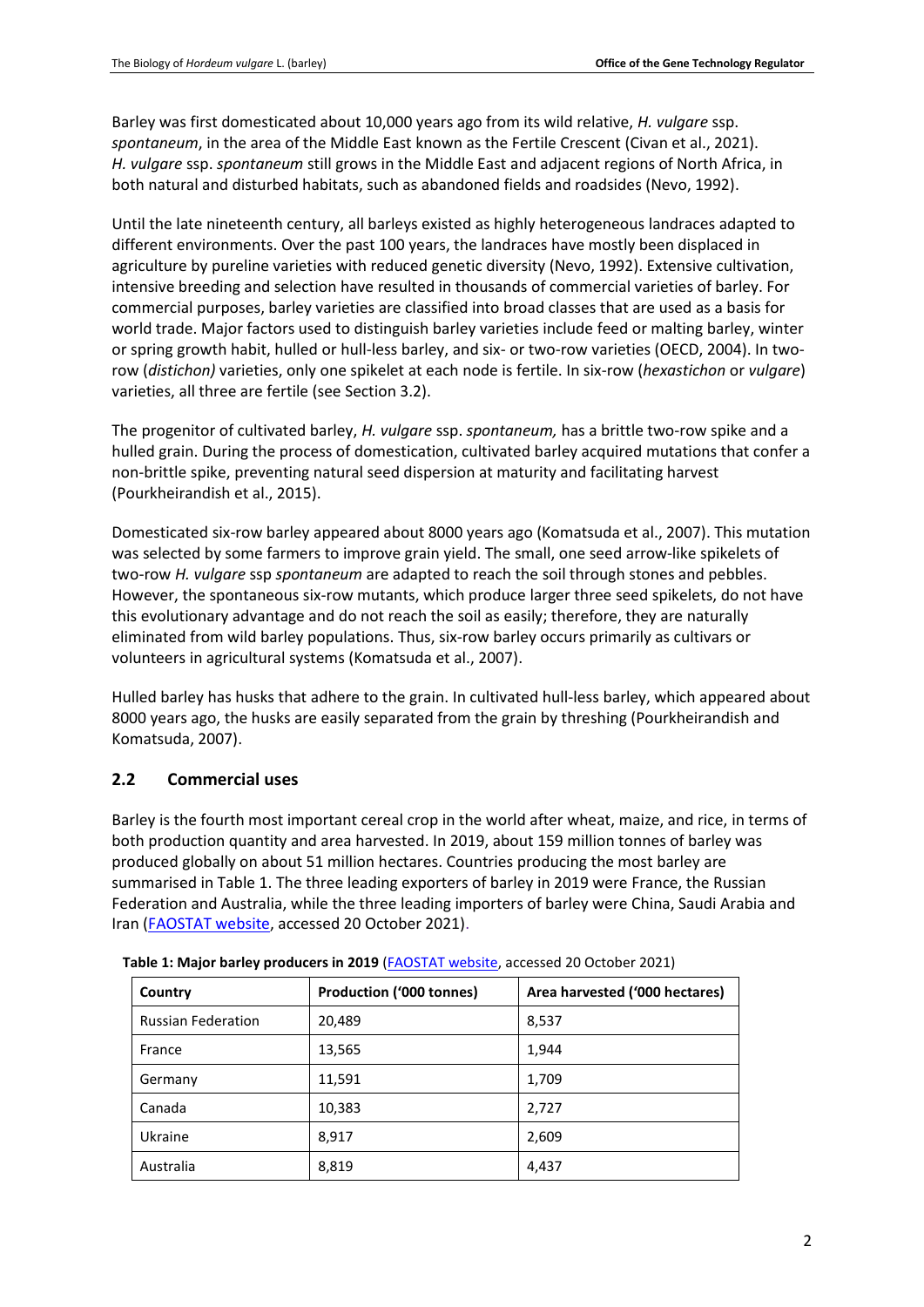Barley was first domesticated about 10,000 years ago from its wild relative, *H. vulgare* ssp. *spontaneum*, in the area of the Middle East known as the Fertile Crescent (Civan et al., 2021). *H. vulgare* ssp. *spontaneum* still grows in the Middle East and adjacent regions of North Africa, in both natural and disturbed habitats, such as abandoned fields and roadsides (Nevo, 1992).

Until the late nineteenth century, all barleys existed as highly heterogeneous landraces adapted to different environments. Over the past 100 years, the landraces have mostly been displaced in agriculture by pureline varieties with reduced genetic diversity (Nevo, 1992). Extensive cultivation, intensive breeding and selection have resulted in thousands of commercial varieties of barley. For commercial purposes, barley varieties are classified into broad classes that are used as a basis for world trade. Major factors used to distinguish barley varieties include feed or malting barley, winter or spring growth habit, hulled or hull-less barley, and six- or two-row varieties (OECD, 2004). In two-row (*distichon)* varieties, only one spikelet at each node is fertile. In six-row (*hexastichon* or *vulgare*) varieties, all three are fertile (see Section 3.2).

The progenitor of cultivated barley, *H. vulgare* ssp. *spontaneum,* has a brittle two-row spike and a hulled grain. During the process of domestication, cultivated barley acquired mutations that confer a non-brittle spike, preventing natural seed dispersion at maturity and facilitating harvest (Pourkheirandish et al., 2015).

Domesticated six-row barley appeared about 8000 years ago (Komatsuda et al., 2007). This mutation was selected by some farmers to improve grain yield. The small, one seed arrow-like spikelets of two-row *H. vulgare* ssp *spontaneum* are adapted to reach the soil through stones and pebbles. However, the spontaneous six-row mutants, which produce larger three seed spikelets, do not have this evolutionary advantage and do not reach the soil as easily; therefore, they are naturally eliminated from wild barley populations. Thus, six-row barley occurs primarily as cultivars or volunteers in agricultural systems (Komatsuda et al., 2007).

Hulled barley has husks that adhere to the grain. In cultivated hull-less barley, which appeared about 8000 years ago, the husks are easily separated from the grain by threshing (Pourkheirandish and Komatsuda, 2007).

## 2.2 Commercial uses

Barley is the fourth most important cereal crop in the world after wheat, maize, and rice, in terms of both production quantity and area harvested. In 2019, about 159 million tonnes of barley was produced globally on about 51 million hectares. Countries producing the most barley are summarised in Table 1. The three leading exporters of barley in 2019 were France, the Russian Federation and Australia, while the three leading importers of barley were China, Saudi Arabia and Iran (FAOSTAT website, accessed 20 October 2021).

**Table 1: Major barley producers in 2019** (FAOSTAT website, accessed 20 October 2021)

| Country | Production ('000 tonnes) | Area harvested ('000 hectares) |
|---|---|---|
| Russian Federation | 20,489 | 8,537 |
| France | 13,565 | 1,944 |
| Germany | 11,591 | 1,709 |
| Canada | 10,383 | 2,727 |
| Ukraine | 8,917 | 2,609 |
| Australia | 8,819 | 4,437 |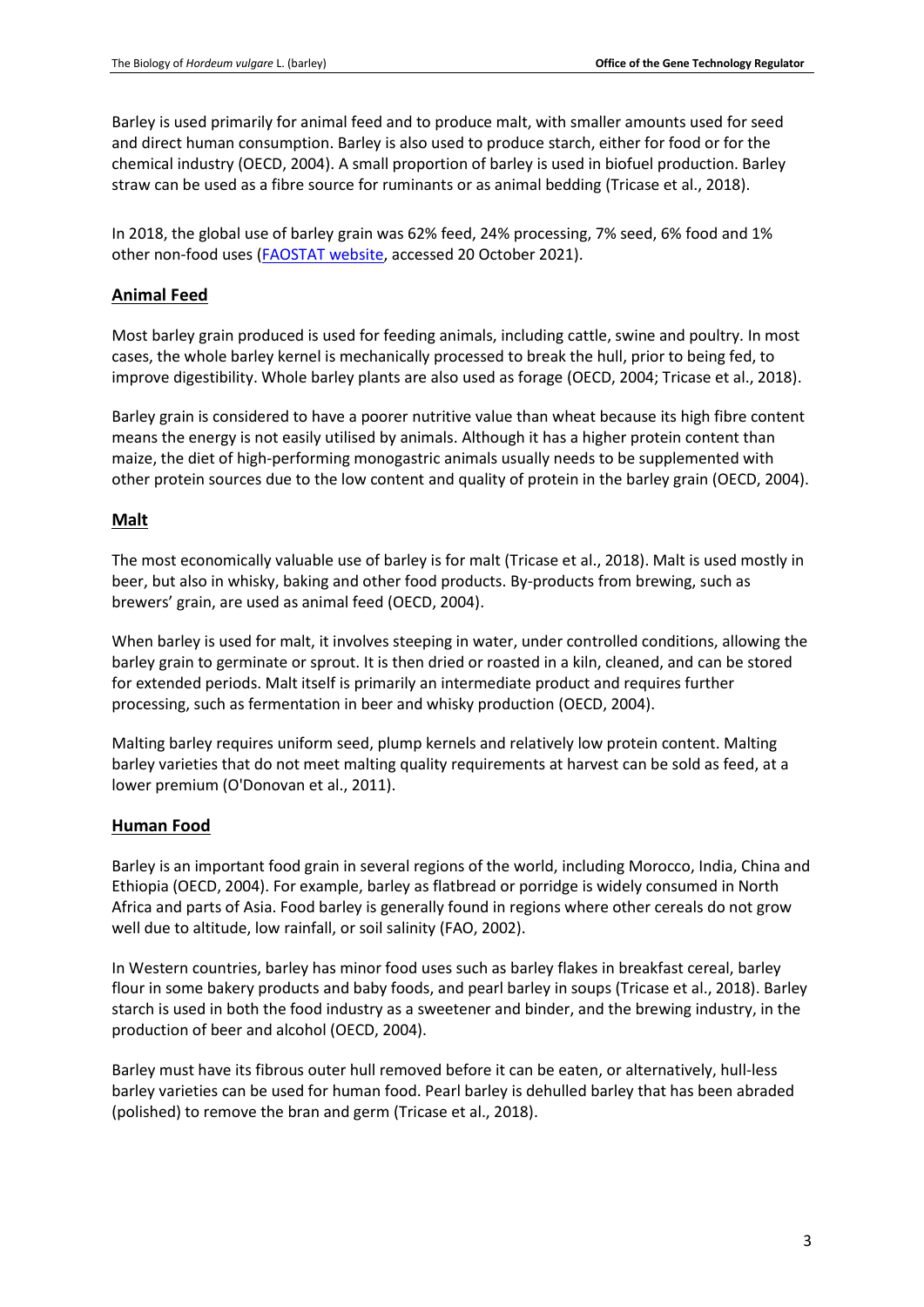Barley is used primarily for animal feed and to produce malt, with smaller amounts used for seed and direct human consumption. Barley is also used to produce starch, either for food or for the chemical industry (OECD, 2004). A small proportion of barley is used in biofuel production. Barley straw can be used as a fibre source for ruminants or as animal bedding (Tricase et al., 2018).

In 2018, the global use of barley grain was 62% feed, 24% processing, 7% seed, 6% food and 1% other non-food uses (FAOSTAT website, accessed 20 October 2021).

## Animal Feed

Most barley grain produced is used for feeding animals, including cattle, swine and poultry. In most cases, the whole barley kernel is mechanically processed to break the hull, prior to being fed, to improve digestibility. Whole barley plants are also used as forage (OECD, 2004; Tricase et al., 2018).

Barley grain is considered to have a poorer nutritive value than wheat because its high fibre content means the energy is not easily utilised by animals. Although it has a higher protein content than maize, the diet of high-performing monogastric animals usually needs to be supplemented with other protein sources due to the low content and quality of protein in the barley grain (OECD, 2004).

## Malt

The most economically valuable use of barley is for malt (Tricase et al., 2018). Malt is used mostly in beer, but also in whisky, baking and other food products. By-products from brewing, such as brewers' grain, are used as animal feed (OECD, 2004).

When barley is used for malt, it involves steeping in water, under controlled conditions, allowing the barley grain to germinate or sprout. It is then dried or roasted in a kiln, cleaned, and can be stored for extended periods. Malt itself is primarily an intermediate product and requires further processing, such as fermentation in beer and whisky production (OECD, 2004).

Malting barley requires uniform seed, plump kernels and relatively low protein content. Malting barley varieties that do not meet malting quality requirements at harvest can be sold as feed, at a lower premium (O'Donovan et al., 2011).

## Human Food

Barley is an important food grain in several regions of the world, including Morocco, India, China and Ethiopia (OECD, 2004). For example, barley as flatbread or porridge is widely consumed in North Africa and parts of Asia. Food barley is generally found in regions where other cereals do not grow well due to altitude, low rainfall, or soil salinity (FAO, 2002).

In Western countries, barley has minor food uses such as barley flakes in breakfast cereal, barley flour in some bakery products and baby foods, and pearl barley in soups (Tricase et al., 2018). Barley starch is used in both the food industry as a sweetener and binder, and the brewing industry, in the production of beer and alcohol (OECD, 2004).

Barley must have its fibrous outer hull removed before it can be eaten, or alternatively, hull-less barley varieties can be used for human food. Pearl barley is dehulled barley that has been abraded (polished) to remove the bran and germ (Tricase et al., 2018).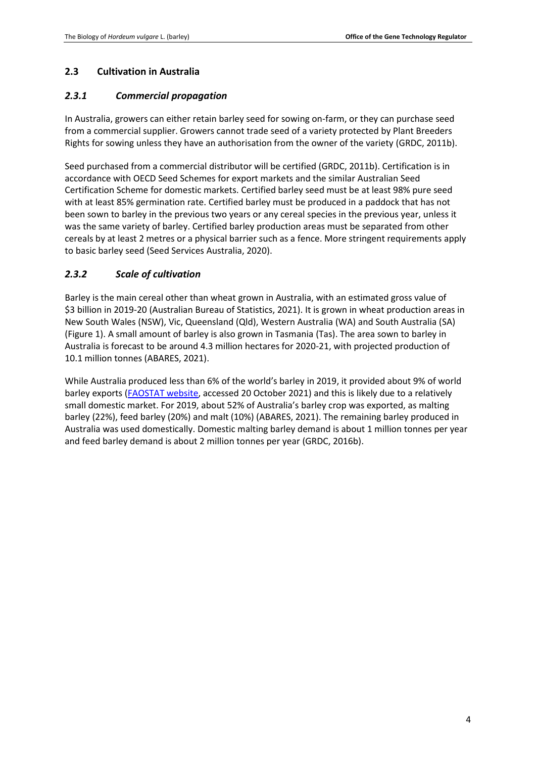## 2.3 Cultivation in Australia

### *2.3.1 Commercial propagation*

In Australia, growers can either retain barley seed for sowing on-farm, or they can purchase seed from a commercial supplier. Growers cannot trade seed of a variety protected by Plant Breeders Rights for sowing unless they have an authorisation from the owner of the variety (GRDC, 2011b).

Seed purchased from a commercial distributor will be certified (GRDC, 2011b). Certification is in accordance with OECD Seed Schemes for export markets and the similar Australian Seed Certification Scheme for domestic markets. Certified barley seed must be at least 98% pure seed with at least 85% germination rate. Certified barley must be produced in a paddock that has not been sown to barley in the previous two years or any cereal species in the previous year, unless it was the same variety of barley. Certified barley production areas must be separated from other cereals by at least 2 metres or a physical barrier such as a fence. More stringent requirements apply to basic barley seed (Seed Services Australia, 2020).

### *2.3.2 Scale of cultivation*

Barley is the main cereal other than wheat grown in Australia, with an estimated gross value of $3 billion in 2019-20 (Australian Bureau of Statistics, 2021). It is grown in wheat production areas in New South Wales (NSW), Vic, Queensland (Qld), Western Australia (WA) and South Australia (SA) (Figure 1). A small amount of barley is also grown in Tasmania (Tas). The area sown to barley in Australia is forecast to be around 4.3 million hectares for 2020-21, with projected production of 10.1 million tonnes (ABARES, 2021).

While Australia produced less than 6% of the world's barley in 2019, it provided about 9% of world barley exports ([FAOSTAT website](), accessed 20 October 2021) and this is likely due to a relatively small domestic market. For 2019, about 52% of Australia's barley crop was exported, as malting barley (22%), feed barley (20%) and malt (10%) (ABARES, 2021). The remaining barley produced in Australia was used domestically. Domestic malting barley demand is about 1 million tonnes per year and feed barley demand is about 2 million tonnes per year (GRDC, 2016b).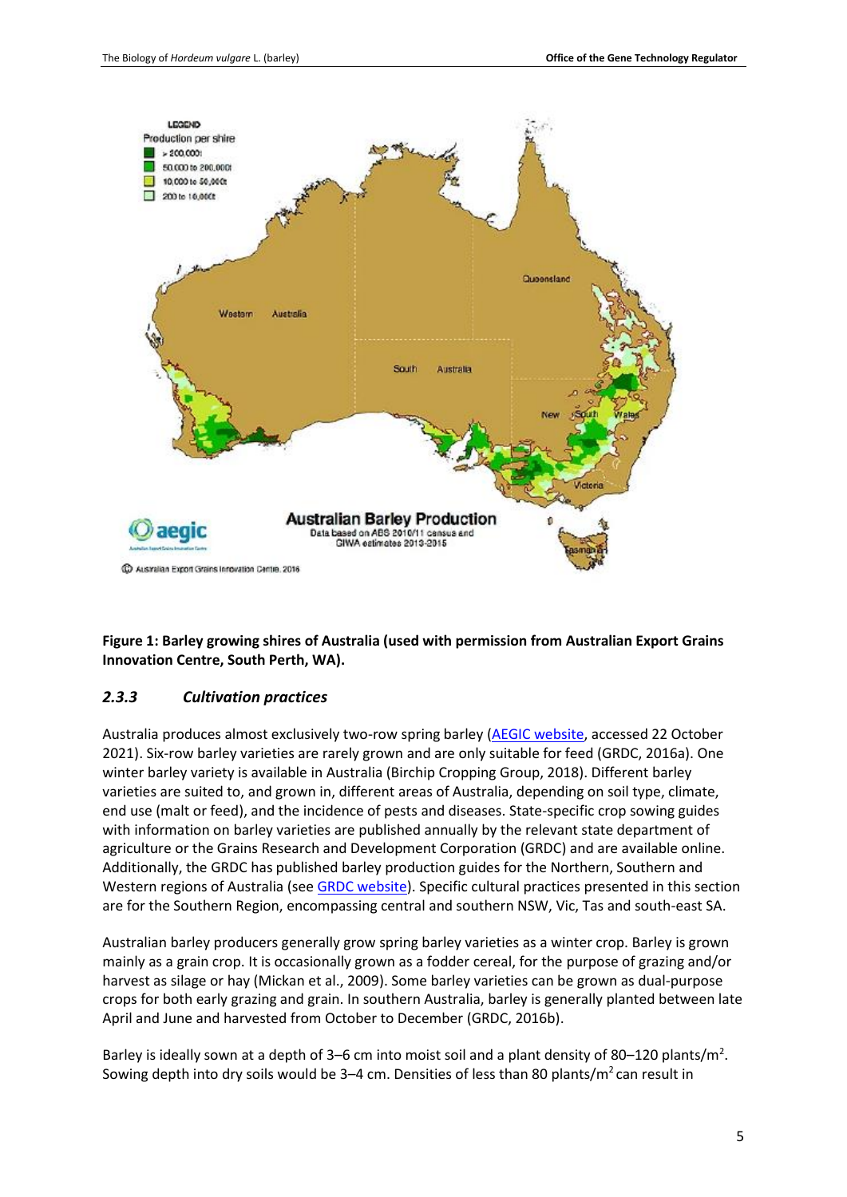**Figure 1: Barley growing shires of Australia (used with permission from Australian Export Grains Innovation Centre, South Perth, WA).**

### *2.3.3 Cultivation practices*

Australia produces almost exclusively two-row spring barley (AEGIC website, accessed 22 October 2021). Six-row barley varieties are rarely grown and are only suitable for feed (GRDC, 2016a). One winter barley variety is available in Australia (Birchip Cropping Group, 2018). Different barley varieties are suited to, and grown in, different areas of Australia, depending on soil type, climate, end use (malt or feed), and the incidence of pests and diseases. State-specific crop sowing guides with information on barley varieties are published annually by the relevant state department of agriculture or the Grains Research and Development Corporation (GRDC) and are available online. Additionally, the GRDC has published barley production guides for the Northern, Southern and Western regions of Australia (see GRDC website). Specific cultural practices presented in this section are for the Southern Region, encompassing central and southern NSW, Vic, Tas and south-east SA.

Australian barley producers generally grow spring barley varieties as a winter crop. Barley is grown mainly as a grain crop. It is occasionally grown as a fodder cereal, for the purpose of grazing and/or harvest as silage or hay (Mickan et al., 2009). Some barley varieties can be grown as dual-purpose crops for both early grazing and grain. In southern Australia, barley is generally planted between late April and June and harvested from October to December (GRDC, 2016b).

Barley is ideally sown at a depth of 3–6 cm into moist soil and a plant density of 80–120 plants/m$^2$. Sowing depth into dry soils would be 3–4 cm. Densities of less than 80 plants/m$^2$ can result in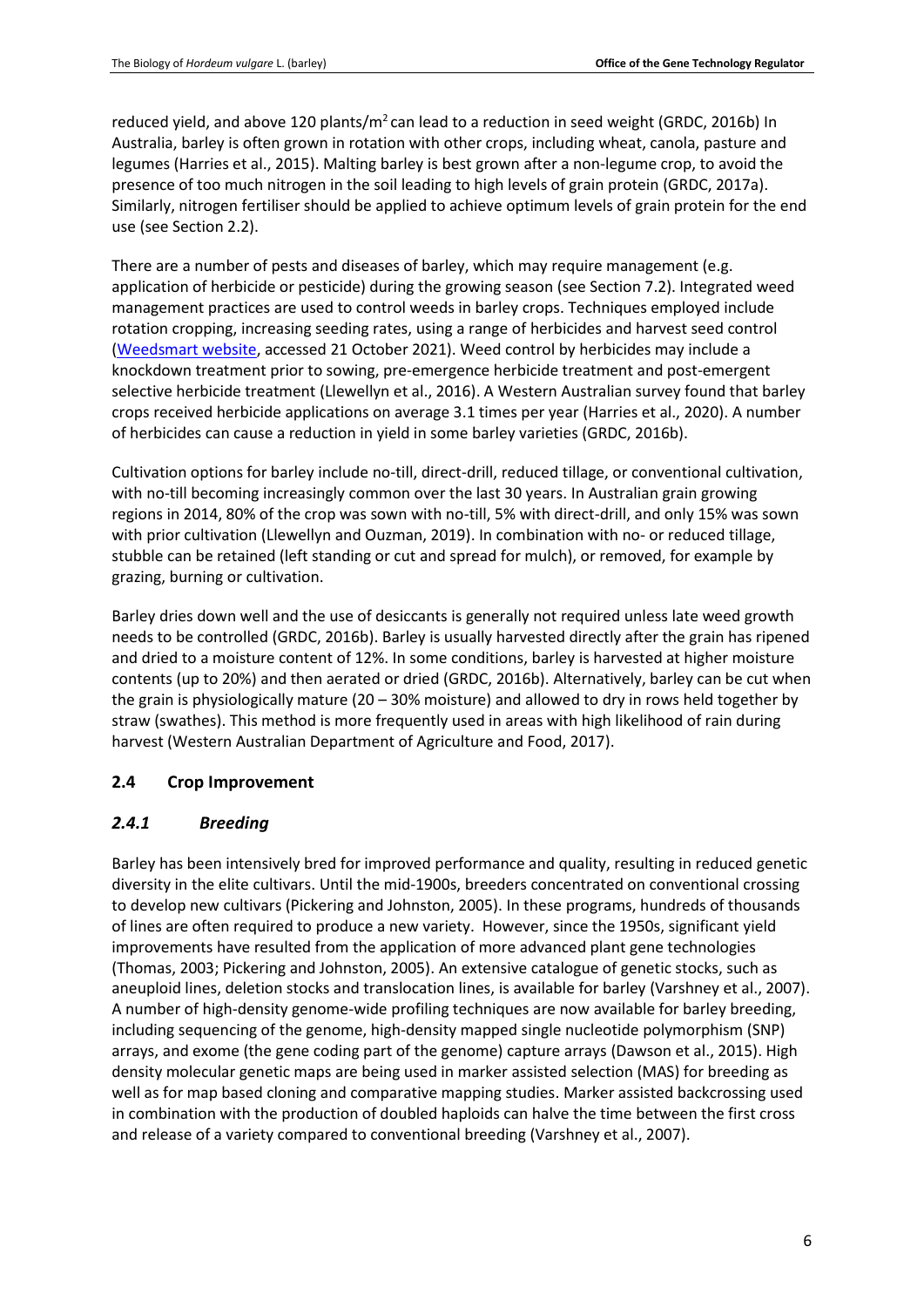reduced yield, and above 120 plants/m$^2$ can lead to a reduction in seed weight (GRDC, 2016b) In Australia, barley is often grown in rotation with other crops, including wheat, canola, pasture and legumes (Harries et al., 2015). Malting barley is best grown after a non-legume crop, to avoid the presence of too much nitrogen in the soil leading to high levels of grain protein (GRDC, 2017a). Similarly, nitrogen fertiliser should be applied to achieve optimum levels of grain protein for the end use (see Section 2.2).

There are a number of pests and diseases of barley, which may require management (e.g. application of herbicide or pesticide) during the growing season (see Section 7.2). Integrated weed management practices are used to control weeds in barley crops. Techniques employed include rotation cropping, increasing seeding rates, using a range of herbicides and harvest seed control (Weedsmart website, accessed 21 October 2021). Weed control by herbicides may include a knockdown treatment prior to sowing, pre-emergence herbicide treatment and post-emergent selective herbicide treatment (Llewellyn et al., 2016). A Western Australian survey found that barley crops received herbicide applications on average 3.1 times per year (Harries et al., 2020). A number of herbicides can cause a reduction in yield in some barley varieties (GRDC, 2016b).

Cultivation options for barley include no-till, direct-drill, reduced tillage, or conventional cultivation, with no-till becoming increasingly common over the last 30 years. In Australian grain growing regions in 2014, 80% of the crop was sown with no-till, 5% with direct-drill, and only 15% was sown with prior cultivation (Llewellyn and Ouzman, 2019). In combination with no- or reduced tillage, stubble can be retained (left standing or cut and spread for mulch), or removed, for example by grazing, burning or cultivation.

Barley dries down well and the use of desiccants is generally not required unless late weed growth needs to be controlled (GRDC, 2016b). Barley is usually harvested directly after the grain has ripened and dried to a moisture content of 12%. In some conditions, barley is harvested at higher moisture contents (up to 20%) and then aerated or dried (GRDC, 2016b). Alternatively, barley can be cut when the grain is physiologically mature (20 – 30% moisture) and allowed to dry in rows held together by straw (swathes). This method is more frequently used in areas with high likelihood of rain during harvest (Western Australian Department of Agriculture and Food, 2017).

## 2.4 Crop Improvement

### *2.4.1 Breeding*

Barley has been intensively bred for improved performance and quality, resulting in reduced genetic diversity in the elite cultivars. Until the mid-1900s, breeders concentrated on conventional crossing to develop new cultivars (Pickering and Johnston, 2005). In these programs, hundreds of thousands of lines are often required to produce a new variety. However, since the 1950s, significant yield improvements have resulted from the application of more advanced plant gene technologies (Thomas, 2003; Pickering and Johnston, 2005). An extensive catalogue of genetic stocks, such as aneuploid lines, deletion stocks and translocation lines, is available for barley (Varshney et al., 2007). A number of high-density genome-wide profiling techniques are now available for barley breeding, including sequencing of the genome, high-density mapped single nucleotide polymorphism (SNP) arrays, and exome (the gene coding part of the genome) capture arrays (Dawson et al., 2015). High density molecular genetic maps are being used in marker assisted selection (MAS) for breeding as well as for map based cloning and comparative mapping studies. Marker assisted backcrossing used in combination with the production of doubled haploids can halve the time between the first cross and release of a variety compared to conventional breeding (Varshney et al., 2007).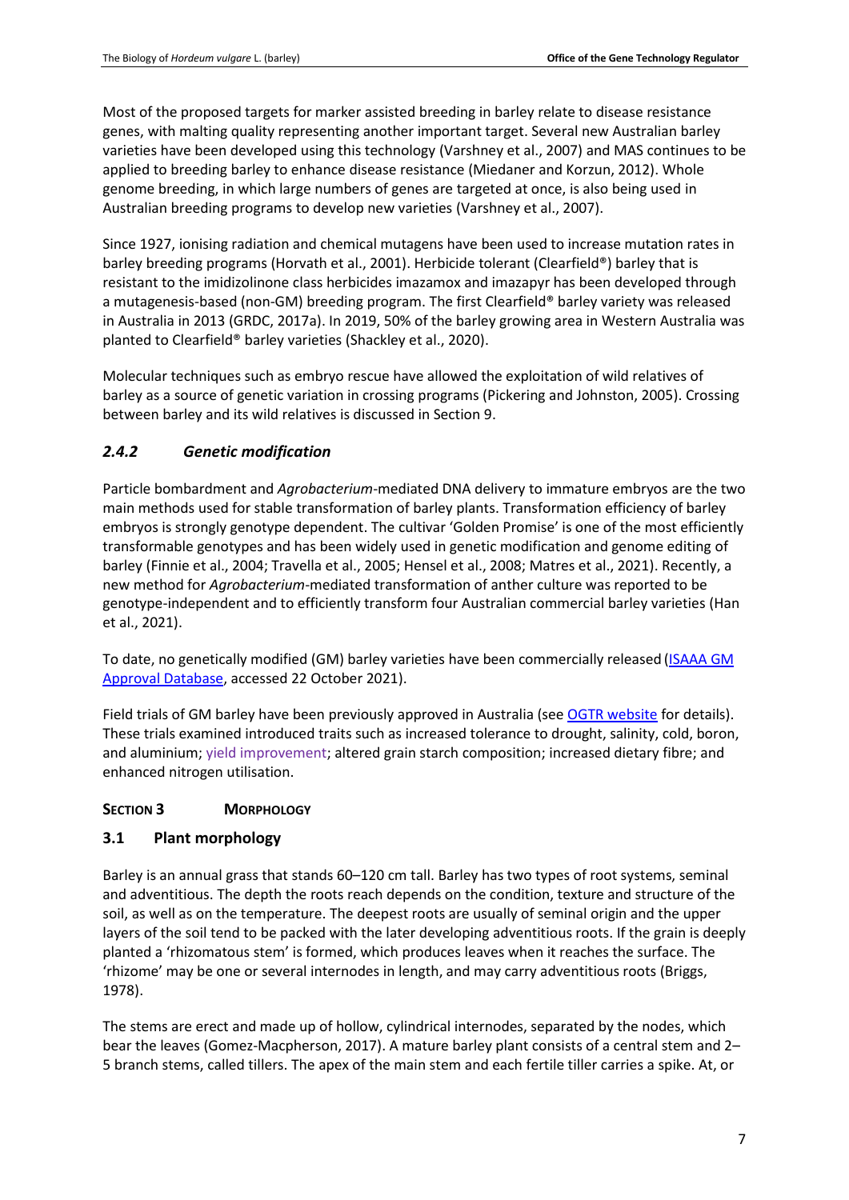Most of the proposed targets for marker assisted breeding in barley relate to disease resistance genes, with malting quality representing another important target. Several new Australian barley varieties have been developed using this technology (Varshney et al., 2007) and MAS continues to be applied to breeding barley to enhance disease resistance (Miedaner and Korzun, 2012). Whole genome breeding, in which large numbers of genes are targeted at once, is also being used in Australian breeding programs to develop new varieties (Varshney et al., 2007).

Since 1927, ionising radiation and chemical mutagens have been used to increase mutation rates in barley breeding programs (Horvath et al., 2001). Herbicide tolerant (Clearfield®) barley that is resistant to the imidizolinone class herbicides imazamox and imazapyr has been developed through a mutagenesis-based (non-GM) breeding program. The first Clearfield® barley variety was released in Australia in 2013 (GRDC, 2017a). In 2019, 50% of the barley growing area in Western Australia was planted to Clearfield® barley varieties (Shackley et al., 2020).

Molecular techniques such as embryo rescue have allowed the exploitation of wild relatives of barley as a source of genetic variation in crossing programs (Pickering and Johnston, 2005). Crossing between barley and its wild relatives is discussed in Section 9.

### *2.4.2 Genetic modification*

Particle bombardment and *Agrobacterium*-mediated DNA delivery to immature embryos are the two main methods used for stable transformation of barley plants. Transformation efficiency of barley embryos is strongly genotype dependent. The cultivar 'Golden Promise' is one of the most efficiently transformable genotypes and has been widely used in genetic modification and genome editing of barley (Finnie et al., 2004; Travella et al., 2005; Hensel et al., 2008; Matres et al., 2021). Recently, a new method for *Agrobacterium*-mediated transformation of anther culture was reported to be genotype-independent and to efficiently transform four Australian commercial barley varieties (Han et al., 2021).

To date, no genetically modified (GM) barley varieties have been commercially released (ISAAA GM Approval Database, accessed 22 October 2021).

Field trials of GM barley have been previously approved in Australia (see OGTR website for details). These trials examined introduced traits such as increased tolerance to drought, salinity, cold, boron, and aluminium; yield improvement; altered grain starch composition; increased dietary fibre; and enhanced nitrogen utilisation.

## SECTION 3 MORPHOLOGY

### 3.1 Plant morphology

Barley is an annual grass that stands 60–120 cm tall. Barley has two types of root systems, seminal and adventitious. The depth the roots reach depends on the condition, texture and structure of the soil, as well as on the temperature. The deepest roots are usually of seminal origin and the upper layers of the soil tend to be packed with the later developing adventitious roots. If the grain is deeply planted a 'rhizomatous stem' is formed, which produces leaves when it reaches the surface. The 'rhizome' may be one or several internodes in length, and may carry adventitious roots (Briggs, 1978).

The stems are erect and made up of hollow, cylindrical internodes, separated by the nodes, which bear the leaves (Gomez-Macpherson, 2017). A mature barley plant consists of a central stem and 2–5 branch stems, called tillers. The apex of the main stem and each fertile tiller carries a spike. At, or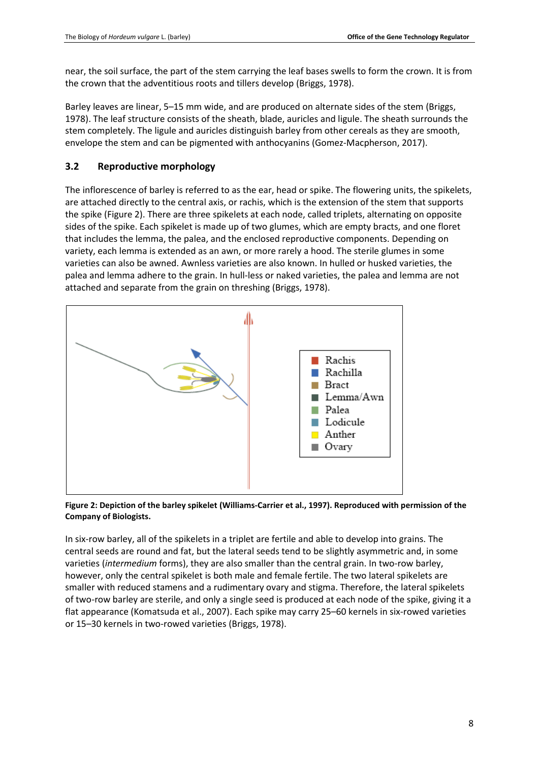near, the soil surface, the part of the stem carrying the leaf bases swells to form the crown. It is from the crown that the adventitious roots and tillers develop (Briggs, 1978).

Barley leaves are linear, 5–15 mm wide, and are produced on alternate sides of the stem (Briggs, 1978). The leaf structure consists of the sheath, blade, auricles and ligule. The sheath surrounds the stem completely. The ligule and auricles distinguish barley from other cereals as they are smooth, envelope the stem and can be pigmented with anthocyanins (Gomez-Macpherson, 2017).

## 3.2 Reproductive morphology

The inflorescence of barley is referred to as the ear, head or spike. The flowering units, the spikelets, are attached directly to the central axis, or rachis, which is the extension of the stem that supports the spike (Figure 2). There are three spikelets at each node, called triplets, alternating on opposite sides of the spike. Each spikelet is made up of two glumes, which are empty bracts, and one floret that includes the lemma, the palea, and the enclosed reproductive components. Depending on variety, each lemma is extended as an awn, or more rarely a hood. The sterile glumes in some varieties can also be awned. Awnless varieties are also known. In hulled or husked varieties, the palea and lemma adhere to the grain. In hull-less or naked varieties, the palea and lemma are not attached and separate from the grain on threshing (Briggs, 1978).

**Figure 2: Depiction of the barley spikelet (Williams-Carrier et al., 1997). Reproduced with permission of the Company of Biologists.**

In six-row barley, all of the spikelets in a triplet are fertile and able to develop into grains. The central seeds are round and fat, but the lateral seeds tend to be slightly asymmetric and, in some varieties (*intermedium* forms), they are also smaller than the central grain. In two-row barley, however, only the central spikelet is both male and female fertile. The two lateral spikelets are smaller with reduced stamens and a rudimentary ovary and stigma. Therefore, the lateral spikelets of two-row barley are sterile, and only a single seed is produced at each node of the spike, giving it a flat appearance (Komatsuda et al., 2007). Each spike may carry 25–60 kernels in six-rowed varieties or 15–30 kernels in two-rowed varieties (Briggs, 1978).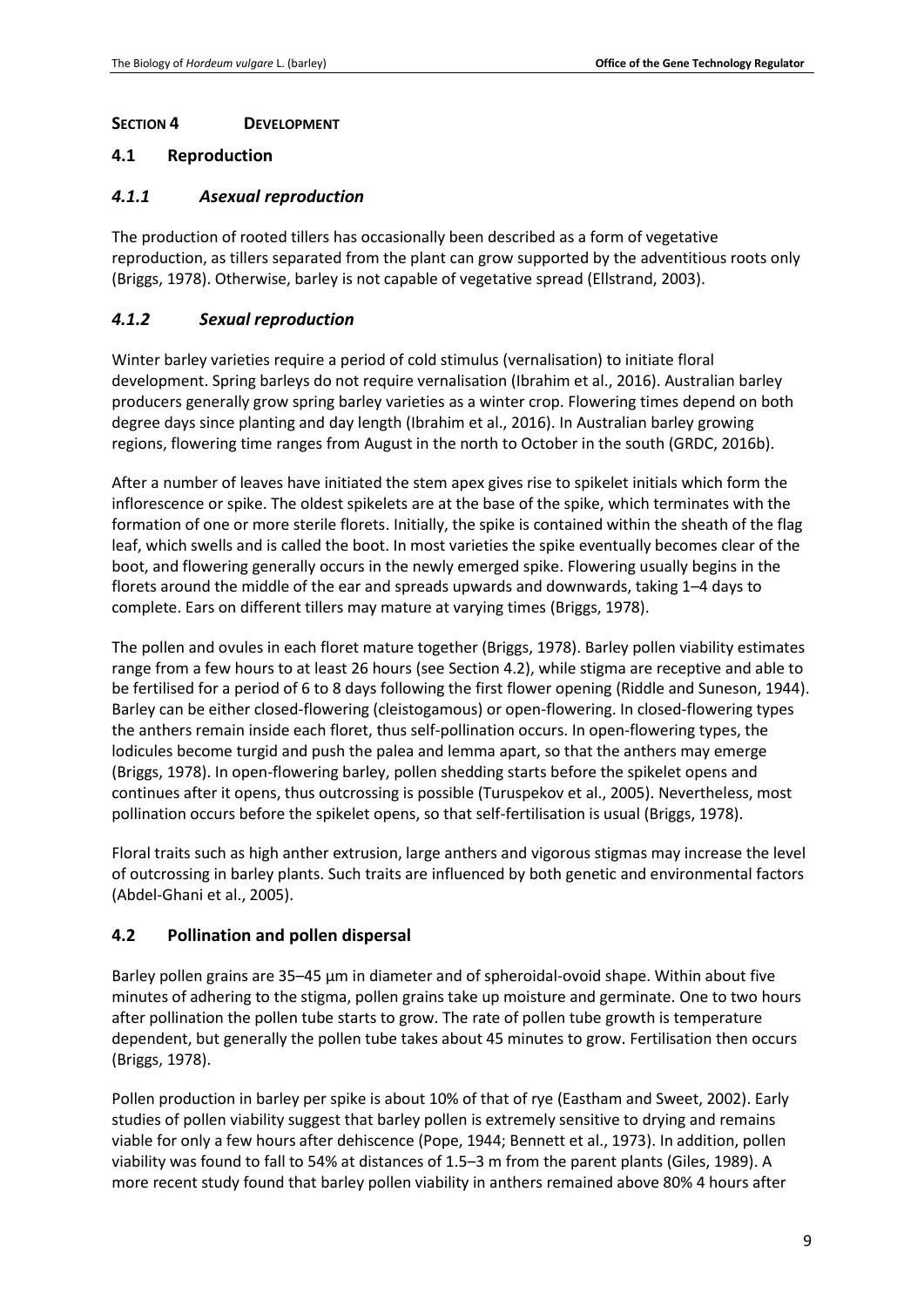## SECTION 4 DEVELOPMENT

### 4.1 Reproduction

#### *4.1.1 Asexual reproduction*

The production of rooted tillers has occasionally been described as a form of vegetative reproduction, as tillers separated from the plant can grow supported by the adventitious roots only (Briggs, 1978). Otherwise, barley is not capable of vegetative spread (Ellstrand, 2003).

#### *4.1.2 Sexual reproduction*

Winter barley varieties require a period of cold stimulus (vernalisation) to initiate floral development. Spring barleys do not require vernalisation (Ibrahim et al., 2016). Australian barley producers generally grow spring barley varieties as a winter crop. Flowering times depend on both degree days since planting and day length (Ibrahim et al., 2016). In Australian barley growing regions, flowering time ranges from August in the north to October in the south (GRDC, 2016b).

After a number of leaves have initiated the stem apex gives rise to spikelet initials which form the inflorescence or spike. The oldest spikelets are at the base of the spike, which terminates with the formation of one or more sterile florets. Initially, the spike is contained within the sheath of the flag leaf, which swells and is called the boot. In most varieties the spike eventually becomes clear of the boot, and flowering generally occurs in the newly emerged spike. Flowering usually begins in the florets around the middle of the ear and spreads upwards and downwards, taking 1–4 days to complete. Ears on different tillers may mature at varying times (Briggs, 1978).

The pollen and ovules in each floret mature together (Briggs, 1978). Barley pollen viability estimates range from a few hours to at least 26 hours (see Section 4.2), while stigma are receptive and able to be fertilised for a period of 6 to 8 days following the first flower opening (Riddle and Suneson, 1944). Barley can be either closed-flowering (cleistogamous) or open-flowering. In closed-flowering types the anthers remain inside each floret, thus self-pollination occurs. In open-flowering types, the lodicules become turgid and push the palea and lemma apart, so that the anthers may emerge (Briggs, 1978). In open-flowering barley, pollen shedding starts before the spikelet opens and continues after it opens, thus outcrossing is possible (Turuspekov et al., 2005). Nevertheless, most pollination occurs before the spikelet opens, so that self-fertilisation is usual (Briggs, 1978).

Floral traits such as high anther extrusion, large anthers and vigorous stigmas may increase the level of outcrossing in barley plants. Such traits are influenced by both genetic and environmental factors (Abdel-Ghani et al., 2005).

### 4.2 Pollination and pollen dispersal

Barley pollen grains are 35–45 µm in diameter and of spheroidal-ovoid shape. Within about five minutes of adhering to the stigma, pollen grains take up moisture and germinate. One to two hours after pollination the pollen tube starts to grow. The rate of pollen tube growth is temperature dependent, but generally the pollen tube takes about 45 minutes to grow. Fertilisation then occurs (Briggs, 1978).

Pollen production in barley per spike is about 10% of that of rye (Eastham and Sweet, 2002). Early studies of pollen viability suggest that barley pollen is extremely sensitive to drying and remains viable for only a few hours after dehiscence (Pope, 1944; Bennett et al., 1973). In addition, pollen viability was found to fall to 54% at distances of 1.5–3 m from the parent plants (Giles, 1989). A more recent study found that barley pollen viability in anthers remained above 80% 4 hours after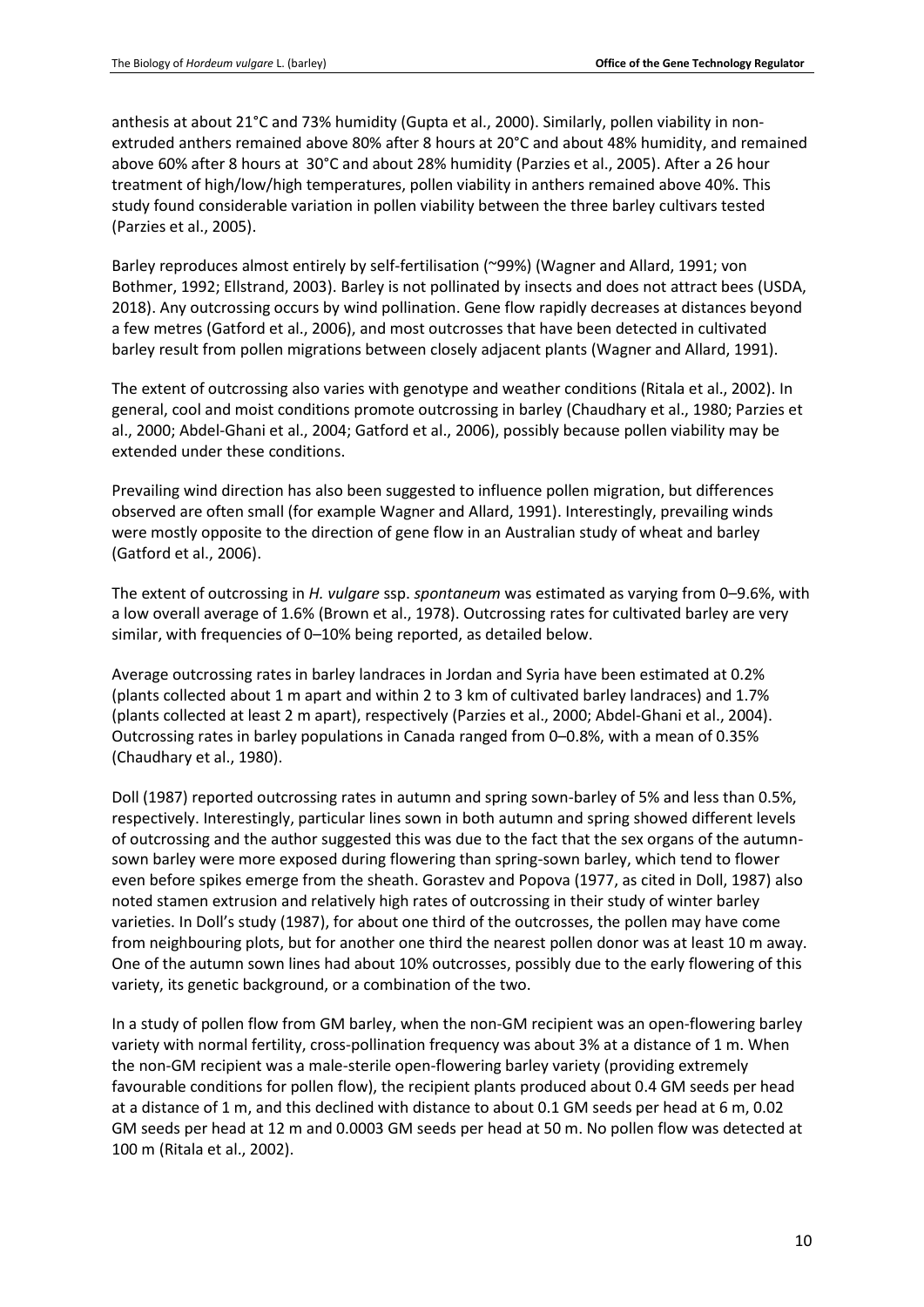anthesis at about 21°C and 73% humidity (Gupta et al., 2000). Similarly, pollen viability in non-extruded anthers remained above 80% after 8 hours at 20°C and about 48% humidity, and remained above 60% after 8 hours at 30°C and about 28% humidity (Parzies et al., 2005). After a 26 hour treatment of high/low/high temperatures, pollen viability in anthers remained above 40%. This study found considerable variation in pollen viability between the three barley cultivars tested (Parzies et al., 2005).

Barley reproduces almost entirely by self-fertilisation (~99%) (Wagner and Allard, 1991; von Bothmer, 1992; Ellstrand, 2003). Barley is not pollinated by insects and does not attract bees (USDA, 2018). Any outcrossing occurs by wind pollination. Gene flow rapidly decreases at distances beyond a few metres (Gatford et al., 2006), and most outcrosses that have been detected in cultivated barley result from pollen migrations between closely adjacent plants (Wagner and Allard, 1991).

The extent of outcrossing also varies with genotype and weather conditions (Ritala et al., 2002). In general, cool and moist conditions promote outcrossing in barley (Chaudhary et al., 1980; Parzies et al., 2000; Abdel-Ghani et al., 2004; Gatford et al., 2006), possibly because pollen viability may be extended under these conditions.

Prevailing wind direction has also been suggested to influence pollen migration, but differences observed are often small (for example Wagner and Allard, 1991). Interestingly, prevailing winds were mostly opposite to the direction of gene flow in an Australian study of wheat and barley (Gatford et al., 2006).

The extent of outcrossing in *H. vulgare* ssp. *spontaneum* was estimated as varying from 0–9.6%, with a low overall average of 1.6% (Brown et al., 1978). Outcrossing rates for cultivated barley are very similar, with frequencies of 0–10% being reported, as detailed below.

Average outcrossing rates in barley landraces in Jordan and Syria have been estimated at 0.2% (plants collected about 1 m apart and within 2 to 3 km of cultivated barley landraces) and 1.7% (plants collected at least 2 m apart), respectively (Parzies et al., 2000; Abdel-Ghani et al., 2004). Outcrossing rates in barley populations in Canada ranged from 0–0.8%, with a mean of 0.35% (Chaudhary et al., 1980).

Doll (1987) reported outcrossing rates in autumn and spring sown-barley of 5% and less than 0.5%, respectively. Interestingly, particular lines sown in both autumn and spring showed different levels of outcrossing and the author suggested this was due to the fact that the sex organs of the autumn-sown barley were more exposed during flowering than spring-sown barley, which tend to flower even before spikes emerge from the sheath. Gorastev and Popova (1977, as cited in Doll, 1987) also noted stamen extrusion and relatively high rates of outcrossing in their study of winter barley varieties. In Doll's study (1987), for about one third of the outcrosses, the pollen may have come from neighbouring plots, but for another one third the nearest pollen donor was at least 10 m away. One of the autumn sown lines had about 10% outcrosses, possibly due to the early flowering of this variety, its genetic background, or a combination of the two.

In a study of pollen flow from GM barley, when the non-GM recipient was an open-flowering barley variety with normal fertility, cross-pollination frequency was about 3% at a distance of 1 m. When the non-GM recipient was a male-sterile open-flowering barley variety (providing extremely favourable conditions for pollen flow), the recipient plants produced about 0.4 GM seeds per head at a distance of 1 m, and this declined with distance to about 0.1 GM seeds per head at 6 m, 0.02 GM seeds per head at 12 m and 0.0003 GM seeds per head at 50 m. No pollen flow was detected at 100 m (Ritala et al., 2002).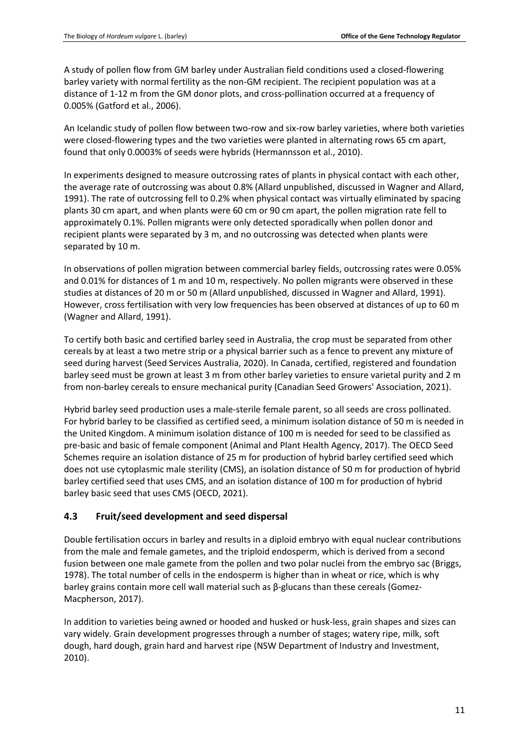A study of pollen flow from GM barley under Australian field conditions used a closed-flowering barley variety with normal fertility as the non-GM recipient. The recipient population was at a distance of 1-12 m from the GM donor plots, and cross-pollination occurred at a frequency of 0.005% (Gatford et al., 2006).

An Icelandic study of pollen flow between two-row and six-row barley varieties, where both varieties were closed-flowering types and the two varieties were planted in alternating rows 65 cm apart, found that only 0.0003% of seeds were hybrids (Hermannsson et al., 2010).

In experiments designed to measure outcrossing rates of plants in physical contact with each other, the average rate of outcrossing was about 0.8% (Allard unpublished, discussed in Wagner and Allard, 1991). The rate of outcrossing fell to 0.2% when physical contact was virtually eliminated by spacing plants 30 cm apart, and when plants were 60 cm or 90 cm apart, the pollen migration rate fell to approximately 0.1%. Pollen migrants were only detected sporadically when pollen donor and recipient plants were separated by 3 m, and no outcrossing was detected when plants were separated by 10 m.

In observations of pollen migration between commercial barley fields, outcrossing rates were 0.05% and 0.01% for distances of 1 m and 10 m, respectively. No pollen migrants were observed in these studies at distances of 20 m or 50 m (Allard unpublished, discussed in Wagner and Allard, 1991). However, cross fertilisation with very low frequencies has been observed at distances of up to 60 m (Wagner and Allard, 1991).

To certify both basic and certified barley seed in Australia, the crop must be separated from other cereals by at least a two metre strip or a physical barrier such as a fence to prevent any mixture of seed during harvest (Seed Services Australia, 2020). In Canada, certified, registered and foundation barley seed must be grown at least 3 m from other barley varieties to ensure varietal purity and 2 m from non-barley cereals to ensure mechanical purity (Canadian Seed Growers' Association, 2021).

Hybrid barley seed production uses a male-sterile female parent, so all seeds are cross pollinated. For hybrid barley to be classified as certified seed, a minimum isolation distance of 50 m is needed in the United Kingdom. A minimum isolation distance of 100 m is needed for seed to be classified as pre-basic and basic of female component (Animal and Plant Health Agency, 2017). The OECD Seed Schemes require an isolation distance of 25 m for production of hybrid barley certified seed which does not use cytoplasmic male sterility (CMS), an isolation distance of 50 m for production of hybrid barley certified seed that uses CMS, and an isolation distance of 100 m for production of hybrid barley basic seed that uses CMS (OECD, 2021).

## 4.3 Fruit/seed development and seed dispersal

Double fertilisation occurs in barley and results in a diploid embryo with equal nuclear contributions from the male and female gametes, and the triploid endosperm, which is derived from a second fusion between one male gamete from the pollen and two polar nuclei from the embryo sac (Briggs, 1978). The total number of cells in the endosperm is higher than in wheat or rice, which is why barley grains contain more cell wall material such as β-glucans than these cereals (Gomez-Macpherson, 2017).

In addition to varieties being awned or hooded and husked or husk-less, grain shapes and sizes can vary widely. Grain development progresses through a number of stages; watery ripe, milk, soft dough, hard dough, grain hard and harvest ripe (NSW Department of Industry and Investment, 2010).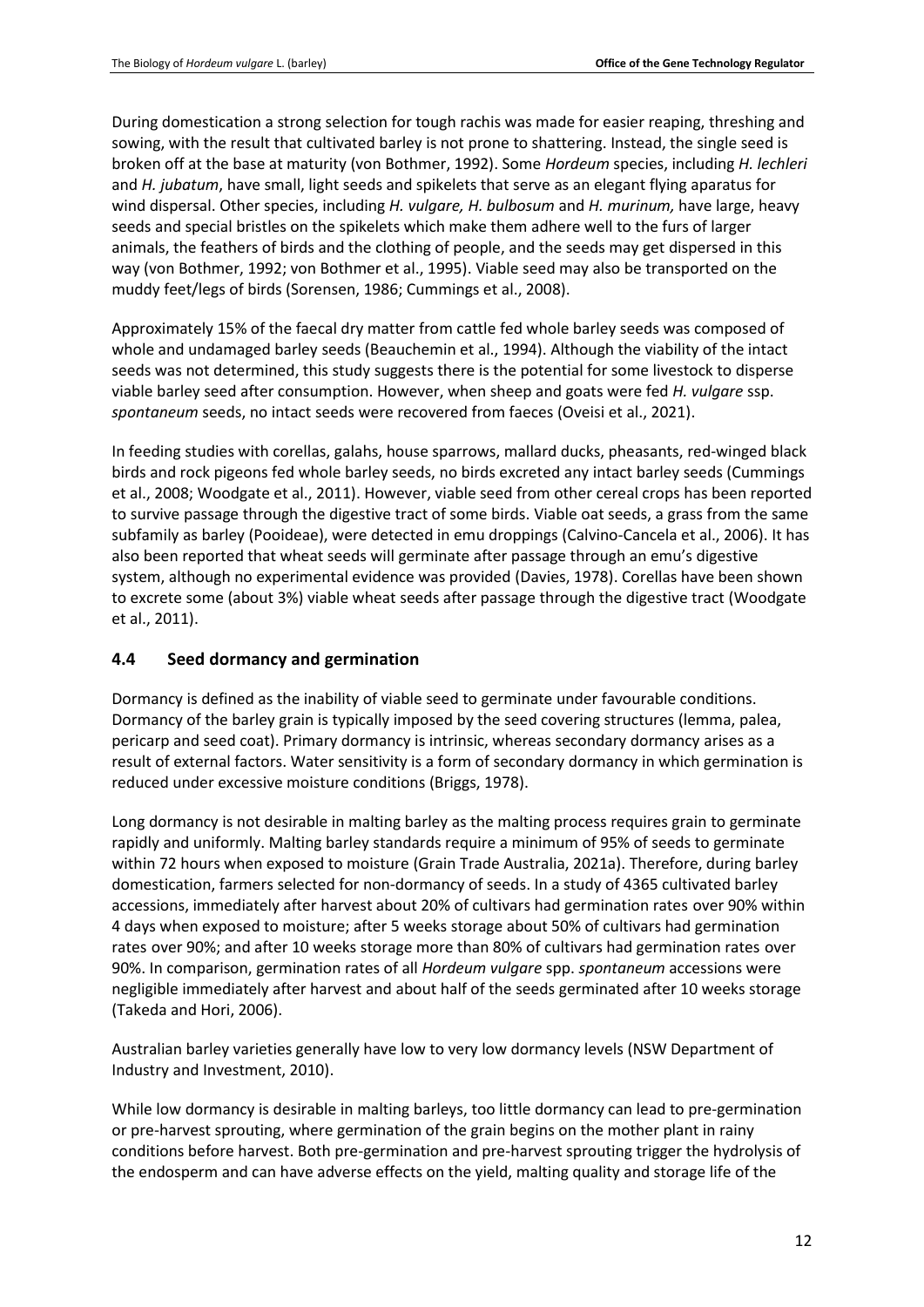During domestication a strong selection for tough rachis was made for easier reaping, threshing and sowing, with the result that cultivated barley is not prone to shattering. Instead, the single seed is broken off at the base at maturity (von Bothmer, 1992). Some *Hordeum* species, including *H. lechleri* and *H. jubatum*, have small, light seeds and spikelets that serve as an elegant flying aparatus for wind dispersal. Other species, including *H. vulgare, H. bulbosum* and *H. murinum,* have large, heavy seeds and special bristles on the spikelets which make them adhere well to the furs of larger animals, the feathers of birds and the clothing of people, and the seeds may get dispersed in this way (von Bothmer, 1992; von Bothmer et al., 1995). Viable seed may also be transported on the muddy feet/legs of birds (Sorensen, 1986; Cummings et al., 2008).

Approximately 15% of the faecal dry matter from cattle fed whole barley seeds was composed of whole and undamaged barley seeds (Beauchemin et al., 1994). Although the viability of the intact seeds was not determined, this study suggests there is the potential for some livestock to disperse viable barley seed after consumption. However, when sheep and goats were fed *H. vulgare* ssp. *spontaneum* seeds, no intact seeds were recovered from faeces (Oveisi et al., 2021).

In feeding studies with corellas, galahs, house sparrows, mallard ducks, pheasants, red-winged black birds and rock pigeons fed whole barley seeds, no birds excreted any intact barley seeds (Cummings et al., 2008; Woodgate et al., 2011). However, viable seed from other cereal crops has been reported to survive passage through the digestive tract of some birds. Viable oat seeds, a grass from the same subfamily as barley (Pooideae), were detected in emu droppings (Calvino-Cancela et al., 2006). It has also been reported that wheat seeds will germinate after passage through an emu's digestive system, although no experimental evidence was provided (Davies, 1978). Corellas have been shown to excrete some (about 3%) viable wheat seeds after passage through the digestive tract (Woodgate et al., 2011).

## 4.4 Seed dormancy and germination

Dormancy is defined as the inability of viable seed to germinate under favourable conditions. Dormancy of the barley grain is typically imposed by the seed covering structures (lemma, palea, pericarp and seed coat). Primary dormancy is intrinsic, whereas secondary dormancy arises as a result of external factors. Water sensitivity is a form of secondary dormancy in which germination is reduced under excessive moisture conditions (Briggs, 1978).

Long dormancy is not desirable in malting barley as the malting process requires grain to germinate rapidly and uniformly. Malting barley standards require a minimum of 95% of seeds to germinate within 72 hours when exposed to moisture (Grain Trade Australia, 2021a). Therefore, during barley domestication, farmers selected for non-dormancy of seeds. In a study of 4365 cultivated barley accessions, immediately after harvest about 20% of cultivars had germination rates over 90% within 4 days when exposed to moisture; after 5 weeks storage about 50% of cultivars had germination rates over 90%; and after 10 weeks storage more than 80% of cultivars had germination rates over 90%. In comparison, germination rates of all *Hordeum vulgare* spp. *spontaneum* accessions were negligible immediately after harvest and about half of the seeds germinated after 10 weeks storage (Takeda and Hori, 2006).

Australian barley varieties generally have low to very low dormancy levels (NSW Department of Industry and Investment, 2010).

While low dormancy is desirable in malting barleys, too little dormancy can lead to pre-germination or pre-harvest sprouting, where germination of the grain begins on the mother plant in rainy conditions before harvest. Both pre-germination and pre-harvest sprouting trigger the hydrolysis of the endosperm and can have adverse effects on the yield, malting quality and storage life of the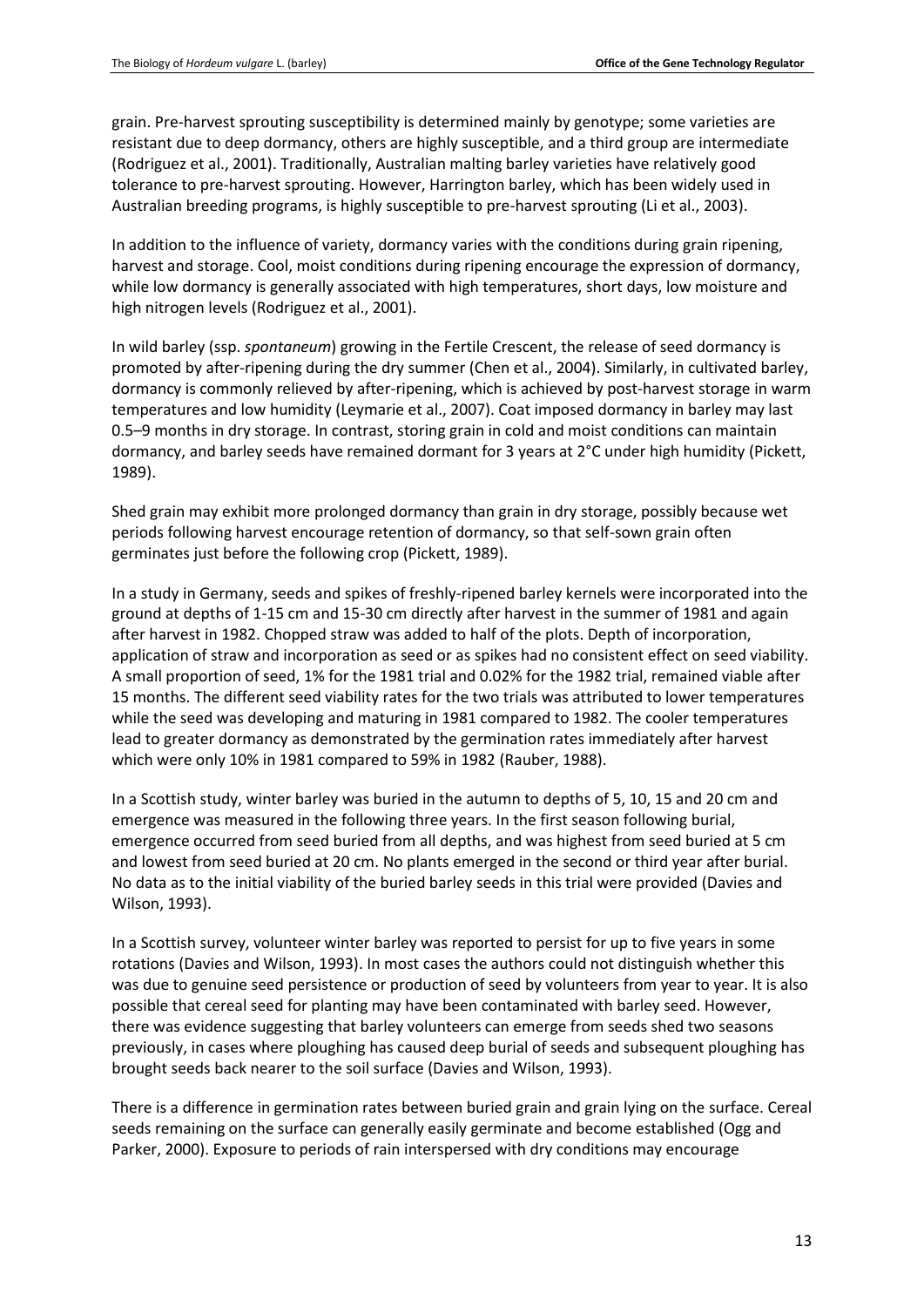grain. Pre-harvest sprouting susceptibility is determined mainly by genotype; some varieties are resistant due to deep dormancy, others are highly susceptible, and a third group are intermediate (Rodriguez et al., 2001). Traditionally, Australian malting barley varieties have relatively good tolerance to pre-harvest sprouting. However, Harrington barley, which has been widely used in Australian breeding programs, is highly susceptible to pre-harvest sprouting (Li et al., 2003).

In addition to the influence of variety, dormancy varies with the conditions during grain ripening, harvest and storage. Cool, moist conditions during ripening encourage the expression of dormancy, while low dormancy is generally associated with high temperatures, short days, low moisture and high nitrogen levels (Rodriguez et al., 2001).

In wild barley (ssp. *spontaneum*) growing in the Fertile Crescent, the release of seed dormancy is promoted by after-ripening during the dry summer (Chen et al., 2004). Similarly, in cultivated barley, dormancy is commonly relieved by after-ripening, which is achieved by post-harvest storage in warm temperatures and low humidity (Leymarie et al., 2007). Coat imposed dormancy in barley may last 0.5–9 months in dry storage. In contrast, storing grain in cold and moist conditions can maintain dormancy, and barley seeds have remained dormant for 3 years at 2°C under high humidity (Pickett, 1989).

Shed grain may exhibit more prolonged dormancy than grain in dry storage, possibly because wet periods following harvest encourage retention of dormancy, so that self-sown grain often germinates just before the following crop (Pickett, 1989).

In a study in Germany, seeds and spikes of freshly-ripened barley kernels were incorporated into the ground at depths of 1-15 cm and 15-30 cm directly after harvest in the summer of 1981 and again after harvest in 1982. Chopped straw was added to half of the plots. Depth of incorporation, application of straw and incorporation as seed or as spikes had no consistent effect on seed viability. A small proportion of seed, 1% for the 1981 trial and 0.02% for the 1982 trial, remained viable after 15 months. The different seed viability rates for the two trials was attributed to lower temperatures while the seed was developing and maturing in 1981 compared to 1982. The cooler temperatures lead to greater dormancy as demonstrated by the germination rates immediately after harvest which were only 10% in 1981 compared to 59% in 1982 (Rauber, 1988).

In a Scottish study, winter barley was buried in the autumn to depths of 5, 10, 15 and 20 cm and emergence was measured in the following three years. In the first season following burial, emergence occurred from seed buried from all depths, and was highest from seed buried at 5 cm and lowest from seed buried at 20 cm. No plants emerged in the second or third year after burial. No data as to the initial viability of the buried barley seeds in this trial were provided (Davies and Wilson, 1993).

In a Scottish survey, volunteer winter barley was reported to persist for up to five years in some rotations (Davies and Wilson, 1993). In most cases the authors could not distinguish whether this was due to genuine seed persistence or production of seed by volunteers from year to year. It is also possible that cereal seed for planting may have been contaminated with barley seed. However, there was evidence suggesting that barley volunteers can emerge from seeds shed two seasons previously, in cases where ploughing has caused deep burial of seeds and subsequent ploughing has brought seeds back nearer to the soil surface (Davies and Wilson, 1993).

There is a difference in germination rates between buried grain and grain lying on the surface. Cereal seeds remaining on the surface can generally easily germinate and become established (Ogg and Parker, 2000). Exposure to periods of rain interspersed with dry conditions may encourage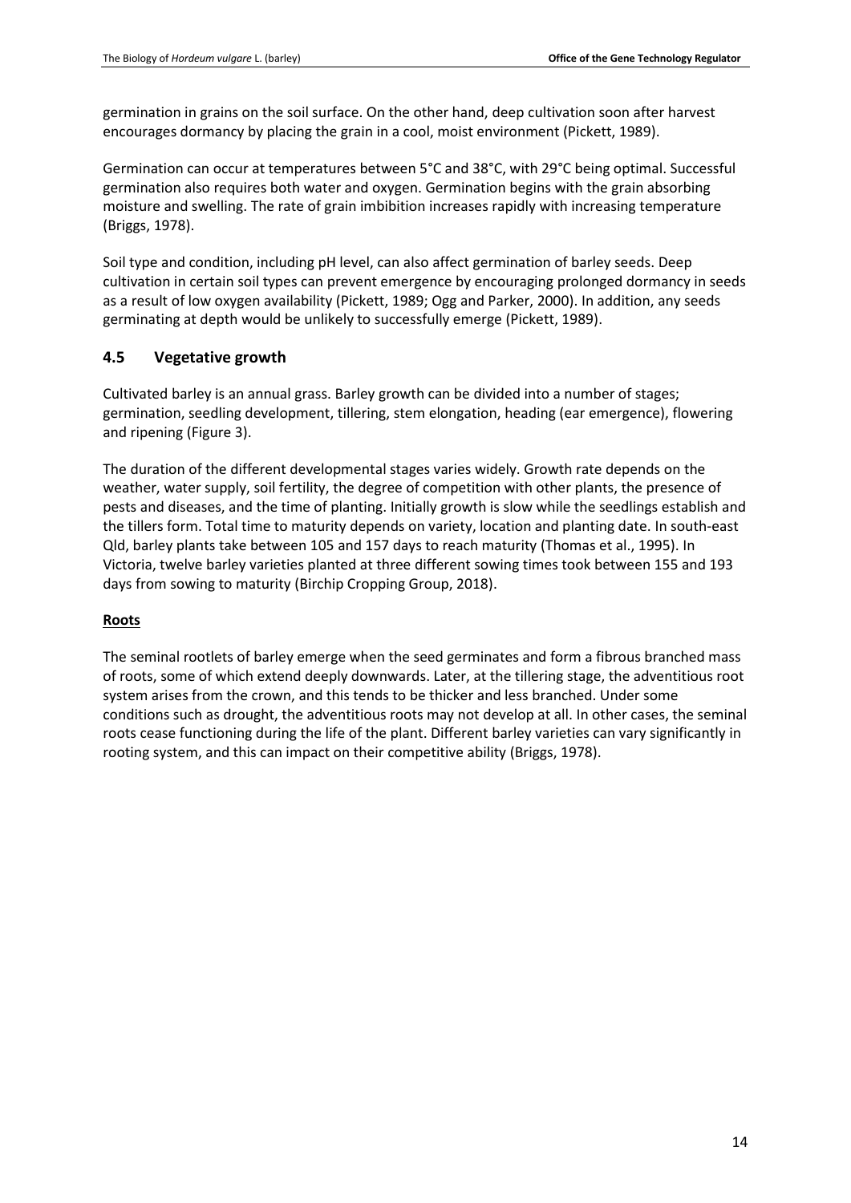germination in grains on the soil surface. On the other hand, deep cultivation soon after harvest encourages dormancy by placing the grain in a cool, moist environment (Pickett, 1989).

Germination can occur at temperatures between 5°C and 38°C, with 29°C being optimal. Successful germination also requires both water and oxygen. Germination begins with the grain absorbing moisture and swelling. The rate of grain imbibition increases rapidly with increasing temperature (Briggs, 1978).

Soil type and condition, including pH level, can also affect germination of barley seeds. Deep cultivation in certain soil types can prevent emergence by encouraging prolonged dormancy in seeds as a result of low oxygen availability (Pickett, 1989; Ogg and Parker, 2000). In addition, any seeds germinating at depth would be unlikely to successfully emerge (Pickett, 1989).

## 4.5 Vegetative growth

Cultivated barley is an annual grass. Barley growth can be divided into a number of stages; germination, seedling development, tillering, stem elongation, heading (ear emergence), flowering and ripening (Figure 3).

The duration of the different developmental stages varies widely. Growth rate depends on the weather, water supply, soil fertility, the degree of competition with other plants, the presence of pests and diseases, and the time of planting. Initially growth is slow while the seedlings establish and the tillers form. Total time to maturity depends on variety, location and planting date. In south-east Qld, barley plants take between 105 and 157 days to reach maturity (Thomas et al., 1995). In Victoria, twelve barley varieties planted at three different sowing times took between 155 and 193 days from sowing to maturity (Birchip Cropping Group, 2018).

**Roots**

The seminal rootlets of barley emerge when the seed germinates and form a fibrous branched mass of roots, some of which extend deeply downwards. Later, at the tillering stage, the adventitious root system arises from the crown, and this tends to be thicker and less branched. Under some conditions such as drought, the adventitious roots may not develop at all. In other cases, the seminal roots cease functioning during the life of the plant. Different barley varieties can vary significantly in rooting system, and this can impact on their competitive ability (Briggs, 1978).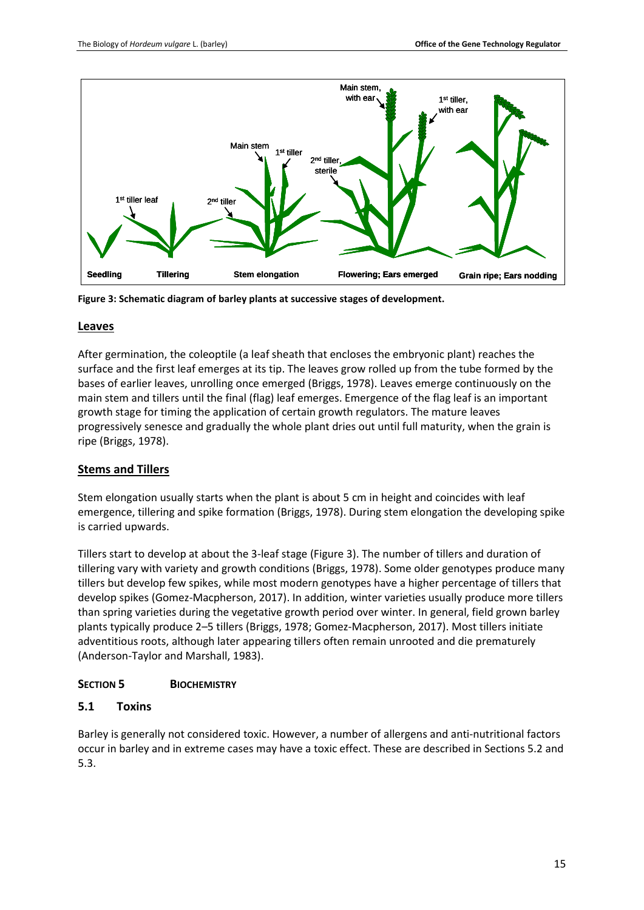Figure 3: Schematic diagram of barley plants at successive stages of development.

## Leaves

After germination, the coleoptile (a leaf sheath that encloses the embryonic plant) reaches the surface and the first leaf emerges at its tip. The leaves grow rolled up from the tube formed by the bases of earlier leaves, unrolling once emerged (Briggs, 1978). Leaves emerge continuously on the main stem and tillers until the final (flag) leaf emerges. Emergence of the flag leaf is an important growth stage for timing the application of certain growth regulators. The mature leaves progressively senesce and gradually the whole plant dries out until full maturity, when the grain is ripe (Briggs, 1978).

## Stems and Tillers

Stem elongation usually starts when the plant is about 5 cm in height and coincides with leaf emergence, tillering and spike formation (Briggs, 1978). During stem elongation the developing spike is carried upwards.

Tillers start to develop at about the 3-leaf stage (Figure 3). The number of tillers and duration of tillering vary with variety and growth conditions (Briggs, 1978). Some older genotypes produce many tillers but develop few spikes, while most modern genotypes have a higher percentage of tillers that develop spikes (Gomez-Macpherson, 2017). In addition, winter varieties usually produce more tillers than spring varieties during the vegetative growth period over winter. In general, field grown barley plants typically produce 2–5 tillers (Briggs, 1978; Gomez-Macpherson, 2017). Most tillers initiate adventitious roots, although later appearing tillers often remain unrooted and die prematurely (Anderson-Taylor and Marshall, 1983).

# SECTION 5 BIOCHEMISTRY

## 5.1 Toxins

Barley is generally not considered toxic. However, a number of allergens and anti-nutritional factors occur in barley and in extreme cases may have a toxic effect. These are described in Sections 5.2 and 5.3.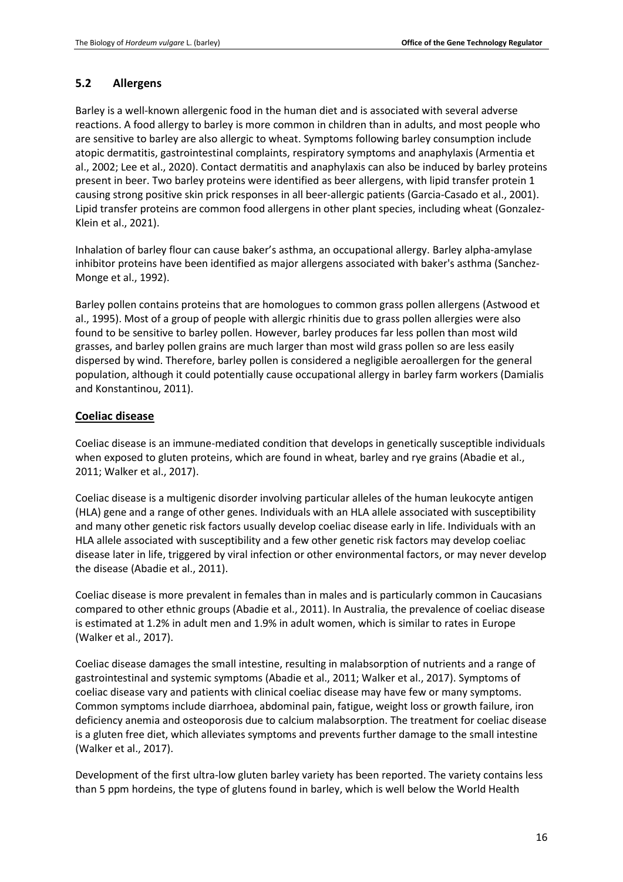## 5.2 Allergens

Barley is a well-known allergenic food in the human diet and is associated with several adverse reactions. A food allergy to barley is more common in children than in adults, and most people who are sensitive to barley are also allergic to wheat. Symptoms following barley consumption include atopic dermatitis, gastrointestinal complaints, respiratory symptoms and anaphylaxis (Armentia et al., 2002; Lee et al., 2020). Contact dermatitis and anaphylaxis can also be induced by barley proteins present in beer. Two barley proteins were identified as beer allergens, with lipid transfer protein 1 causing strong positive skin prick responses in all beer-allergic patients (Garcia-Casado et al., 2001). Lipid transfer proteins are common food allergens in other plant species, including wheat (Gonzalez-Klein et al., 2021).

Inhalation of barley flour can cause baker's asthma, an occupational allergy. Barley alpha-amylase inhibitor proteins have been identified as major allergens associated with baker's asthma (Sanchez-Monge et al., 1992).

Barley pollen contains proteins that are homologues to common grass pollen allergens (Astwood et al., 1995). Most of a group of people with allergic rhinitis due to grass pollen allergies were also found to be sensitive to barley pollen. However, barley produces far less pollen than most wild grasses, and barley pollen grains are much larger than most wild grass pollen so are less easily dispersed by wind. Therefore, barley pollen is considered a negligible aeroallergen for the general population, although it could potentially cause occupational allergy in barley farm workers (Damialis and Konstantinou, 2011).

### Coeliac disease

Coeliac disease is an immune-mediated condition that develops in genetically susceptible individuals when exposed to gluten proteins, which are found in wheat, barley and rye grains (Abadie et al., 2011; Walker et al., 2017).

Coeliac disease is a multigenic disorder involving particular alleles of the human leukocyte antigen (HLA) gene and a range of other genes. Individuals with an HLA allele associated with susceptibility and many other genetic risk factors usually develop coeliac disease early in life. Individuals with an HLA allele associated with susceptibility and a few other genetic risk factors may develop coeliac disease later in life, triggered by viral infection or other environmental factors, or may never develop the disease (Abadie et al., 2011).

Coeliac disease is more prevalent in females than in males and is particularly common in Caucasians compared to other ethnic groups (Abadie et al., 2011). In Australia, the prevalence of coeliac disease is estimated at 1.2% in adult men and 1.9% in adult women, which is similar to rates in Europe (Walker et al., 2017).

Coeliac disease damages the small intestine, resulting in malabsorption of nutrients and a range of gastrointestinal and systemic symptoms (Abadie et al., 2011; Walker et al., 2017). Symptoms of coeliac disease vary and patients with clinical coeliac disease may have few or many symptoms. Common symptoms include diarrhoea, abdominal pain, fatigue, weight loss or growth failure, iron deficiency anemia and osteoporosis due to calcium malabsorption. The treatment for coeliac disease is a gluten free diet, which alleviates symptoms and prevents further damage to the small intestine (Walker et al., 2017).

Development of the first ultra-low gluten barley variety has been reported. The variety contains less than 5 ppm hordeins, the type of glutens found in barley, which is well below the World Health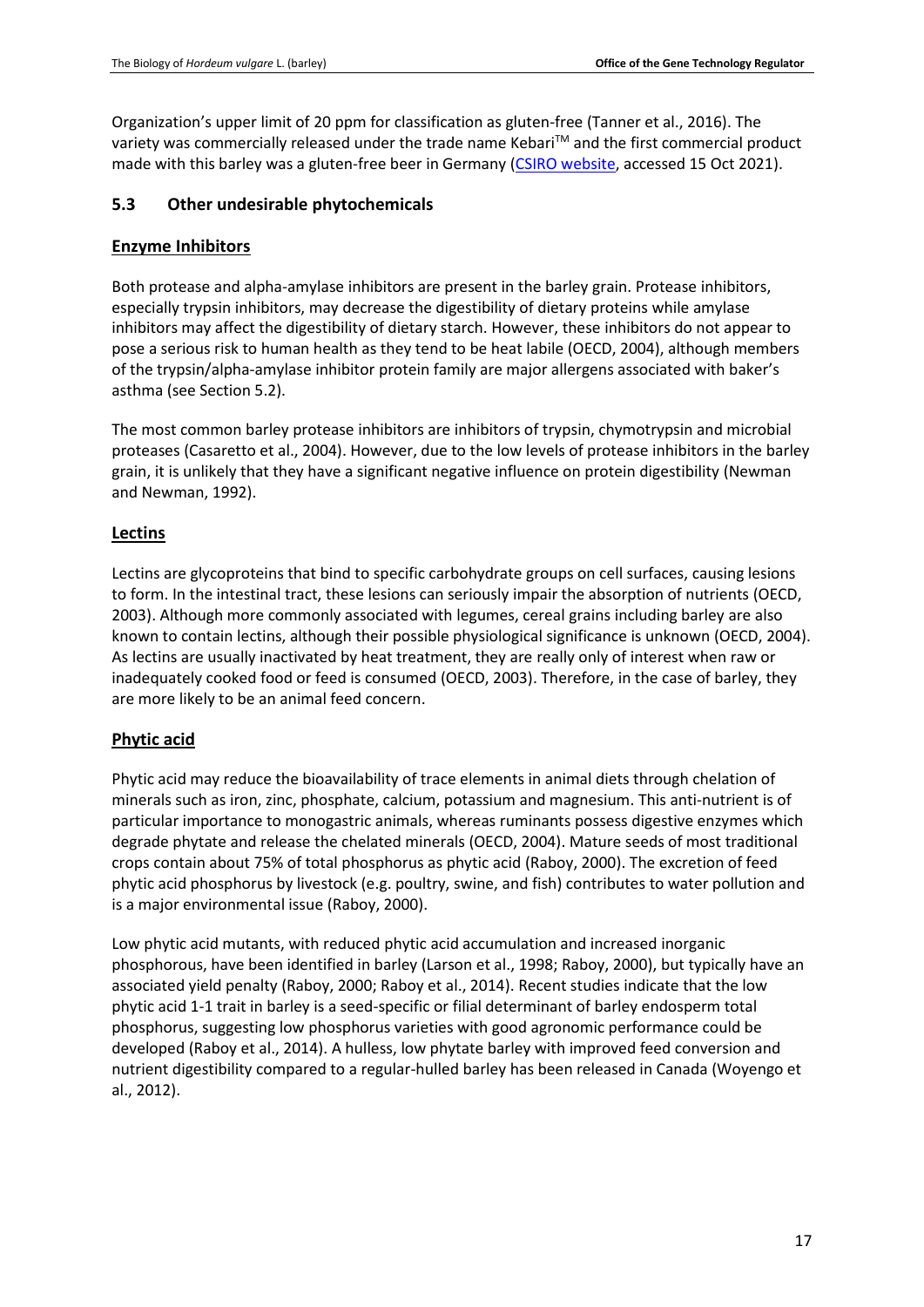Organization's upper limit of 20 ppm for classification as gluten-free (Tanner et al., 2016). The variety was commercially released under the trade name Kebari™ and the first commercial product made with this barley was a gluten-free beer in Germany (CSIRO website, accessed 15 Oct 2021).

### 5.3 Other undesirable phytochemicals

#### Enzyme Inhibitors

Both protease and alpha-amylase inhibitors are present in the barley grain. Protease inhibitors, especially trypsin inhibitors, may decrease the digestibility of dietary proteins while amylase inhibitors may affect the digestibility of dietary starch. However, these inhibitors do not appear to pose a serious risk to human health as they tend to be heat labile (OECD, 2004), although members of the trypsin/alpha-amylase inhibitor protein family are major allergens associated with baker's asthma (see Section 5.2).

The most common barley protease inhibitors are inhibitors of trypsin, chymotrypsin and microbial proteases (Casaretto et al., 2004). However, due to the low levels of protease inhibitors in the barley grain, it is unlikely that they have a significant negative influence on protein digestibility (Newman and Newman, 1992).

#### Lectins

Lectins are glycoproteins that bind to specific carbohydrate groups on cell surfaces, causing lesions to form. In the intestinal tract, these lesions can seriously impair the absorption of nutrients (OECD, 2003). Although more commonly associated with legumes, cereal grains including barley are also known to contain lectins, although their possible physiological significance is unknown (OECD, 2004). As lectins are usually inactivated by heat treatment, they are really only of interest when raw or inadequately cooked food or feed is consumed (OECD, 2003). Therefore, in the case of barley, they are more likely to be an animal feed concern.

#### Phytic acid

Phytic acid may reduce the bioavailability of trace elements in animal diets through chelation of minerals such as iron, zinc, phosphate, calcium, potassium and magnesium. This anti-nutrient is of particular importance to monogastric animals, whereas ruminants possess digestive enzymes which degrade phytate and release the chelated minerals (OECD, 2004). Mature seeds of most traditional crops contain about 75% of total phosphorus as phytic acid (Raboy, 2000). The excretion of feed phytic acid phosphorus by livestock (e.g. poultry, swine, and fish) contributes to water pollution and is a major environmental issue (Raboy, 2000).

Low phytic acid mutants, with reduced phytic acid accumulation and increased inorganic phosphorous, have been identified in barley (Larson et al., 1998; Raboy, 2000), but typically have an associated yield penalty (Raboy, 2000; Raboy et al., 2014). Recent studies indicate that the low phytic acid 1-1 trait in barley is a seed-specific or filial determinant of barley endosperm total phosphorus, suggesting low phosphorus varieties with good agronomic performance could be developed (Raboy et al., 2014). A hulless, low phytate barley with improved feed conversion and nutrient digestibility compared to a regular-hulled barley has been released in Canada (Woyengo et al., 2012).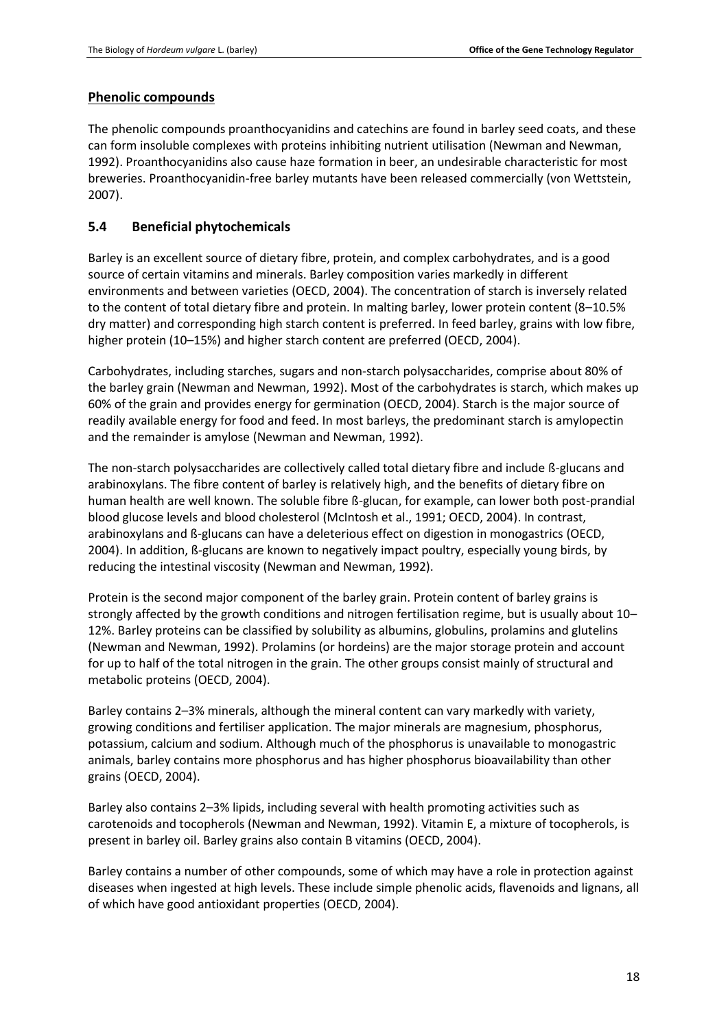### Phenolic compounds

The phenolic compounds proanthocyanidins and catechins are found in barley seed coats, and these can form insoluble complexes with proteins inhibiting nutrient utilisation (Newman and Newman, 1992). Proanthocyanidins also cause haze formation in beer, an undesirable characteristic for most breweries. Proanthocyanidin-free barley mutants have been released commercially (von Wettstein, 2007).

## 5.4 Beneficial phytochemicals

Barley is an excellent source of dietary fibre, protein, and complex carbohydrates, and is a good source of certain vitamins and minerals. Barley composition varies markedly in different environments and between varieties (OECD, 2004). The concentration of starch is inversely related to the content of total dietary fibre and protein. In malting barley, lower protein content (8–10.5% dry matter) and corresponding high starch content is preferred. In feed barley, grains with low fibre, higher protein (10–15%) and higher starch content are preferred (OECD, 2004).

Carbohydrates, including starches, sugars and non-starch polysaccharides, comprise about 80% of the barley grain (Newman and Newman, 1992). Most of the carbohydrates is starch, which makes up 60% of the grain and provides energy for germination (OECD, 2004). Starch is the major source of readily available energy for food and feed. In most barleys, the predominant starch is amylopectin and the remainder is amylose (Newman and Newman, 1992).

The non-starch polysaccharides are collectively called total dietary fibre and include ß-glucans and arabinoxylans. The fibre content of barley is relatively high, and the benefits of dietary fibre on human health are well known. The soluble fibre ß-glucan, for example, can lower both post-prandial blood glucose levels and blood cholesterol (McIntosh et al., 1991; OECD, 2004). In contrast, arabinoxylans and ß-glucans can have a deleterious effect on digestion in monogastrics (OECD, 2004). In addition, ß-glucans are known to negatively impact poultry, especially young birds, by reducing the intestinal viscosity (Newman and Newman, 1992).

Protein is the second major component of the barley grain. Protein content of barley grains is strongly affected by the growth conditions and nitrogen fertilisation regime, but is usually about 10–12%. Barley proteins can be classified by solubility as albumins, globulins, prolamins and glutelins (Newman and Newman, 1992). Prolamins (or hordeins) are the major storage protein and account for up to half of the total nitrogen in the grain. The other groups consist mainly of structural and metabolic proteins (OECD, 2004).

Barley contains 2–3% minerals, although the mineral content can vary markedly with variety, growing conditions and fertiliser application. The major minerals are magnesium, phosphorus, potassium, calcium and sodium. Although much of the phosphorus is unavailable to monogastric animals, barley contains more phosphorus and has higher phosphorus bioavailability than other grains (OECD, 2004).

Barley also contains 2–3% lipids, including several with health promoting activities such as carotenoids and tocopherols (Newman and Newman, 1992). Vitamin E, a mixture of tocopherols, is present in barley oil. Barley grains also contain B vitamins (OECD, 2004).

Barley contains a number of other compounds, some of which may have a role in protection against diseases when ingested at high levels. These include simple phenolic acids, flavenoids and lignans, all of which have good antioxidant properties (OECD, 2004).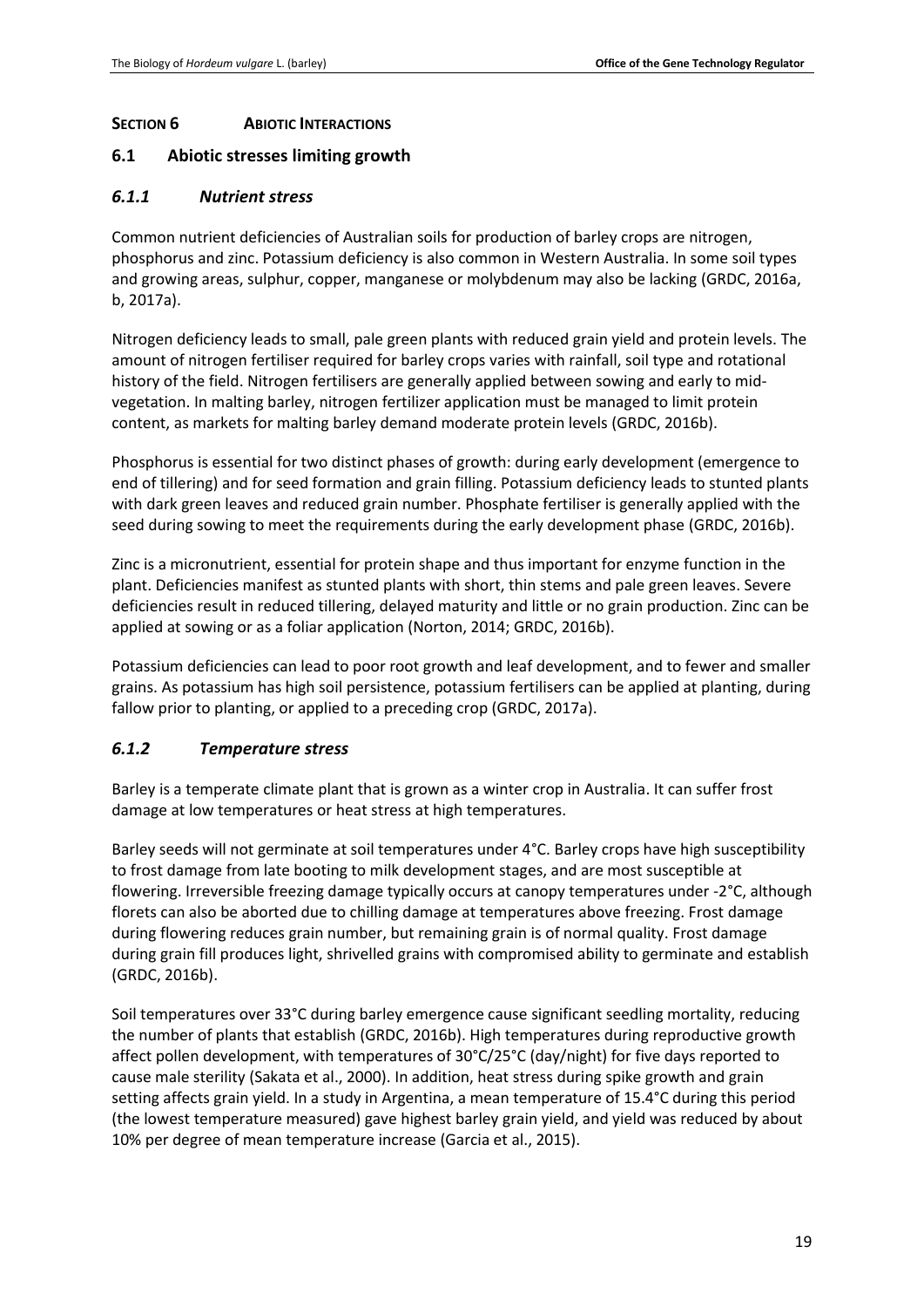## SECTION 6 ABIOTIC INTERACTIONS

### 6.1 Abiotic stresses limiting growth

#### *6.1.1 Nutrient stress*

Common nutrient deficiencies of Australian soils for production of barley crops are nitrogen, phosphorus and zinc. Potassium deficiency is also common in Western Australia. In some soil types and growing areas, sulphur, copper, manganese or molybdenum may also be lacking (GRDC, 2016a, b, 2017a).

Nitrogen deficiency leads to small, pale green plants with reduced grain yield and protein levels. The amount of nitrogen fertiliser required for barley crops varies with rainfall, soil type and rotational history of the field. Nitrogen fertilisers are generally applied between sowing and early to mid-vegetation. In malting barley, nitrogen fertilizer application must be managed to limit protein content, as markets for malting barley demand moderate protein levels (GRDC, 2016b).

Phosphorus is essential for two distinct phases of growth: during early development (emergence to end of tillering) and for seed formation and grain filling. Potassium deficiency leads to stunted plants with dark green leaves and reduced grain number. Phosphate fertiliser is generally applied with the seed during sowing to meet the requirements during the early development phase (GRDC, 2016b).

Zinc is a micronutrient, essential for protein shape and thus important for enzyme function in the plant. Deficiencies manifest as stunted plants with short, thin stems and pale green leaves. Severe deficiencies result in reduced tillering, delayed maturity and little or no grain production. Zinc can be applied at sowing or as a foliar application (Norton, 2014; GRDC, 2016b).

Potassium deficiencies can lead to poor root growth and leaf development, and to fewer and smaller grains. As potassium has high soil persistence, potassium fertilisers can be applied at planting, during fallow prior to planting, or applied to a preceding crop (GRDC, 2017a).

#### *6.1.2 Temperature stress*

Barley is a temperate climate plant that is grown as a winter crop in Australia. It can suffer frost damage at low temperatures or heat stress at high temperatures.

Barley seeds will not germinate at soil temperatures under 4°C. Barley crops have high susceptibility to frost damage from late booting to milk development stages, and are most susceptible at flowering. Irreversible freezing damage typically occurs at canopy temperatures under -2°C, although florets can also be aborted due to chilling damage at temperatures above freezing. Frost damage during flowering reduces grain number, but remaining grain is of normal quality. Frost damage during grain fill produces light, shrivelled grains with compromised ability to germinate and establish (GRDC, 2016b).

Soil temperatures over 33°C during barley emergence cause significant seedling mortality, reducing the number of plants that establish (GRDC, 2016b). High temperatures during reproductive growth affect pollen development, with temperatures of 30°C/25°C (day/night) for five days reported to cause male sterility (Sakata et al., 2000). In addition, heat stress during spike growth and grain setting affects grain yield. In a study in Argentina, a mean temperature of 15.4°C during this period (the lowest temperature measured) gave highest barley grain yield, and yield was reduced by about 10% per degree of mean temperature increase (Garcia et al., 2015).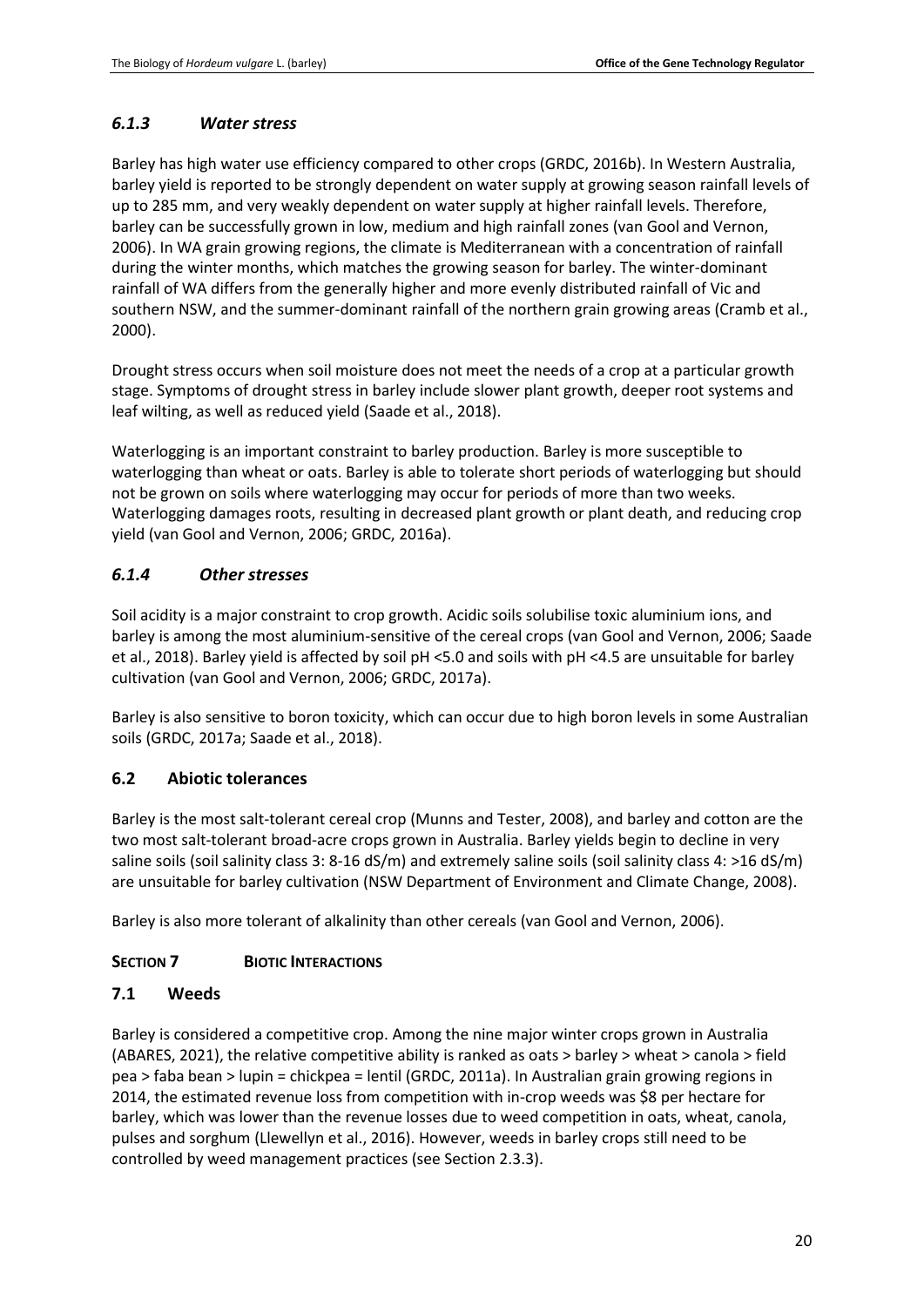### *6.1.3 Water stress*

Barley has high water use efficiency compared to other crops (GRDC, 2016b). In Western Australia, barley yield is reported to be strongly dependent on water supply at growing season rainfall levels of up to 285 mm, and very weakly dependent on water supply at higher rainfall levels. Therefore, barley can be successfully grown in low, medium and high rainfall zones (van Gool and Vernon, 2006). In WA grain growing regions, the climate is Mediterranean with a concentration of rainfall during the winter months, which matches the growing season for barley. The winter-dominant rainfall of WA differs from the generally higher and more evenly distributed rainfall of Vic and southern NSW, and the summer-dominant rainfall of the northern grain growing areas (Cramb et al., 2000).

Drought stress occurs when soil moisture does not meet the needs of a crop at a particular growth stage. Symptoms of drought stress in barley include slower plant growth, deeper root systems and leaf wilting, as well as reduced yield (Saade et al., 2018).

Waterlogging is an important constraint to barley production. Barley is more susceptible to waterlogging than wheat or oats. Barley is able to tolerate short periods of waterlogging but should not be grown on soils where waterlogging may occur for periods of more than two weeks. Waterlogging damages roots, resulting in decreased plant growth or plant death, and reducing crop yield (van Gool and Vernon, 2006; GRDC, 2016a).

### *6.1.4 Other stresses*

Soil acidity is a major constraint to crop growth. Acidic soils solubilise toxic aluminium ions, and barley is among the most aluminium-sensitive of the cereal crops (van Gool and Vernon, 2006; Saade et al., 2018). Barley yield is affected by soil pH <5.0 and soils with pH <4.5 are unsuitable for barley cultivation (van Gool and Vernon, 2006; GRDC, 2017a).

Barley is also sensitive to boron toxicity, which can occur due to high boron levels in some Australian soils (GRDC, 2017a; Saade et al., 2018).

## 6.2 Abiotic tolerances

Barley is the most salt-tolerant cereal crop (Munns and Tester, 2008), and barley and cotton are the two most salt-tolerant broad-acre crops grown in Australia. Barley yields begin to decline in very saline soils (soil salinity class 3: 8-16 dS/m) and extremely saline soils (soil salinity class 4: >16 dS/m) are unsuitable for barley cultivation (NSW Department of Environment and Climate Change, 2008).

Barley is also more tolerant of alkalinity than other cereals (van Gool and Vernon, 2006).

# SECTION 7 BIOTIC INTERACTIONS

## 7.1 Weeds

Barley is considered a competitive crop. Among the nine major winter crops grown in Australia (ABARES, 2021), the relative competitive ability is ranked as oats > barley > wheat > canola > field pea > faba bean > lupin = chickpea = lentil (GRDC, 2011a). In Australian grain growing regions in 2014, the estimated revenue loss from competition with in-crop weeds was \$8 per hectare for barley, which was lower than the revenue losses due to weed competition in oats, wheat, canola, pulses and sorghum (Llewellyn et al., 2016). However, weeds in barley crops still need to be controlled by weed management practices (see Section 2.3.3).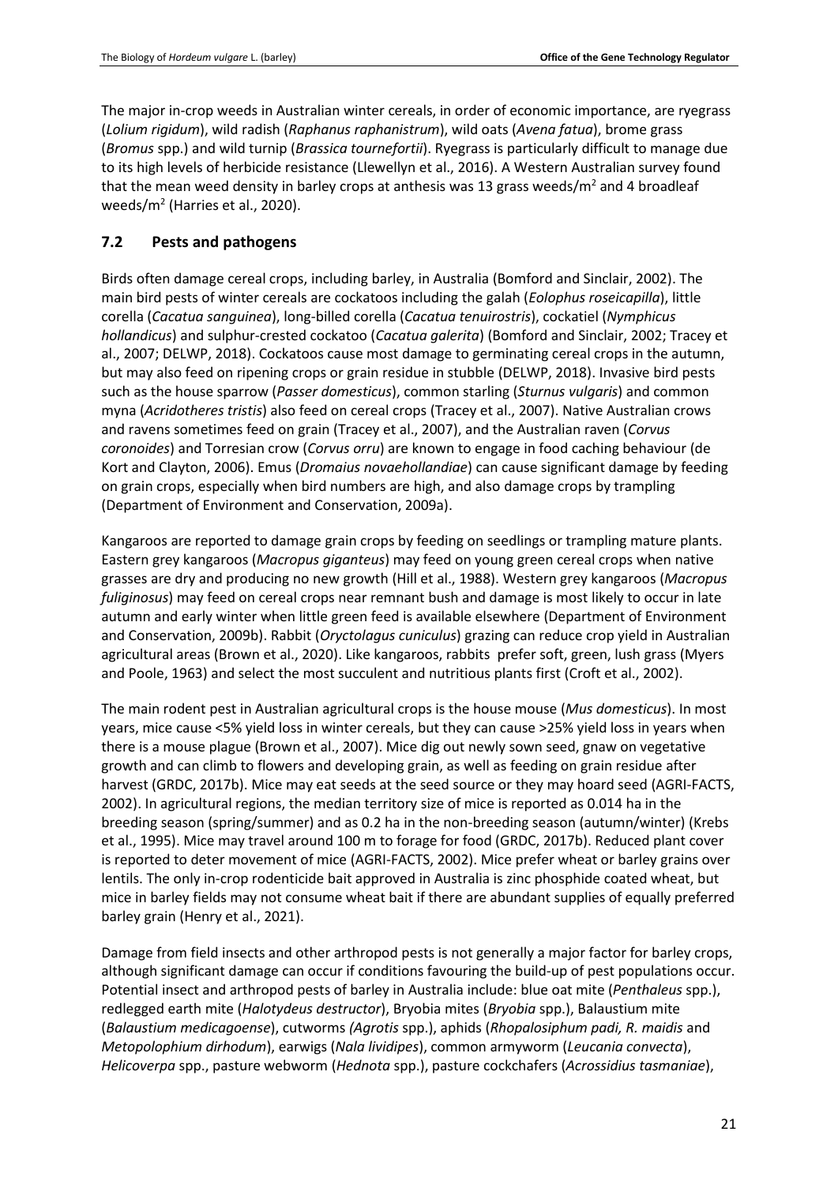The major in-crop weeds in Australian winter cereals, in order of economic importance, are ryegrass (*Lolium rigidum*), wild radish (*Raphanus raphanistrum*), wild oats (*Avena fatua*), brome grass (*Bromus* spp.) and wild turnip (*Brassica tournefortii*). Ryegrass is particularly difficult to manage due to its high levels of herbicide resistance (Llewellyn et al., 2016). A Western Australian survey found that the mean weed density in barley crops at anthesis was 13 grass weeds/m$^2$ and 4 broadleaf weeds/m$^2$ (Harries et al., 2020).

## 7.2 Pests and pathogens

Birds often damage cereal crops, including barley, in Australia (Bomford and Sinclair, 2002). The main bird pests of winter cereals are cockatoos including the galah (*Eolophus roseicapilla*), little corella (*Cacatua sanguinea*), long-billed corella (*Cacatua tenuirostris*), cockatiel (*Nymphicus hollandicus*) and sulphur-crested cockatoo (*Cacatua galerita*) (Bomford and Sinclair, 2002; Tracey et al., 2007; DELWP, 2018). Cockatoos cause most damage to germinating cereal crops in the autumn, but may also feed on ripening crops or grain residue in stubble (DELWP, 2018). Invasive bird pests such as the house sparrow (*Passer domesticus*), common starling (*Sturnus vulgaris*) and common myna (*Acridotheres tristis*) also feed on cereal crops (Tracey et al., 2007). Native Australian crows and ravens sometimes feed on grain (Tracey et al., 2007), and the Australian raven (*Corvus coronoides*) and Torresian crow (*Corvus orru*) are known to engage in food caching behaviour (de Kort and Clayton, 2006). Emus (*Dromaius novaehollandiae*) can cause significant damage by feeding on grain crops, especially when bird numbers are high, and also damage crops by trampling (Department of Environment and Conservation, 2009a).

Kangaroos are reported to damage grain crops by feeding on seedlings or trampling mature plants. Eastern grey kangaroos (*Macropus giganteus*) may feed on young green cereal crops when native grasses are dry and producing no new growth (Hill et al., 1988). Western grey kangaroos (*Macropus fuliginosus*) may feed on cereal crops near remnant bush and damage is most likely to occur in late autumn and early winter when little green feed is available elsewhere (Department of Environment and Conservation, 2009b). Rabbit (*Oryctolagus cuniculus*) grazing can reduce crop yield in Australian agricultural areas (Brown et al., 2020). Like kangaroos, rabbits prefer soft, green, lush grass (Myers and Poole, 1963) and select the most succulent and nutritious plants first (Croft et al., 2002).

The main rodent pest in Australian agricultural crops is the house mouse (*Mus domesticus*). In most years, mice cause <5% yield loss in winter cereals, but they can cause >25% yield loss in years when there is a mouse plague (Brown et al., 2007). Mice dig out newly sown seed, gnaw on vegetative growth and can climb to flowers and developing grain, as well as feeding on grain residue after harvest (GRDC, 2017b). Mice may eat seeds at the seed source or they may hoard seed (AGRI-FACTS, 2002). In agricultural regions, the median territory size of mice is reported as 0.014 ha in the breeding season (spring/summer) and as 0.2 ha in the non-breeding season (autumn/winter) (Krebs et al., 1995). Mice may travel around 100 m to forage for food (GRDC, 2017b). Reduced plant cover is reported to deter movement of mice (AGRI-FACTS, 2002). Mice prefer wheat or barley grains over lentils. The only in-crop rodenticide bait approved in Australia is zinc phosphide coated wheat, but mice in barley fields may not consume wheat bait if there are abundant supplies of equally preferred barley grain (Henry et al., 2021).

Damage from field insects and other arthropod pests is not generally a major factor for barley crops, although significant damage can occur if conditions favouring the build-up of pest populations occur. Potential insect and arthropod pests of barley in Australia include: blue oat mite (*Penthaleus* spp.), redlegged earth mite (*Halotydeus destructor*), Bryobia mites (*Bryobia* spp.), Balaustium mite (*Balaustium medicagoense*), cutworms (*Agrotis* spp.), aphids (*Rhopalosiphum padi, R. maidis* and *Metopolophium dirhodum*), earwigs (*Nala lividipes*), common armyworm (*Leucania convecta*), *Helicoverpa* spp., pasture webworm (*Hednota* spp.), pasture cockchafers (*Acrossidius tasmaniae*),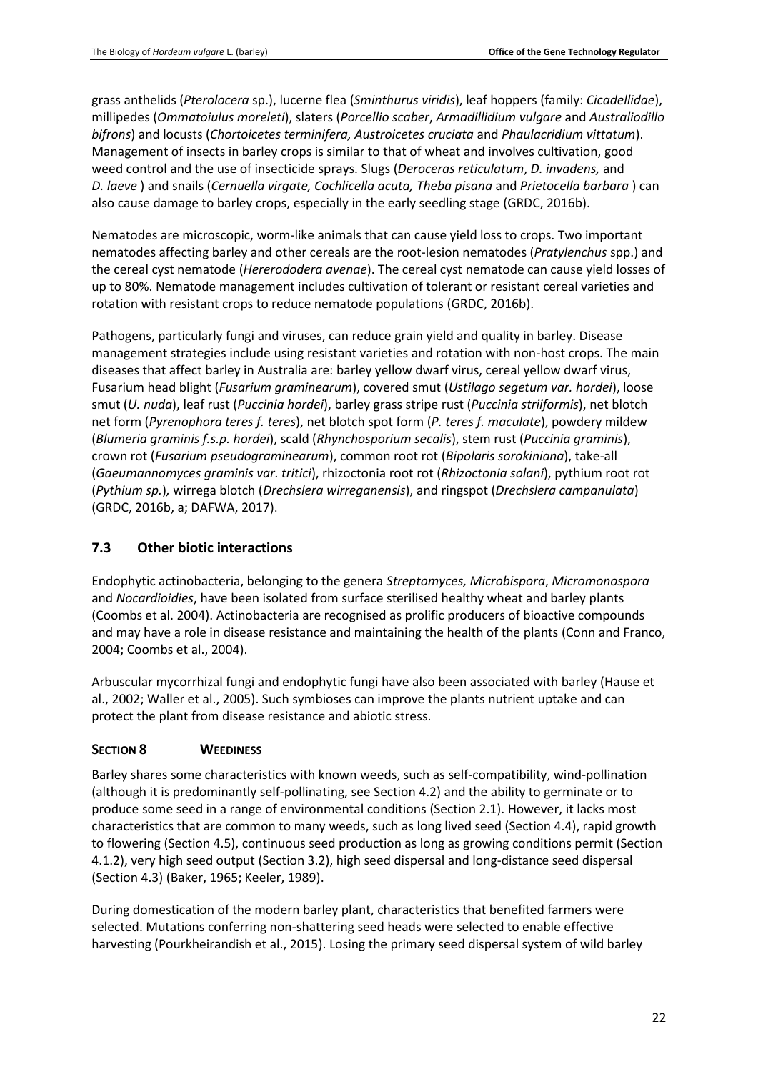grass anthelids (*Pterolocera* sp.), lucerne flea (*Sminthurus viridis*), leaf hoppers (family: *Cicadellidae*), millipedes (*Ommatoiulus moreleti*), slaters (*Porcellio scaber*, *Armadillidium vulgare* and *Australiodillo bifrons*) and locusts (*Chortoicetes terminifera, Austroicetes cruciata* and *Phaulacridium vittatum*). Management of insects in barley crops is similar to that of wheat and involves cultivation, good weed control and the use of insecticide sprays. Slugs (*Deroceras reticulatum*, *D. invadens,* and *D. laeve* ) and snails (*Cernuella virgate, Cochlicella acuta, Theba pisana* and *Prietocella barbara* ) can also cause damage to barley crops, especially in the early seedling stage (GRDC, 2016b).

Nematodes are microscopic, worm-like animals that can cause yield loss to crops. Two important nematodes affecting barley and other cereals are the root-lesion nematodes (*Pratylenchus* spp.) and the cereal cyst nematode (*Hererododera avenae*). The cereal cyst nematode can cause yield losses of up to 80%. Nematode management includes cultivation of tolerant or resistant cereal varieties and rotation with resistant crops to reduce nematode populations (GRDC, 2016b).

Pathogens, particularly fungi and viruses, can reduce grain yield and quality in barley. Disease management strategies include using resistant varieties and rotation with non-host crops. The main diseases that affect barley in Australia are: barley yellow dwarf virus, cereal yellow dwarf virus, Fusarium head blight (*Fusarium graminearum*), covered smut (*Ustilago segetum var. hordei*), loose smut (*U. nuda*), leaf rust (*Puccinia hordei*), barley grass stripe rust (*Puccinia striiformis*), net blotch net form (*Pyrenophora teres f. teres*), net blotch spot form (*P. teres f. maculate*), powdery mildew (*Blumeria graminis f.s.p. hordei*), scald (*Rhynchosporium secalis*), stem rust (*Puccinia graminis*), crown rot (*Fusarium pseudograminearum*), common root rot (*Bipolaris sorokiniana*), take-all (*Gaeumannomyces graminis var. tritici*), rhizoctonia root rot (*Rhizoctonia solani*), pythium root rot (*Pythium sp.*)*,* wirrega blotch (*Drechslera wirreganensis*), and ringspot (*Drechslera campanulata*) (GRDC, 2016b, a; DAFWA, 2017).

## 7.3 Other biotic interactions

Endophytic actinobacteria, belonging to the genera *Streptomyces, Microbispora*, *Micromonospora* and *Nocardioidies*, have been isolated from surface sterilised healthy wheat and barley plants (Coombs et al. 2004). Actinobacteria are recognised as prolific producers of bioactive compounds and may have a role in disease resistance and maintaining the health of the plants (Conn and Franco, 2004; Coombs et al., 2004).

Arbuscular mycorrhizal fungi and endophytic fungi have also been associated with barley (Hause et al., 2002; Waller et al., 2005). Such symbioses can improve the plants nutrient uptake and can protect the plant from disease resistance and abiotic stress.

# SECTION 8 WEEDINESS

Barley shares some characteristics with known weeds, such as self-compatibility, wind-pollination (although it is predominantly self-pollinating, see Section 4.2) and the ability to germinate or to produce some seed in a range of environmental conditions (Section 2.1). However, it lacks most characteristics that are common to many weeds, such as long lived seed (Section 4.4), rapid growth to flowering (Section 4.5), continuous seed production as long as growing conditions permit (Section 4.1.2), very high seed output (Section 3.2), high seed dispersal and long-distance seed dispersal (Section 4.3) (Baker, 1965; Keeler, 1989).

During domestication of the modern barley plant, characteristics that benefited farmers were selected. Mutations conferring non-shattering seed heads were selected to enable effective harvesting (Pourkheirandish et al., 2015). Losing the primary seed dispersal system of wild barley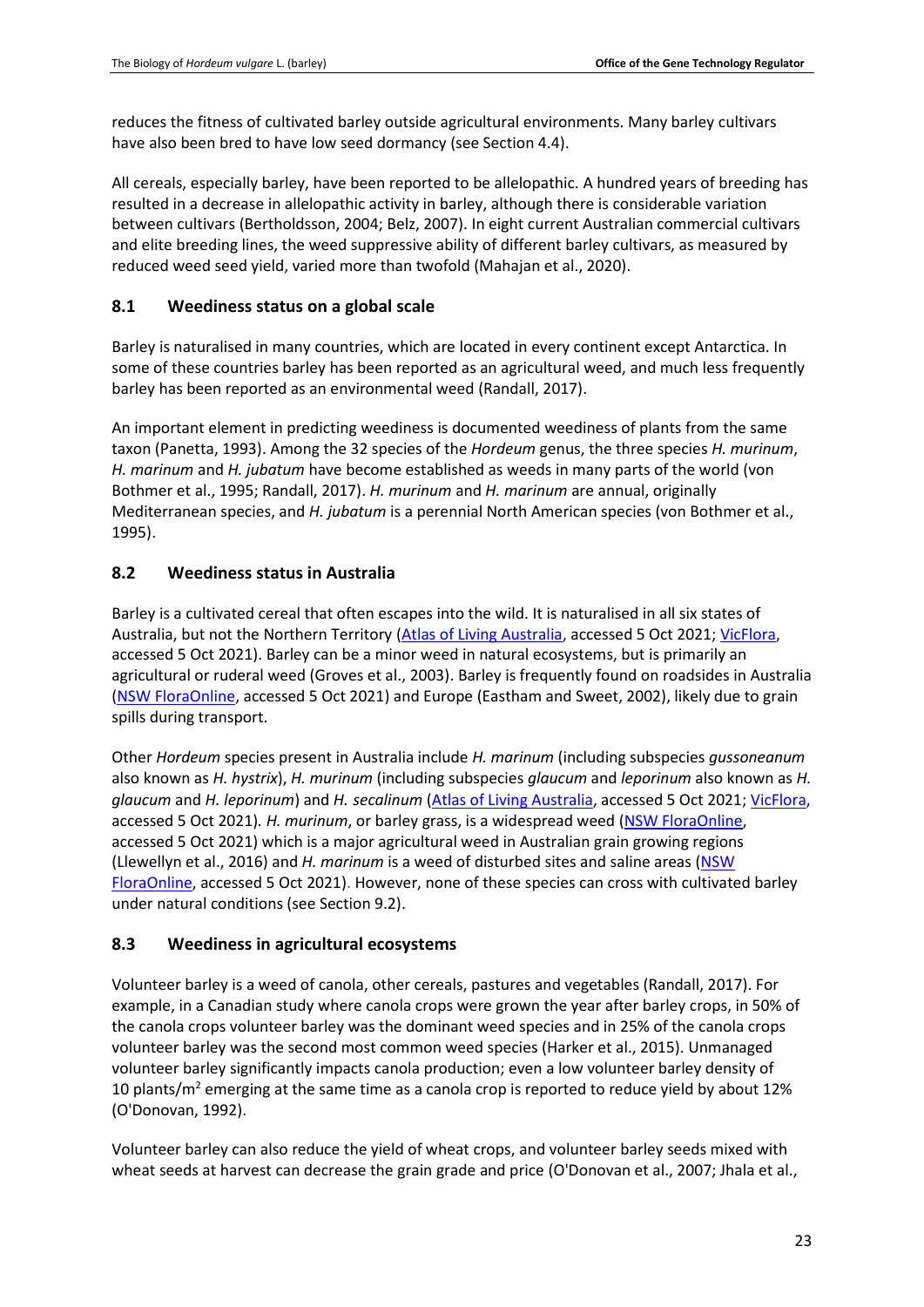reduces the fitness of cultivated barley outside agricultural environments. Many barley cultivars have also been bred to have low seed dormancy (see Section 4.4).

All cereals, especially barley, have been reported to be allelopathic. A hundred years of breeding has resulted in a decrease in allelopathic activity in barley, although there is considerable variation between cultivars (Bertholdsson, 2004; Belz, 2007). In eight current Australian commercial cultivars and elite breeding lines, the weed suppressive ability of different barley cultivars, as measured by reduced weed seed yield, varied more than twofold (Mahajan et al., 2020).

## 8.1 Weediness status on a global scale

Barley is naturalised in many countries, which are located in every continent except Antarctica. In some of these countries barley has been reported as an agricultural weed, and much less frequently barley has been reported as an environmental weed (Randall, 2017).

An important element in predicting weediness is documented weediness of plants from the same taxon (Panetta, 1993). Among the 32 species of the *Hordeum* genus, the three species *H. murinum*, *H. marinum* and *H. jubatum* have become established as weeds in many parts of the world (von Bothmer et al., 1995; Randall, 2017). *H. murinum* and *H. marinum* are annual, originally Mediterranean species, and *H. jubatum* is a perennial North American species (von Bothmer et al., 1995).

## 8.2 Weediness status in Australia

Barley is a cultivated cereal that often escapes into the wild. It is naturalised in all six states of Australia, but not the Northern Territory (Atlas of Living Australia, accessed 5 Oct 2021; VicFlora, accessed 5 Oct 2021). Barley can be a minor weed in natural ecosystems, but is primarily an agricultural or ruderal weed (Groves et al., 2003). Barley is frequently found on roadsides in Australia (NSW FloraOnline, accessed 5 Oct 2021) and Europe (Eastham and Sweet, 2002), likely due to grain spills during transport.

Other *Hordeum* species present in Australia include *H. marinum* (including subspecies *gussoneanum* also known as *H. hystrix*), *H. murinum* (including subspecies *glaucum* and *leporinum* also known as *H. glaucum* and *H. leporinum*) and *H. secalinum* (Atlas of Living Australia, accessed 5 Oct 2021; VicFlora, accessed 5 Oct 2021). *H. murinum*, or barley grass, is a widespread weed (NSW FloraOnline, accessed 5 Oct 2021) which is a major agricultural weed in Australian grain growing regions (Llewellyn et al., 2016) and *H. marinum* is a weed of disturbed sites and saline areas (NSW FloraOnline, accessed 5 Oct 2021). However, none of these species can cross with cultivated barley under natural conditions (see Section 9.2).

## 8.3 Weediness in agricultural ecosystems

Volunteer barley is a weed of canola, other cereals, pastures and vegetables (Randall, 2017). For example, in a Canadian study where canola crops were grown the year after barley crops, in 50% of the canola crops volunteer barley was the dominant weed species and in 25% of the canola crops volunteer barley was the second most common weed species (Harker et al., 2015). Unmanaged volunteer barley significantly impacts canola production; even a low volunteer barley density of 10 plants/m$^2$ emerging at the same time as a canola crop is reported to reduce yield by about 12% (O'Donovan, 1992).

Volunteer barley can also reduce the yield of wheat crops, and volunteer barley seeds mixed with wheat seeds at harvest can decrease the grain grade and price (O'Donovan et al., 2007; Jhala et al.,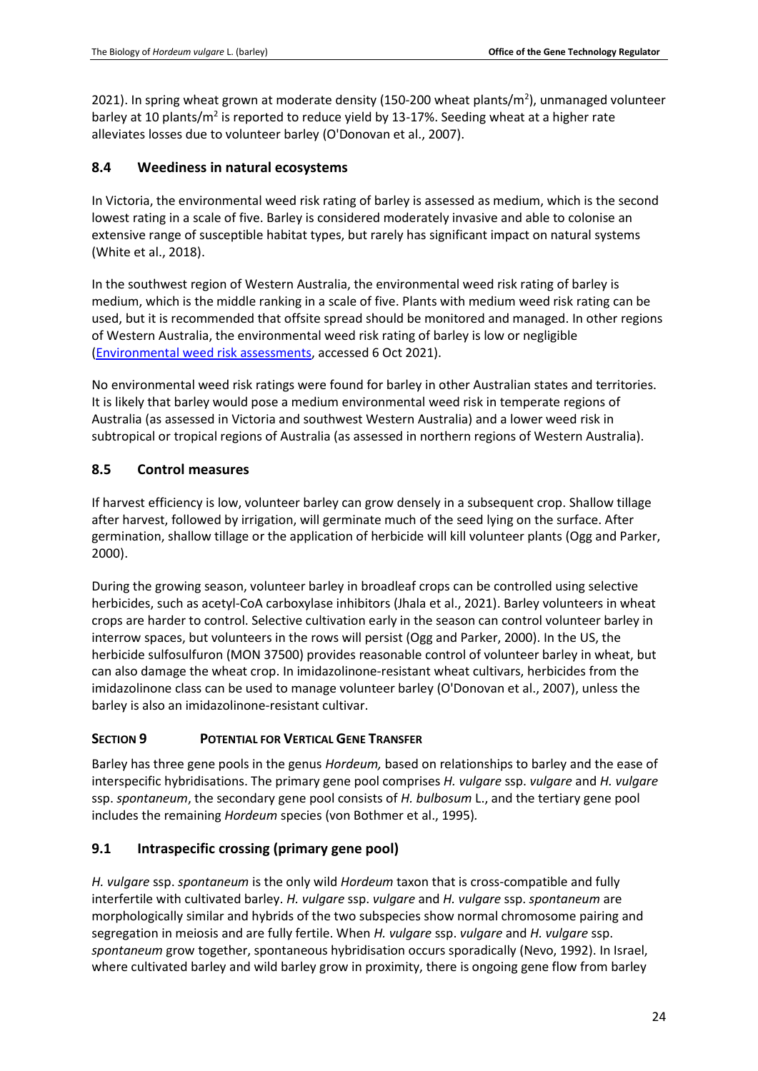2021). In spring wheat grown at moderate density (150-200 wheat plants/m$^2$), unmanaged volunteer barley at 10 plants/m$^2$ is reported to reduce yield by 13-17%. Seeding wheat at a higher rate alleviates losses due to volunteer barley (O'Donovan et al., 2007).

### 8.4 Weediness in natural ecosystems

In Victoria, the environmental weed risk rating of barley is assessed as medium, which is the second lowest rating in a scale of five. Barley is considered moderately invasive and able to colonise an extensive range of susceptible habitat types, but rarely has significant impact on natural systems (White et al., 2018).

In the southwest region of Western Australia, the environmental weed risk rating of barley is medium, which is the middle ranking in a scale of five. Plants with medium weed risk rating can be used, but it is recommended that offsite spread should be monitored and managed. In other regions of Western Australia, the environmental weed risk rating of barley is low or negligible (Environmental weed risk assessments, accessed 6 Oct 2021).

No environmental weed risk ratings were found for barley in other Australian states and territories. It is likely that barley would pose a medium environmental weed risk in temperate regions of Australia (as assessed in Victoria and southwest Western Australia) and a lower weed risk in subtropical or tropical regions of Australia (as assessed in northern regions of Western Australia).

### 8.5 Control measures

If harvest efficiency is low, volunteer barley can grow densely in a subsequent crop. Shallow tillage after harvest, followed by irrigation, will germinate much of the seed lying on the surface. After germination, shallow tillage or the application of herbicide will kill volunteer plants (Ogg and Parker, 2000).

During the growing season, volunteer barley in broadleaf crops can be controlled using selective herbicides, such as acetyl-CoA carboxylase inhibitors (Jhala et al., 2021). Barley volunteers in wheat crops are harder to control. Selective cultivation early in the season can control volunteer barley in interrow spaces, but volunteers in the rows will persist (Ogg and Parker, 2000). In the US, the herbicide sulfosulfuron (MON 37500) provides reasonable control of volunteer barley in wheat, but can also damage the wheat crop. In imidazolinone-resistant wheat cultivars, herbicides from the imidazolinone class can be used to manage volunteer barley (O'Donovan et al., 2007), unless the barley is also an imidazolinone-resistant cultivar.

## SECTION 9 POTENTIAL FOR VERTICAL GENE TRANSFER

Barley has three gene pools in the genus *Hordeum,* based on relationships to barley and the ease of interspecific hybridisations. The primary gene pool comprises *H. vulgare* ssp. *vulgare* and *H. vulgare* ssp. *spontaneum*, the secondary gene pool consists of *H. bulbosum* L., and the tertiary gene pool includes the remaining *Hordeum* species (von Bothmer et al., 1995)*.*

### 9.1 Intraspecific crossing (primary gene pool)

*H. vulgare* ssp. *spontaneum* is the only wild *Hordeum* taxon that is cross-compatible and fully interfertile with cultivated barley. *H. vulgare* ssp. *vulgare* and *H. vulgare* ssp. *spontaneum* are morphologically similar and hybrids of the two subspecies show normal chromosome pairing and segregation in meiosis and are fully fertile. When *H. vulgare* ssp. *vulgare* and *H. vulgare* ssp. *spontaneum* grow together, spontaneous hybridisation occurs sporadically (Nevo, 1992). In Israel, where cultivated barley and wild barley grow in proximity, there is ongoing gene flow from barley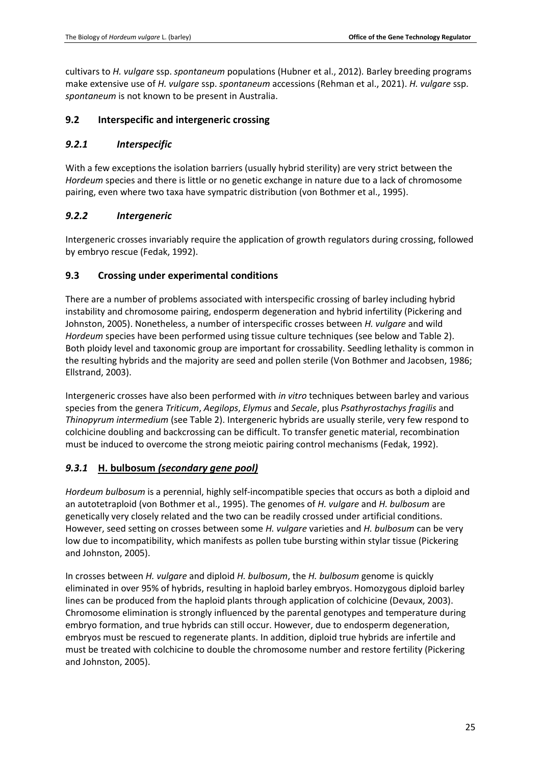cultivars to *H. vulgare* ssp. *spontaneum* populations (Hubner et al., 2012). Barley breeding programs make extensive use of *H. vulgare* ssp. *spontaneum* accessions (Rehman et al., 2021). *H. vulgare* ssp. *spontaneum* is not known to be present in Australia.

## 9.2 Interspecific and intergeneric crossing

### *9.2.1 Interspecific*

With a few exceptions the isolation barriers (usually hybrid sterility) are very strict between the *Hordeum* species and there is little or no genetic exchange in nature due to a lack of chromosome pairing, even where two taxa have sympatric distribution (von Bothmer et al., 1995).

### *9.2.2 Intergeneric*

Intergeneric crosses invariably require the application of growth regulators during crossing, followed by embryo rescue (Fedak, 1992).

## 9.3 Crossing under experimental conditions

There are a number of problems associated with interspecific crossing of barley including hybrid instability and chromosome pairing, endosperm degeneration and hybrid infertility (Pickering and Johnston, 2005). Nonetheless, a number of interspecific crosses between *H. vulgare* and wild *Hordeum* species have been performed using tissue culture techniques (see below and Table 2). Both ploidy level and taxonomic group are important for crossability. Seedling lethality is common in the resulting hybrids and the majority are seed and pollen sterile (Von Bothmer and Jacobsen, 1986; Ellstrand, 2003).

Intergeneric crosses have also been performed with *in vitro* techniques between barley and various species from the genera *Triticum*, *Aegilops*, *Elymus* and *Secale*, plus *Psathyrostachys fragilis* and *Thinopyrum intermedium* (see Table 2). Intergeneric hybrids are usually sterile, very few respond to colchicine doubling and backcrossing can be difficult. To transfer genetic material, recombination must be induced to overcome the strong meiotic pairing control mechanisms (Fedak, 1992).

### *9.3.1* H. bulbosum *(secondary gene pool)*

*Hordeum bulbosum* is a perennial, highly self-incompatible species that occurs as both a diploid and an autotetraploid (von Bothmer et al., 1995). The genomes of *H. vulgare* and *H. bulbosum* are genetically very closely related and the two can be readily crossed under artificial conditions. However, seed setting on crosses between some *H. vulgare* varieties and *H. bulbosum* can be very low due to incompatibility, which manifests as pollen tube bursting within stylar tissue (Pickering and Johnston, 2005).

In crosses between *H. vulgare* and diploid *H. bulbosum*, the *H. bulbosum* genome is quickly eliminated in over 95% of hybrids, resulting in haploid barley embryos. Homozygous diploid barley lines can be produced from the haploid plants through application of colchicine (Devaux, 2003). Chromosome elimination is strongly influenced by the parental genotypes and temperature during embryo formation, and true hybrids can still occur. However, due to endosperm degeneration, embryos must be rescued to regenerate plants. In addition, diploid true hybrids are infertile and must be treated with colchicine to double the chromosome number and restore fertility (Pickering and Johnston, 2005).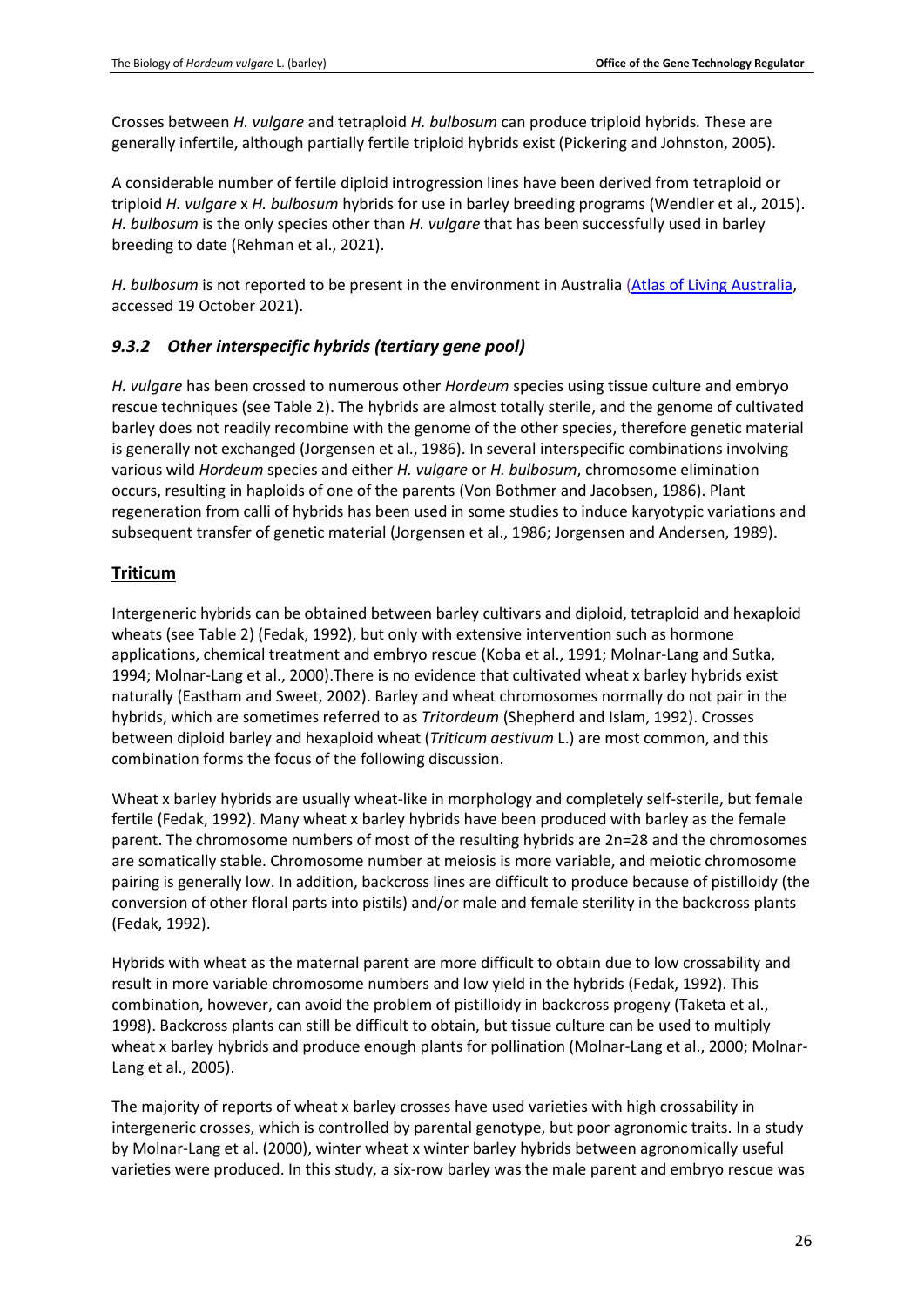Crosses between *H. vulgare* and tetraploid *H. bulbosum* can produce triploid hybrids. These are generally infertile, although partially fertile triploid hybrids exist (Pickering and Johnston, 2005).

A considerable number of fertile diploid introgression lines have been derived from tetraploid or triploid *H. vulgare* x *H. bulbosum* hybrids for use in barley breeding programs (Wendler et al., 2015). *H. bulbosum* is the only species other than *H. vulgare* that has been successfully used in barley breeding to date (Rehman et al., 2021).

*H. bulbosum* is not reported to be present in the environment in Australia (Atlas of Living Australia, accessed 19 October 2021).

### *9.3.2 Other interspecific hybrids (tertiary gene pool)*

*H. vulgare* has been crossed to numerous other *Hordeum* species using tissue culture and embryo rescue techniques (see Table 2). The hybrids are almost totally sterile, and the genome of cultivated barley does not readily recombine with the genome of the other species, therefore genetic material is generally not exchanged (Jorgensen et al., 1986). In several interspecific combinations involving various wild *Hordeum* species and either *H. vulgare* or *H. bulbosum*, chromosome elimination occurs, resulting in haploids of one of the parents (Von Bothmer and Jacobsen, 1986). Plant regeneration from calli of hybrids has been used in some studies to induce karyotypic variations and subsequent transfer of genetic material (Jorgensen et al., 1986; Jorgensen and Andersen, 1989).

#### **Triticum**

Intergeneric hybrids can be obtained between barley cultivars and diploid, tetraploid and hexaploid wheats (see Table 2) (Fedak, 1992), but only with extensive intervention such as hormone applications, chemical treatment and embryo rescue (Koba et al., 1991; Molnar-Lang and Sutka, 1994; Molnar-Lang et al., 2000).There is no evidence that cultivated wheat x barley hybrids exist naturally (Eastham and Sweet, 2002). Barley and wheat chromosomes normally do not pair in the hybrids, which are sometimes referred to as *Tritordeum* (Shepherd and Islam, 1992). Crosses between diploid barley and hexaploid wheat (*Triticum aestivum* L.) are most common, and this combination forms the focus of the following discussion.

Wheat x barley hybrids are usually wheat-like in morphology and completely self-sterile, but female fertile (Fedak, 1992). Many wheat x barley hybrids have been produced with barley as the female parent. The chromosome numbers of most of the resulting hybrids are 2n=28 and the chromosomes are somatically stable. Chromosome number at meiosis is more variable, and meiotic chromosome pairing is generally low. In addition, backcross lines are difficult to produce because of pistilloidy (the conversion of other floral parts into pistils) and/or male and female sterility in the backcross plants (Fedak, 1992).

Hybrids with wheat as the maternal parent are more difficult to obtain due to low crossability and result in more variable chromosome numbers and low yield in the hybrids (Fedak, 1992). This combination, however, can avoid the problem of pistilloidy in backcross progeny (Taketa et al., 1998). Backcross plants can still be difficult to obtain, but tissue culture can be used to multiply wheat x barley hybrids and produce enough plants for pollination (Molnar-Lang et al., 2000; Molnar-Lang et al., 2005).

The majority of reports of wheat x barley crosses have used varieties with high crossability in intergeneric crosses, which is controlled by parental genotype, but poor agronomic traits. In a study by Molnar-Lang et al. (2000), winter wheat x winter barley hybrids between agronomically useful varieties were produced. In this study, a six-row barley was the male parent and embryo rescue was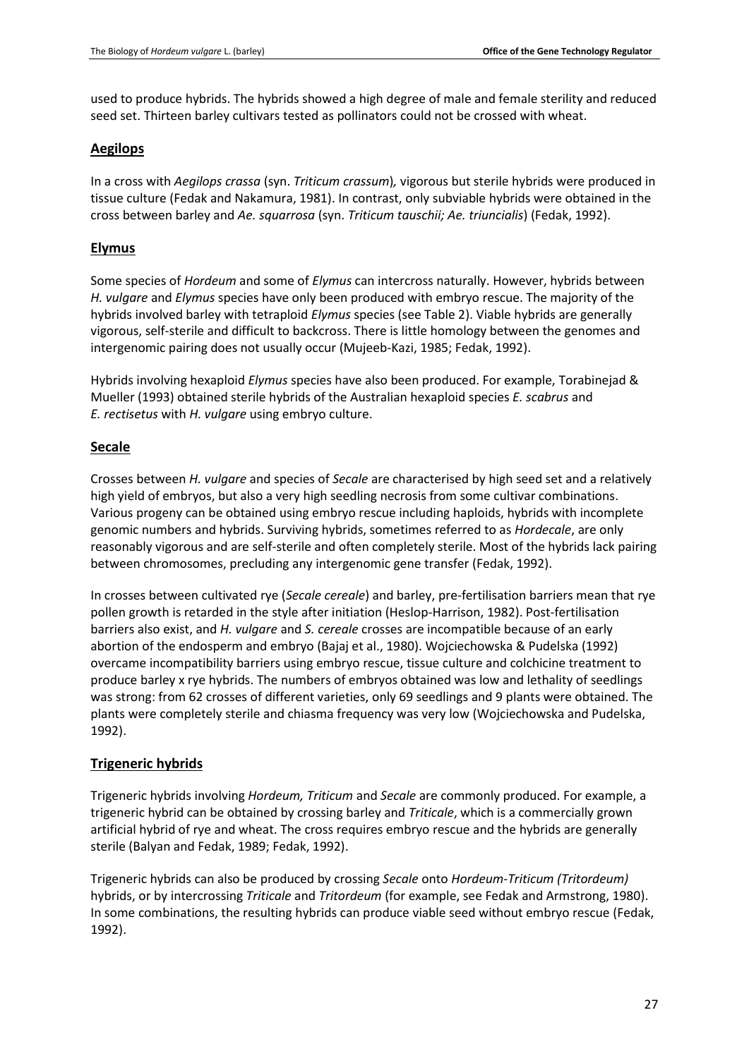used to produce hybrids. The hybrids showed a high degree of male and female sterility and reduced seed set. Thirteen barley cultivars tested as pollinators could not be crossed with wheat.

## Aegilops

In a cross with *Aegilops crassa* (syn. *Triticum crassum*), vigorous but sterile hybrids were produced in tissue culture (Fedak and Nakamura, 1981). In contrast, only subviable hybrids were obtained in the cross between barley and *Ae. squarrosa* (syn. *Triticum tauschii; Ae. triuncialis*) (Fedak, 1992).

## Elymus

Some species of *Hordeum* and some of *Elymus* can intercross naturally. However, hybrids between *H. vulgare* and *Elymus* species have only been produced with embryo rescue. The majority of the hybrids involved barley with tetraploid *Elymus* species (see Table 2). Viable hybrids are generally vigorous, self-sterile and difficult to backcross. There is little homology between the genomes and intergenomic pairing does not usually occur (Mujeeb-Kazi, 1985; Fedak, 1992).

Hybrids involving hexaploid *Elymus* species have also been produced. For example, Torabinejad & Mueller (1993) obtained sterile hybrids of the Australian hexaploid species *E. scabrus* and *E. rectisetus* with *H. vulgare* using embryo culture.

## Secale

Crosses between *H. vulgare* and species of *Secale* are characterised by high seed set and a relatively high yield of embryos, but also a very high seedling necrosis from some cultivar combinations. Various progeny can be obtained using embryo rescue including haploids, hybrids with incomplete genomic numbers and hybrids. Surviving hybrids, sometimes referred to as *Hordecale*, are only reasonably vigorous and are self-sterile and often completely sterile. Most of the hybrids lack pairing between chromosomes, precluding any intergenomic gene transfer (Fedak, 1992).

In crosses between cultivated rye (*Secale cereale*) and barley, pre-fertilisation barriers mean that rye pollen growth is retarded in the style after initiation (Heslop-Harrison, 1982). Post-fertilisation barriers also exist, and *H. vulgare* and *S. cereale* crosses are incompatible because of an early abortion of the endosperm and embryo (Bajaj et al., 1980). Wojciechowska & Pudelska (1992) overcame incompatibility barriers using embryo rescue, tissue culture and colchicine treatment to produce barley x rye hybrids. The numbers of embryos obtained was low and lethality of seedlings was strong: from 62 crosses of different varieties, only 69 seedlings and 9 plants were obtained. The plants were completely sterile and chiasma frequency was very low (Wojciechowska and Pudelska, 1992).

## Trigeneric hybrids

Trigeneric hybrids involving *Hordeum, Triticum* and *Secale* are commonly produced. For example, a trigeneric hybrid can be obtained by crossing barley and *Triticale*, which is a commercially grown artificial hybrid of rye and wheat. The cross requires embryo rescue and the hybrids are generally sterile (Balyan and Fedak, 1989; Fedak, 1992).

Trigeneric hybrids can also be produced by crossing *Secale* onto *Hordeum-Triticum (Tritordeum)* hybrids, or by intercrossing *Triticale* and *Tritordeum* (for example, see Fedak and Armstrong, 1980). In some combinations, the resulting hybrids can produce viable seed without embryo rescue (Fedak, 1992).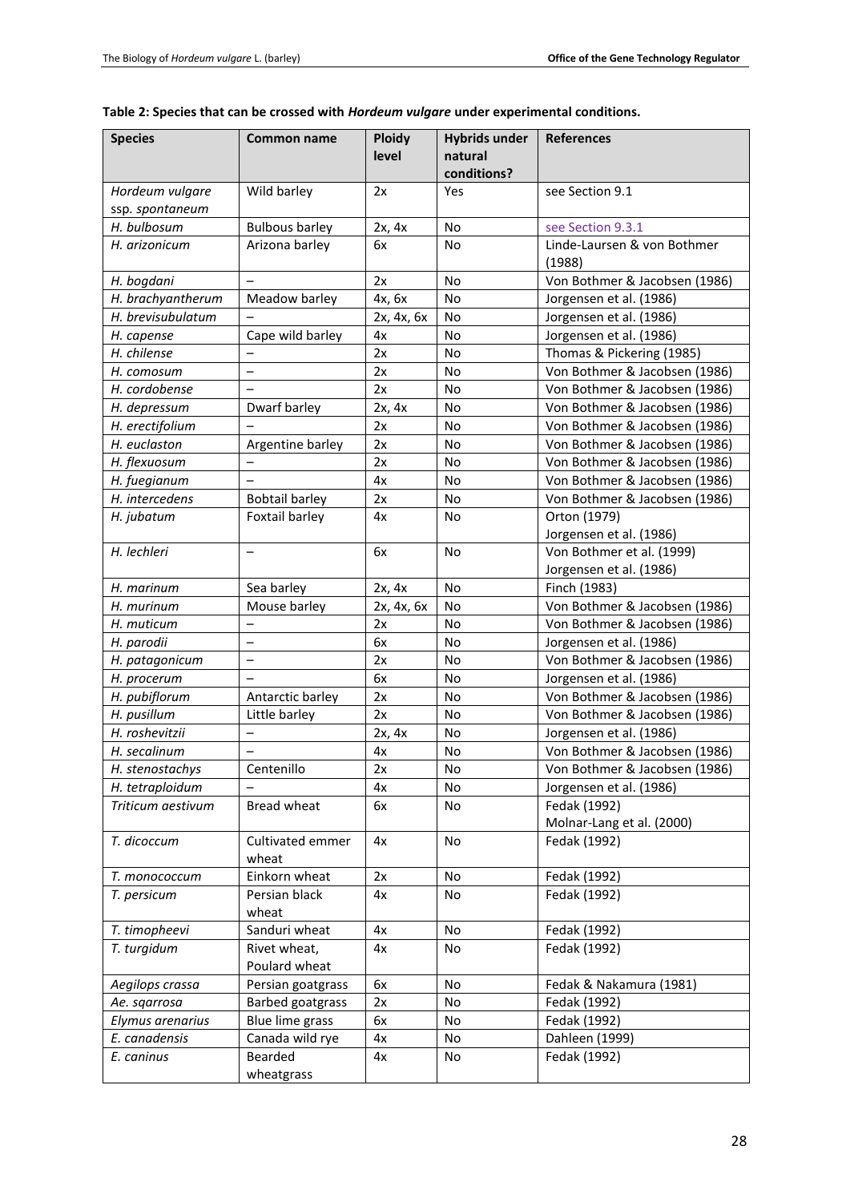**Table 2: Species that can be crossed with *Hordeum vulgare* under experimental conditions.**

| Species | Common name | Ploidy level | Hybrids under natural conditions? | References |
|---|---|---|---|---|
| *Hordeum vulgare* ssp. *spontaneum* | Wild barley | 2x | Yes | see Section 9.1 |
| *H. bulbosum* | Bulbous barley | 2x, 4x | No | see Section 9.3.1 |
| *H. arizonicum* | Arizona barley | 6x | No | Linde-Laursen & von Bothmer (1988) |
| *H. bogdani* | – | 2x | No | Von Bothmer & Jacobsen (1986) |
| *H. brachyantherum* | Meadow barley | 4x, 6x | No | Jorgensen et al. (1986) |
| *H. brevisubulatum* | – | 2x, 4x, 6x | No | Jorgensen et al. (1986) |
| *H. capense* | Cape wild barley | 4x | No | Jorgensen et al. (1986) |
| *H. chilense* | – | 2x | No | Thomas & Pickering (1985) |
| *H. comosum* | – | 2x | No | Von Bothmer & Jacobsen (1986) |
| *H. cordobense* | – | 2x | No | Von Bothmer & Jacobsen (1986) |
| *H. depressum* | Dwarf barley | 2x, 4x | No | Von Bothmer & Jacobsen (1986) |
| *H. erectifolium* | – | 2x | No | Von Bothmer & Jacobsen (1986) |
| *H. euclaston* | Argentine barley | 2x | No | Von Bothmer & Jacobsen (1986) |
| *H. flexuosum* | – | 2x | No | Von Bothmer & Jacobsen (1986) |
| *H. fuegianum* | – | 4x | No | Von Bothmer & Jacobsen (1986) |
| *H. intercedens* | Bobtail barley | 2x | No | Von Bothmer & Jacobsen (1986) |
| *H. jubatum* | Foxtail barley | 4x | No | Orton (1979) Jorgensen et al. (1986) |
| *H. lechleri* | – | 6x | No | Von Bothmer et al. (1999) Jorgensen et al. (1986) |
| *H. marinum* | Sea barley | 2x, 4x | No | Finch (1983) |
| *H. murinum* | Mouse barley | 2x, 4x, 6x | No | Von Bothmer & Jacobsen (1986) |
| *H. muticum* | – | 2x | No | Von Bothmer & Jacobsen (1986) |
| *H. parodii* | – | 6x | No | Jorgensen et al. (1986) |
| *H. patagonicum* | – | 2x | No | Von Bothmer & Jacobsen (1986) |
| *H. procerum* | – | 6x | No | Jorgensen et al. (1986) |
| *H. pubiflorum* | Antarctic barley | 2x | No | Von Bothmer & Jacobsen (1986) |
| *H. pusillum* | Little barley | 2x | No | Von Bothmer & Jacobsen (1986) |
| *H. roshevitzii* | – | 2x, 4x | No | Jorgensen et al. (1986) |
| *H. secalinum* | – | 4x | No | Von Bothmer & Jacobsen (1986) |
| *H. stenostachys* | Centenillo | 2x | No | Von Bothmer & Jacobsen (1986) |
| *H. tetraploidum* | – | 4x | No | Jorgensen et al. (1986) |
| *Triticum aestivum* | Bread wheat | 6x | No | Fedak (1992) Molnar-Lang et al. (2000) |
| *T. dicoccum* | Cultivated emmer wheat | 4x | No | Fedak (1992) |
| *T. monococcum* | Einkorn wheat | 2x | No | Fedak (1992) |
| *T. persicum* | Persian black wheat | 4x | No | Fedak (1992) |
| *T. timopheevi* | Sanduri wheat | 4x | No | Fedak (1992) |
| *T. turgidum* | Rivet wheat, Poulard wheat | 4x | No | Fedak (1992) |
| *Aegilops crassa* | Persian goatgrass | 6x | No | Fedak & Nakamura (1981) |
| *Ae. sqarrosa* | Barbed goatgrass | 2x | No | Fedak (1992) |
| *Elymus arenarius* | Blue lime grass | 6x | No | Fedak (1992) |
| *E. canadensis* | Canada wild rye | 4x | No | Dahleen (1999) |
| *E. caninus* | Bearded wheatgrass | 4x | No | Fedak (1992) |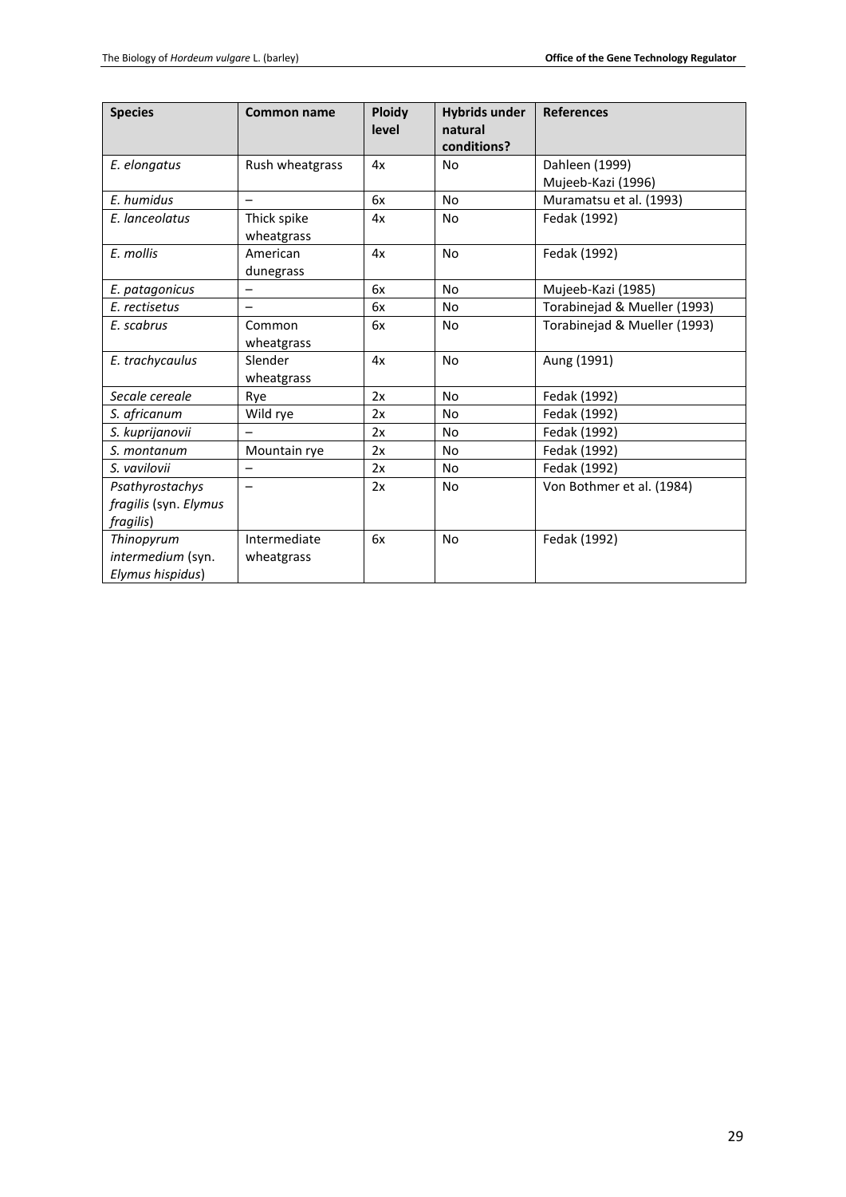| Species | Common name | Ploidy level | Hybrids under natural conditions? | References |
| --- | --- | --- | --- | --- |
| *E. elongatus* | Rush wheatgrass | 4x | No | Dahleen (1999)<br>Mujeeb-Kazi (1996) |
| *E. humidus* | – | 6x | No | Muramatsu et al. (1993) |
| *E. lanceolatus* | Thick spike wheatgrass | 4x | No | Fedak (1992) |
| *E. mollis* | American dunegrass | 4x | No | Fedak (1992) |
| *E. patagonicus* | – | 6x | No | Mujeeb-Kazi (1985) |
| *E. rectisetus* | – | 6x | No | Torabinejad & Mueller (1993) |
| *E. scabrus* | Common wheatgrass | 6x | No | Torabinejad & Mueller (1993) |
| *E. trachycaulus* | Slender wheatgrass | 4x | No | Aung (1991) |
| *Secale cereale* | Rye | 2x | No | Fedak (1992) |
| *S. africanum* | Wild rye | 2x | No | Fedak (1992) |
| *S. kuprijanovii* | – | 2x | No | Fedak (1992) |
| *S. montanum* | Mountain rye | 2x | No | Fedak (1992) |
| *S. vavilovii* | – | 2x | No | Fedak (1992) |
| *Psathyrostachys fragilis* (syn. *Elymus fragilis*) | – | 2x | No | Von Bothmer et al. (1984) |
| *Thinopyrum intermedium* (syn. *Elymus hispidus*) | Intermediate wheatgrass | 6x | No | Fedak (1992) |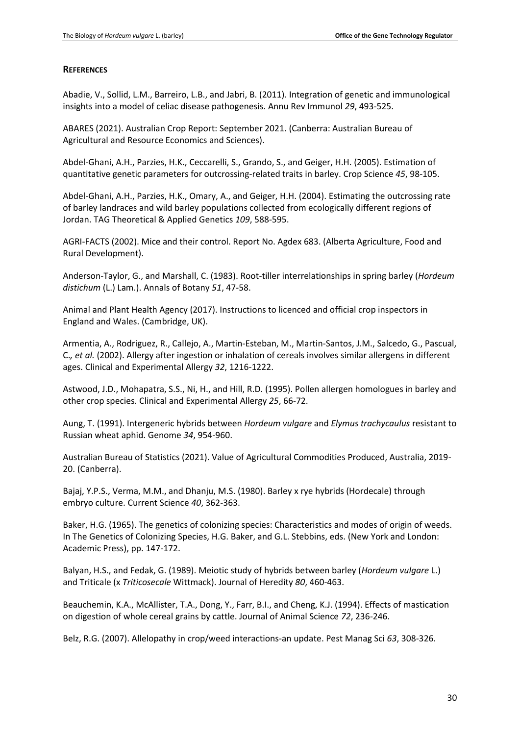## References

Abadie, V., Sollid, L.M., Barreiro, L.B., and Jabri, B. (2011). Integration of genetic and immunological insights into a model of celiac disease pathogenesis. Annu Rev Immunol *29*, 493-525.

ABARES (2021). Australian Crop Report: September 2021. (Canberra: Australian Bureau of Agricultural and Resource Economics and Sciences).

Abdel-Ghani, A.H., Parzies, H.K., Ceccarelli, S., Grando, S., and Geiger, H.H. (2005). Estimation of quantitative genetic parameters for outcrossing-related traits in barley. Crop Science *45*, 98-105.

Abdel-Ghani, A.H., Parzies, H.K., Omary, A., and Geiger, H.H. (2004). Estimating the outcrossing rate of barley landraces and wild barley populations collected from ecologically different regions of Jordan. TAG Theoretical & Applied Genetics *109*, 588-595.

AGRI-FACTS (2002). Mice and their control. Report No. Agdex 683. (Alberta Agriculture, Food and Rural Development).

Anderson-Taylor, G., and Marshall, C. (1983). Root-tiller interrelationships in spring barley (*Hordeum distichum* (L.) Lam.). Annals of Botany *51*, 47-58.

Animal and Plant Health Agency (2017). Instructions to licenced and official crop inspectors in England and Wales. (Cambridge, UK).

Armentia, A., Rodriguez, R., Callejo, A., Martin-Esteban, M., Martin-Santos, J.M., Salcedo, G., Pascual, C*., et al.* (2002). Allergy after ingestion or inhalation of cereals involves similar allergens in different ages. Clinical and Experimental Allergy *32*, 1216-1222.

Astwood, J.D., Mohapatra, S.S., Ni, H., and Hill, R.D. (1995). Pollen allergen homologues in barley and other crop species. Clinical and Experimental Allergy *25*, 66-72.

Aung, T. (1991). Intergeneric hybrids between *Hordeum vulgare* and *Elymus trachycaulus* resistant to Russian wheat aphid. Genome *34*, 954-960.

Australian Bureau of Statistics (2021). Value of Agricultural Commodities Produced, Australia, 2019-20. (Canberra).

Bajaj, Y.P.S., Verma, M.M., and Dhanju, M.S. (1980). Barley x rye hybrids (Hordecale) through embryo culture. Current Science *40*, 362-363.

Baker, H.G. (1965). The genetics of colonizing species: Characteristics and modes of origin of weeds. In The Genetics of Colonizing Species, H.G. Baker, and G.L. Stebbins, eds. (New York and London: Academic Press), pp. 147-172.

Balyan, H.S., and Fedak, G. (1989). Meiotic study of hybrids between barley (*Hordeum vulgare* L.) and Triticale (x *Triticosecale* Wittmack). Journal of Heredity *80*, 460-463.

Beauchemin, K.A., McAllister, T.A., Dong, Y., Farr, B.I., and Cheng, K.J. (1994). Effects of mastication on digestion of whole cereal grains by cattle. Journal of Animal Science *72*, 236-246.

Belz, R.G. (2007). Allelopathy in crop/weed interactions-an update. Pest Manag Sci *63*, 308-326.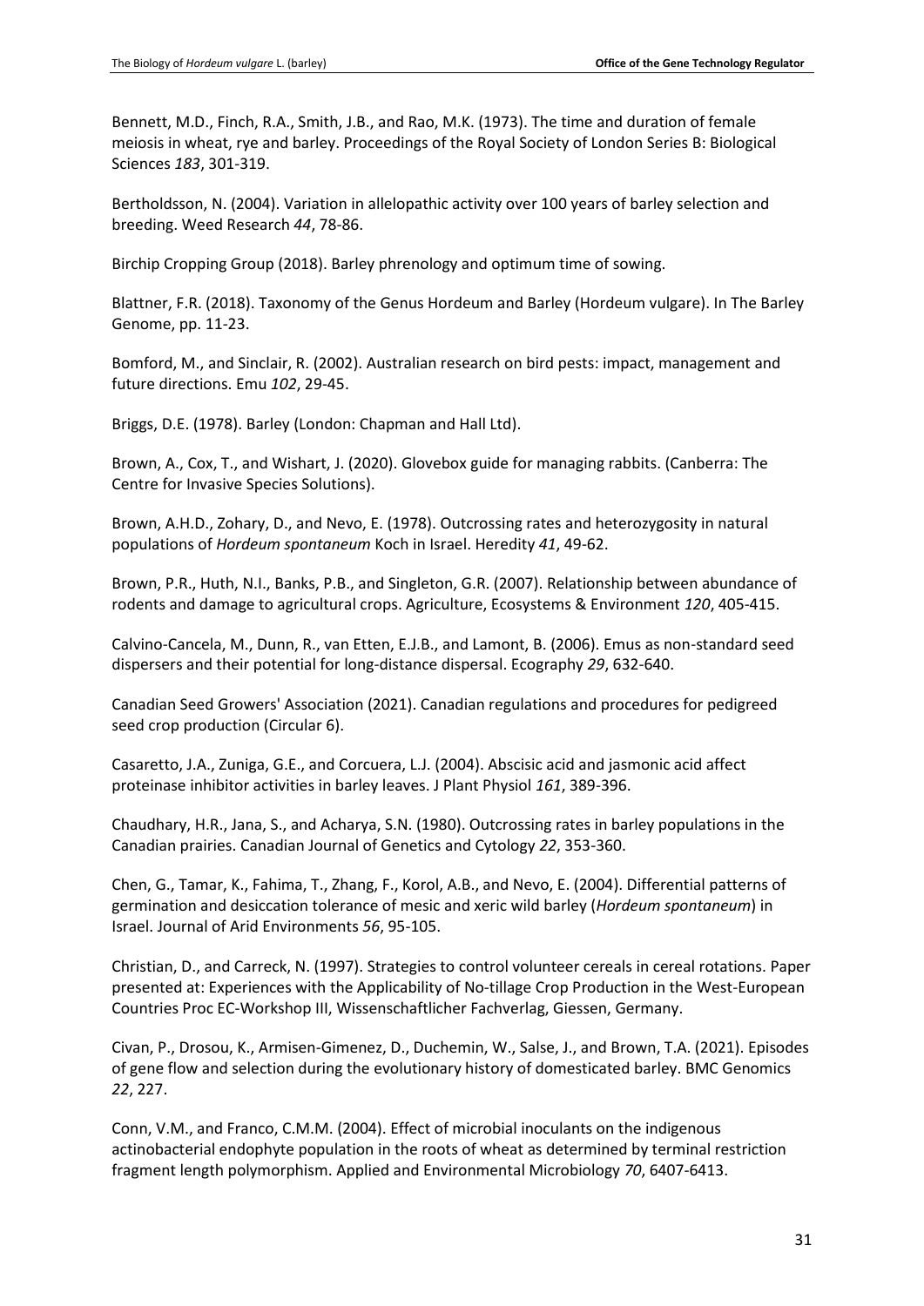Bennett, M.D., Finch, R.A., Smith, J.B., and Rao, M.K. (1973). The time and duration of female meiosis in wheat, rye and barley. Proceedings of the Royal Society of London Series B: Biological Sciences *183*, 301-319.

Bertholdsson, N. (2004). Variation in allelopathic activity over 100 years of barley selection and breeding. Weed Research *44*, 78-86.

Birchip Cropping Group (2018). Barley phrenology and optimum time of sowing.

Blattner, F.R. (2018). Taxonomy of the Genus Hordeum and Barley (Hordeum vulgare). In The Barley Genome, pp. 11-23.

Bomford, M., and Sinclair, R. (2002). Australian research on bird pests: impact, management and future directions. Emu *102*, 29-45.

Briggs, D.E. (1978). Barley (London: Chapman and Hall Ltd).

Brown, A., Cox, T., and Wishart, J. (2020). Glovebox guide for managing rabbits. (Canberra: The Centre for Invasive Species Solutions).

Brown, A.H.D., Zohary, D., and Nevo, E. (1978). Outcrossing rates and heterozygosity in natural populations of *Hordeum spontaneum* Koch in Israel. Heredity *41*, 49-62.

Brown, P.R., Huth, N.I., Banks, P.B., and Singleton, G.R. (2007). Relationship between abundance of rodents and damage to agricultural crops. Agriculture, Ecosystems & Environment *120*, 405-415.

Calvino-Cancela, M., Dunn, R., van Etten, E.J.B., and Lamont, B. (2006). Emus as non-standard seed dispersers and their potential for long-distance dispersal. Ecography *29*, 632-640.

Canadian Seed Growers' Association (2021). Canadian regulations and procedures for pedigreed seed crop production (Circular 6).

Casaretto, J.A., Zuniga, G.E., and Corcuera, L.J. (2004). Abscisic acid and jasmonic acid affect proteinase inhibitor activities in barley leaves. J Plant Physiol *161*, 389-396.

Chaudhary, H.R., Jana, S., and Acharya, S.N. (1980). Outcrossing rates in barley populations in the Canadian prairies. Canadian Journal of Genetics and Cytology *22*, 353-360.

Chen, G., Tamar, K., Fahima, T., Zhang, F., Korol, A.B., and Nevo, E. (2004). Differential patterns of germination and desiccation tolerance of mesic and xeric wild barley (*Hordeum spontaneum*) in Israel. Journal of Arid Environments *56*, 95-105.

Christian, D., and Carreck, N. (1997). Strategies to control volunteer cereals in cereal rotations. Paper presented at: Experiences with the Applicability of No-tillage Crop Production in the West-European Countries Proc EC-Workshop III, Wissenschaftlicher Fachverlag, Giessen, Germany.

Civan, P., Drosou, K., Armisen-Gimenez, D., Duchemin, W., Salse, J., and Brown, T.A. (2021). Episodes of gene flow and selection during the evolutionary history of domesticated barley. BMC Genomics *22*, 227.

Conn, V.M., and Franco, C.M.M. (2004). Effect of microbial inoculants on the indigenous actinobacterial endophyte population in the roots of wheat as determined by terminal restriction fragment length polymorphism. Applied and Environmental Microbiology *70*, 6407-6413.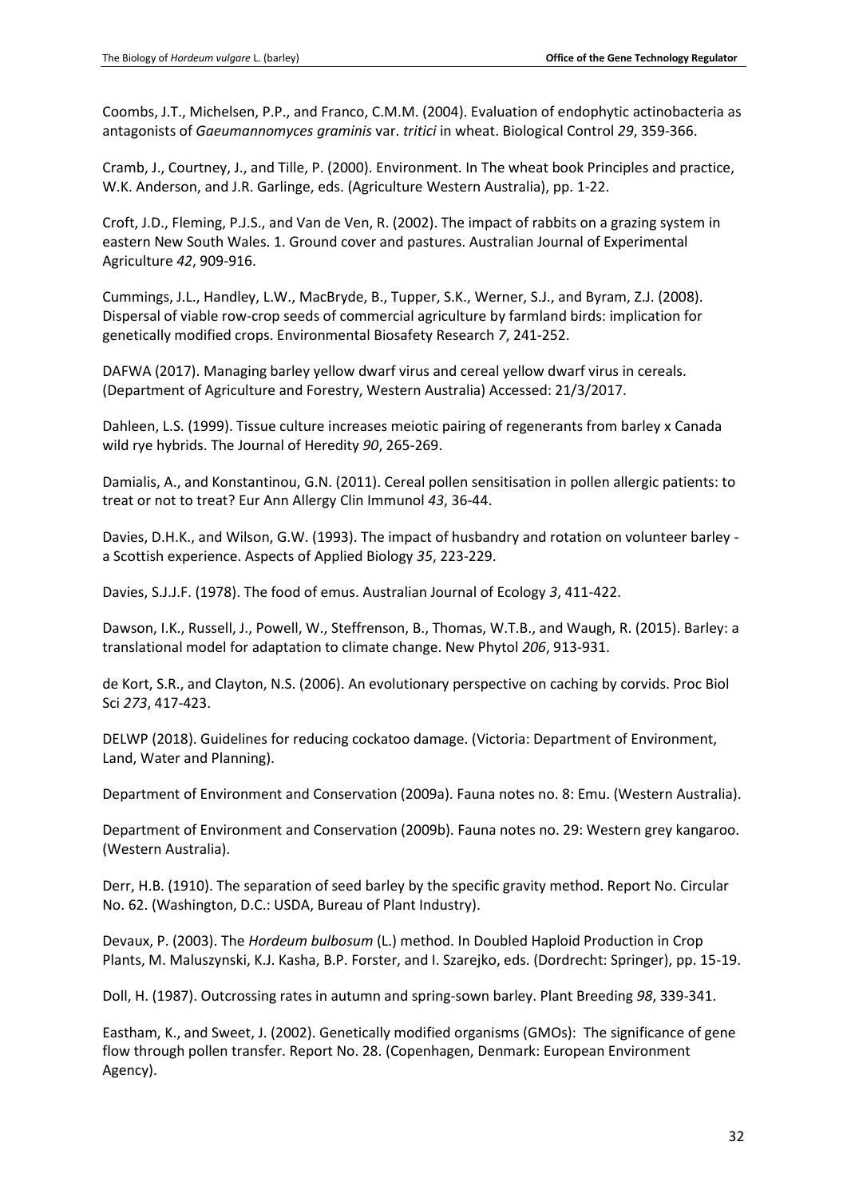Coombs, J.T., Michelsen, P.P., and Franco, C.M.M. (2004). Evaluation of endophytic actinobacteria as antagonists of *Gaeumannomyces graminis* var. *tritici* in wheat. Biological Control *29*, 359-366.

Cramb, J., Courtney, J., and Tille, P. (2000). Environment. In The wheat book Principles and practice, W.K. Anderson, and J.R. Garlinge, eds. (Agriculture Western Australia), pp. 1-22.

Croft, J.D., Fleming, P.J.S., and Van de Ven, R. (2002). The impact of rabbits on a grazing system in eastern New South Wales. 1. Ground cover and pastures. Australian Journal of Experimental Agriculture *42*, 909-916.

Cummings, J.L., Handley, L.W., MacBryde, B., Tupper, S.K., Werner, S.J., and Byram, Z.J. (2008). Dispersal of viable row-crop seeds of commercial agriculture by farmland birds: implication for genetically modified crops. Environmental Biosafety Research *7*, 241-252.

DAFWA (2017). Managing barley yellow dwarf virus and cereal yellow dwarf virus in cereals. (Department of Agriculture and Forestry, Western Australia) Accessed: 21/3/2017.

Dahleen, L.S. (1999). Tissue culture increases meiotic pairing of regenerants from barley x Canada wild rye hybrids. The Journal of Heredity *90*, 265-269.

Damialis, A., and Konstantinou, G.N. (2011). Cereal pollen sensitisation in pollen allergic patients: to treat or not to treat? Eur Ann Allergy Clin Immunol *43*, 36-44.

Davies, D.H.K., and Wilson, G.W. (1993). The impact of husbandry and rotation on volunteer barley - a Scottish experience. Aspects of Applied Biology *35*, 223-229.

Davies, S.J.J.F. (1978). The food of emus. Australian Journal of Ecology *3*, 411-422.

Dawson, I.K., Russell, J., Powell, W., Steffrenson, B., Thomas, W.T.B., and Waugh, R. (2015). Barley: a translational model for adaptation to climate change. New Phytol *206*, 913-931.

de Kort, S.R., and Clayton, N.S. (2006). An evolutionary perspective on caching by corvids. Proc Biol Sci *273*, 417-423.

DELWP (2018). Guidelines for reducing cockatoo damage. (Victoria: Department of Environment, Land, Water and Planning).

Department of Environment and Conservation (2009a). Fauna notes no. 8: Emu. (Western Australia).

Department of Environment and Conservation (2009b). Fauna notes no. 29: Western grey kangaroo. (Western Australia).

Derr, H.B. (1910). The separation of seed barley by the specific gravity method. Report No. Circular No. 62. (Washington, D.C.: USDA, Bureau of Plant Industry).

Devaux, P. (2003). The *Hordeum bulbosum* (L.) method. In Doubled Haploid Production in Crop Plants, M. Maluszynski, K.J. Kasha, B.P. Forster, and I. Szarejko, eds. (Dordrecht: Springer), pp. 15-19.

Doll, H. (1987). Outcrossing rates in autumn and spring-sown barley. Plant Breeding *98*, 339-341.

Eastham, K., and Sweet, J. (2002). Genetically modified organisms (GMOs): The significance of gene flow through pollen transfer. Report No. 28. (Copenhagen, Denmark: European Environment Agency).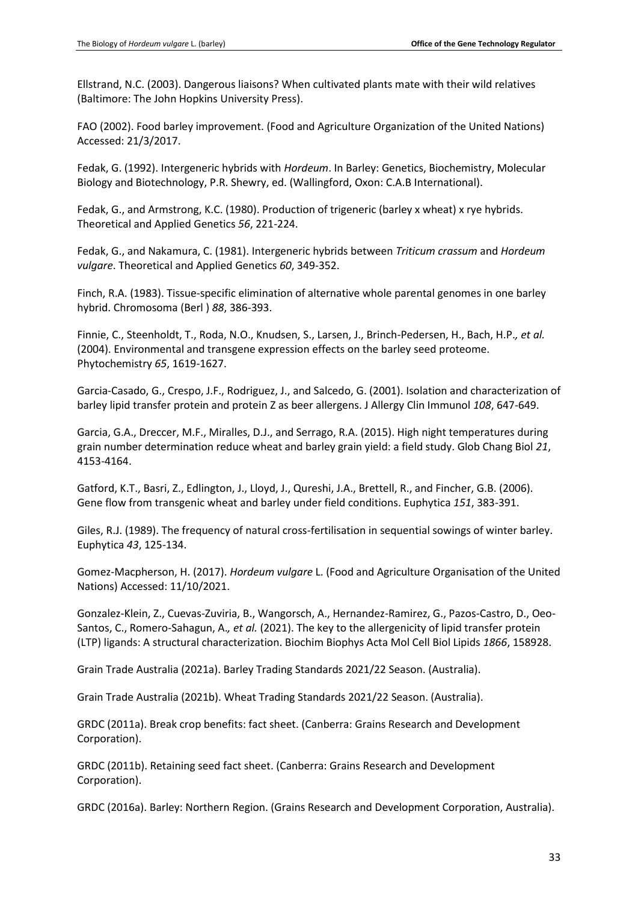Ellstrand, N.C. (2003). Dangerous liaisons? When cultivated plants mate with their wild relatives (Baltimore: The John Hopkins University Press).

FAO (2002). Food barley improvement. (Food and Agriculture Organization of the United Nations) Accessed: 21/3/2017.

Fedak, G. (1992). Intergeneric hybrids with *Hordeum*. In Barley: Genetics, Biochemistry, Molecular Biology and Biotechnology, P.R. Shewry, ed. (Wallingford, Oxon: C.A.B International).

Fedak, G., and Armstrong, K.C. (1980). Production of trigeneric (barley x wheat) x rye hybrids. Theoretical and Applied Genetics *56*, 221-224.

Fedak, G., and Nakamura, C. (1981). Intergeneric hybrids between *Triticum crassum* and *Hordeum vulgare*. Theoretical and Applied Genetics *60*, 349-352.

Finch, R.A. (1983). Tissue-specific elimination of alternative whole parental genomes in one barley hybrid. Chromosoma (Berl ) *88*, 386-393.

Finnie, C., Steenholdt, T., Roda, N.O., Knudsen, S., Larsen, J., Brinch-Pedersen, H., Bach, H.P.*, et al.* (2004). Environmental and transgene expression effects on the barley seed proteome. Phytochemistry *65*, 1619-1627.

Garcia-Casado, G., Crespo, J.F., Rodriguez, J., and Salcedo, G. (2001). Isolation and characterization of barley lipid transfer protein and protein Z as beer allergens. J Allergy Clin Immunol *108*, 647-649.

Garcia, G.A., Dreccer, M.F., Miralles, D.J., and Serrago, R.A. (2015). High night temperatures during grain number determination reduce wheat and barley grain yield: a field study. Glob Chang Biol *21*, 4153-4164.

Gatford, K.T., Basri, Z., Edlington, J., Lloyd, J., Qureshi, J.A., Brettell, R., and Fincher, G.B. (2006). Gene flow from transgenic wheat and barley under field conditions. Euphytica *151*, 383-391.

Giles, R.J. (1989). The frequency of natural cross-fertilisation in sequential sowings of winter barley. Euphytica *43*, 125-134.

Gomez-Macpherson, H. (2017). *Hordeum vulgare* L. (Food and Agriculture Organisation of the United Nations) Accessed: 11/10/2021.

Gonzalez-Klein, Z., Cuevas-Zuviria, B., Wangorsch, A., Hernandez-Ramirez, G., Pazos-Castro, D., Oeo-Santos, C., Romero-Sahagun, A.*, et al.* (2021). The key to the allergenicity of lipid transfer protein (LTP) ligands: A structural characterization. Biochim Biophys Acta Mol Cell Biol Lipids *1866*, 158928.

Grain Trade Australia (2021a). Barley Trading Standards 2021/22 Season. (Australia).

Grain Trade Australia (2021b). Wheat Trading Standards 2021/22 Season. (Australia).

GRDC (2011a). Break crop benefits: fact sheet. (Canberra: Grains Research and Development Corporation).

GRDC (2011b). Retaining seed fact sheet. (Canberra: Grains Research and Development Corporation).

GRDC (2016a). Barley: Northern Region. (Grains Research and Development Corporation, Australia).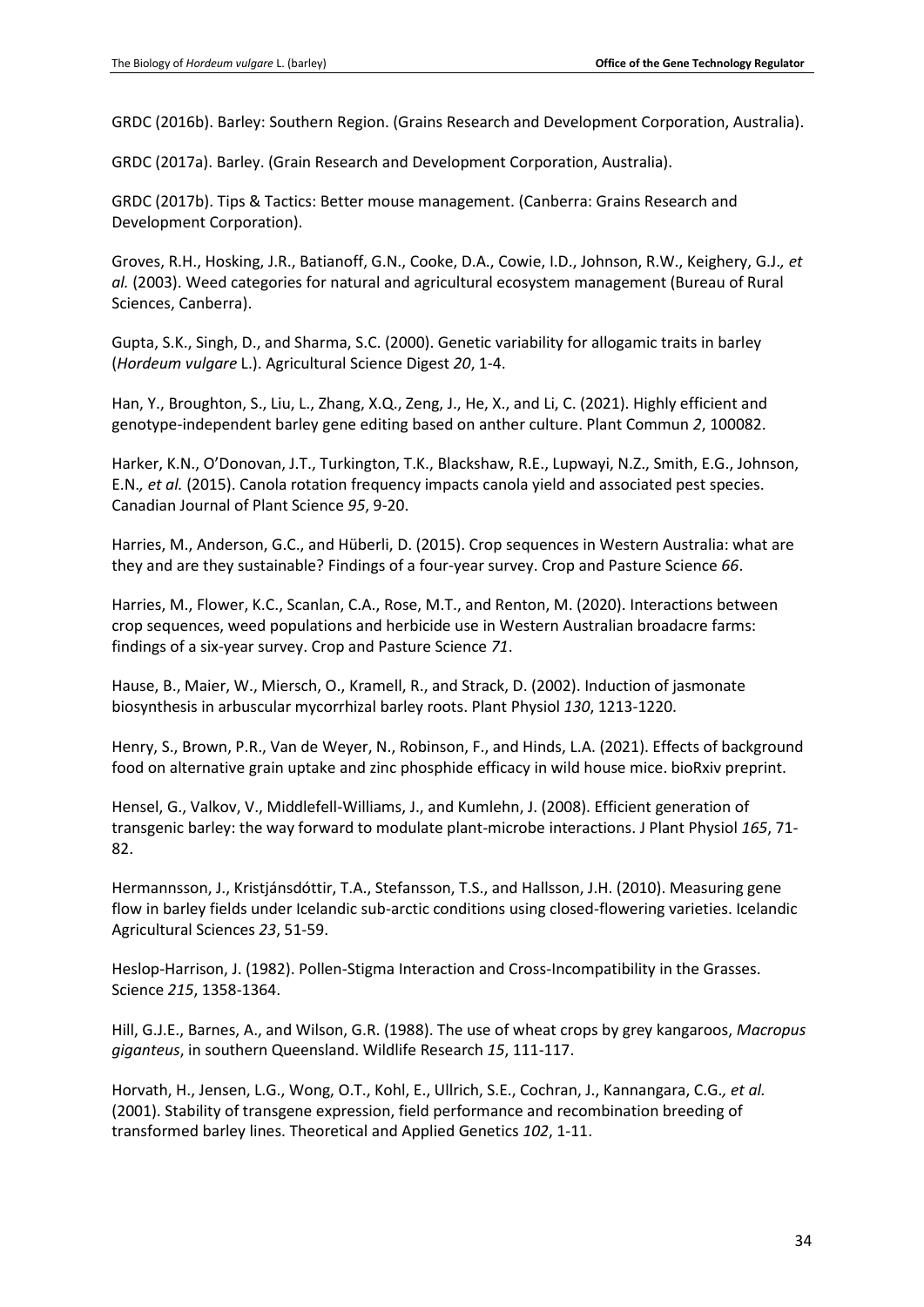GRDC (2016b). Barley: Southern Region. (Grains Research and Development Corporation, Australia).

GRDC (2017a). Barley. (Grain Research and Development Corporation, Australia).

GRDC (2017b). Tips & Tactics: Better mouse management. (Canberra: Grains Research and Development Corporation).

Groves, R.H., Hosking, J.R., Batianoff, G.N., Cooke, D.A., Cowie, I.D., Johnson, R.W., Keighery, G.J.*, et al.* (2003). Weed categories for natural and agricultural ecosystem management (Bureau of Rural Sciences, Canberra).

Gupta, S.K., Singh, D., and Sharma, S.C. (2000). Genetic variability for allogamic traits in barley (*Hordeum vulgare* L.). Agricultural Science Digest *20*, 1-4.

Han, Y., Broughton, S., Liu, L., Zhang, X.Q., Zeng, J., He, X., and Li, C. (2021). Highly efficient and genotype-independent barley gene editing based on anther culture. Plant Commun *2*, 100082.

Harker, K.N., O'Donovan, J.T., Turkington, T.K., Blackshaw, R.E., Lupwayi, N.Z., Smith, E.G., Johnson, E.N.*, et al.* (2015). Canola rotation frequency impacts canola yield and associated pest species. Canadian Journal of Plant Science *95*, 9-20.

Harries, M., Anderson, G.C., and Hüberli, D. (2015). Crop sequences in Western Australia: what are they and are they sustainable? Findings of a four-year survey. Crop and Pasture Science *66*.

Harries, M., Flower, K.C., Scanlan, C.A., Rose, M.T., and Renton, M. (2020). Interactions between crop sequences, weed populations and herbicide use in Western Australian broadacre farms: findings of a six-year survey. Crop and Pasture Science *71*.

Hause, B., Maier, W., Miersch, O., Kramell, R., and Strack, D. (2002). Induction of jasmonate biosynthesis in arbuscular mycorrhizal barley roots. Plant Physiol *130*, 1213-1220.

Henry, S., Brown, P.R., Van de Weyer, N., Robinson, F., and Hinds, L.A. (2021). Effects of background food on alternative grain uptake and zinc phosphide efficacy in wild house mice. bioRxiv preprint.

Hensel, G., Valkov, V., Middlefell-Williams, J., and Kumlehn, J. (2008). Efficient generation of transgenic barley: the way forward to modulate plant-microbe interactions. J Plant Physiol *165*, 71-82.

Hermannsson, J., Kristjánsdóttir, T.A., Stefansson, T.S., and Hallsson, J.H. (2010). Measuring gene flow in barley fields under Icelandic sub-arctic conditions using closed-flowering varieties. Icelandic Agricultural Sciences *23*, 51-59.

Heslop-Harrison, J. (1982). Pollen-Stigma Interaction and Cross-Incompatibility in the Grasses. Science *215*, 1358-1364.

Hill, G.J.E., Barnes, A., and Wilson, G.R. (1988). The use of wheat crops by grey kangaroos, *Macropus giganteus*, in southern Queensland. Wildlife Research *15*, 111-117.

Horvath, H., Jensen, L.G., Wong, O.T., Kohl, E., Ullrich, S.E., Cochran, J., Kannangara, C.G.*, et al.* (2001). Stability of transgene expression, field performance and recombination breeding of transformed barley lines. Theoretical and Applied Genetics *102*, 1-11.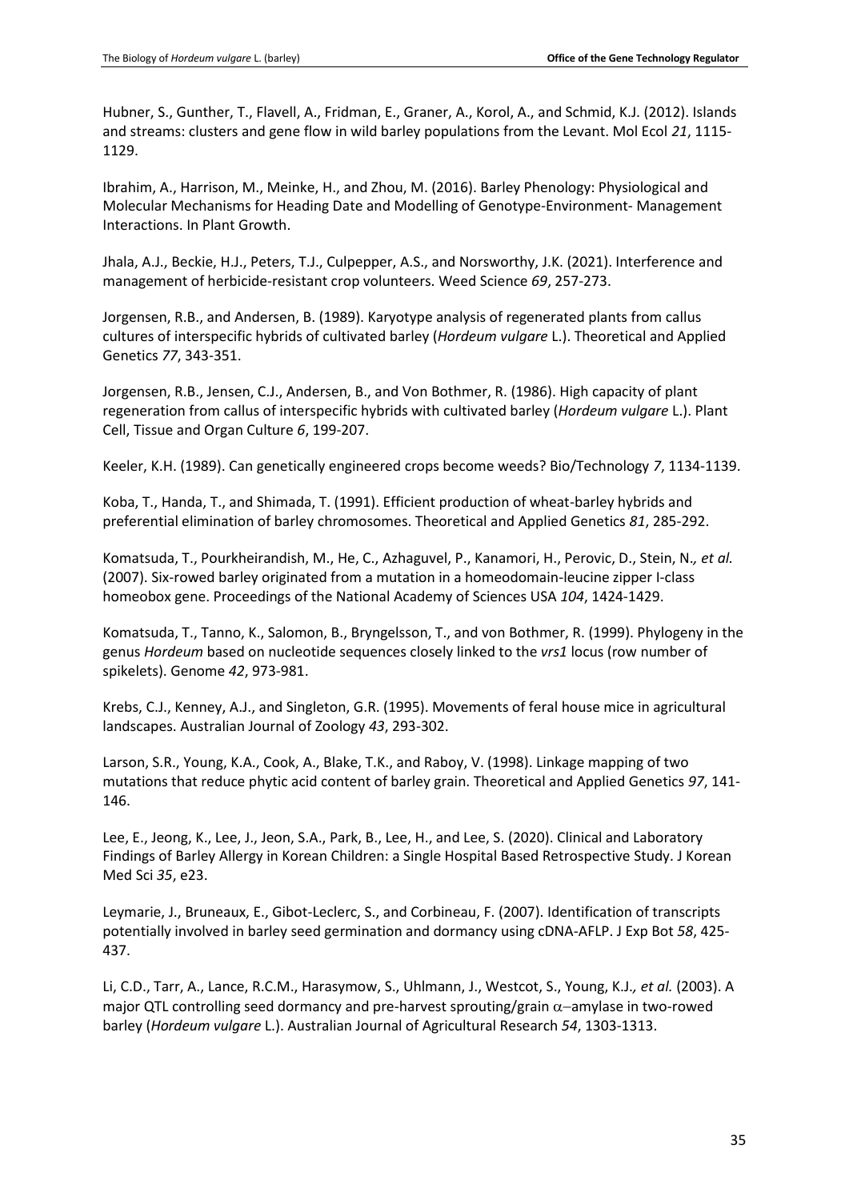Hubner, S., Gunther, T., Flavell, A., Fridman, E., Graner, A., Korol, A., and Schmid, K.J. (2012). Islands and streams: clusters and gene flow in wild barley populations from the Levant. Mol Ecol *21*, 1115-1129.

Ibrahim, A., Harrison, M., Meinke, H., and Zhou, M. (2016). Barley Phenology: Physiological and Molecular Mechanisms for Heading Date and Modelling of Genotype-Environment- Management Interactions. In Plant Growth.

Jhala, A.J., Beckie, H.J., Peters, T.J., Culpepper, A.S., and Norsworthy, J.K. (2021). Interference and management of herbicide-resistant crop volunteers. Weed Science *69*, 257-273.

Jorgensen, R.B., and Andersen, B. (1989). Karyotype analysis of regenerated plants from callus cultures of interspecific hybrids of cultivated barley (*Hordeum vulgare* L.). Theoretical and Applied Genetics *77*, 343-351.

Jorgensen, R.B., Jensen, C.J., Andersen, B., and Von Bothmer, R. (1986). High capacity of plant regeneration from callus of interspecific hybrids with cultivated barley (*Hordeum vulgare* L.). Plant Cell, Tissue and Organ Culture *6*, 199-207.

Keeler, K.H. (1989). Can genetically engineered crops become weeds? Bio/Technology *7*, 1134-1139.

Koba, T., Handa, T., and Shimada, T. (1991). Efficient production of wheat-barley hybrids and preferential elimination of barley chromosomes. Theoretical and Applied Genetics *81*, 285-292.

Komatsuda, T., Pourkheirandish, M., He, C., Azhaguvel, P., Kanamori, H., Perovic, D., Stein, N.*, et al.* (2007). Six-rowed barley originated from a mutation in a homeodomain-leucine zipper I-class homeobox gene. Proceedings of the National Academy of Sciences USA *104*, 1424-1429.

Komatsuda, T., Tanno, K., Salomon, B., Bryngelsson, T., and von Bothmer, R. (1999). Phylogeny in the genus *Hordeum* based on nucleotide sequences closely linked to the *vrs1* locus (row number of spikelets). Genome *42*, 973-981.

Krebs, C.J., Kenney, A.J., and Singleton, G.R. (1995). Movements of feral house mice in agricultural landscapes. Australian Journal of Zoology *43*, 293-302.

Larson, S.R., Young, K.A., Cook, A., Blake, T.K., and Raboy, V. (1998). Linkage mapping of two mutations that reduce phytic acid content of barley grain. Theoretical and Applied Genetics *97*, 141-146.

Lee, E., Jeong, K., Lee, J., Jeon, S.A., Park, B., Lee, H., and Lee, S. (2020). Clinical and Laboratory Findings of Barley Allergy in Korean Children: a Single Hospital Based Retrospective Study. J Korean Med Sci *35*, e23.

Leymarie, J., Bruneaux, E., Gibot-Leclerc, S., and Corbineau, F. (2007). Identification of transcripts potentially involved in barley seed germination and dormancy using cDNA-AFLP. J Exp Bot *58*, 425-437.

Li, C.D., Tarr, A., Lance, R.C.M., Harasymow, S., Uhlmann, J., Westcot, S., Young, K.J.*, et al.* (2003). A major QTL controlling seed dormancy and pre-harvest sprouting/grain $\alpha$–amylase in two-rowed barley (*Hordeum vulgare* L.). Australian Journal of Agricultural Research *54*, 1303-1313.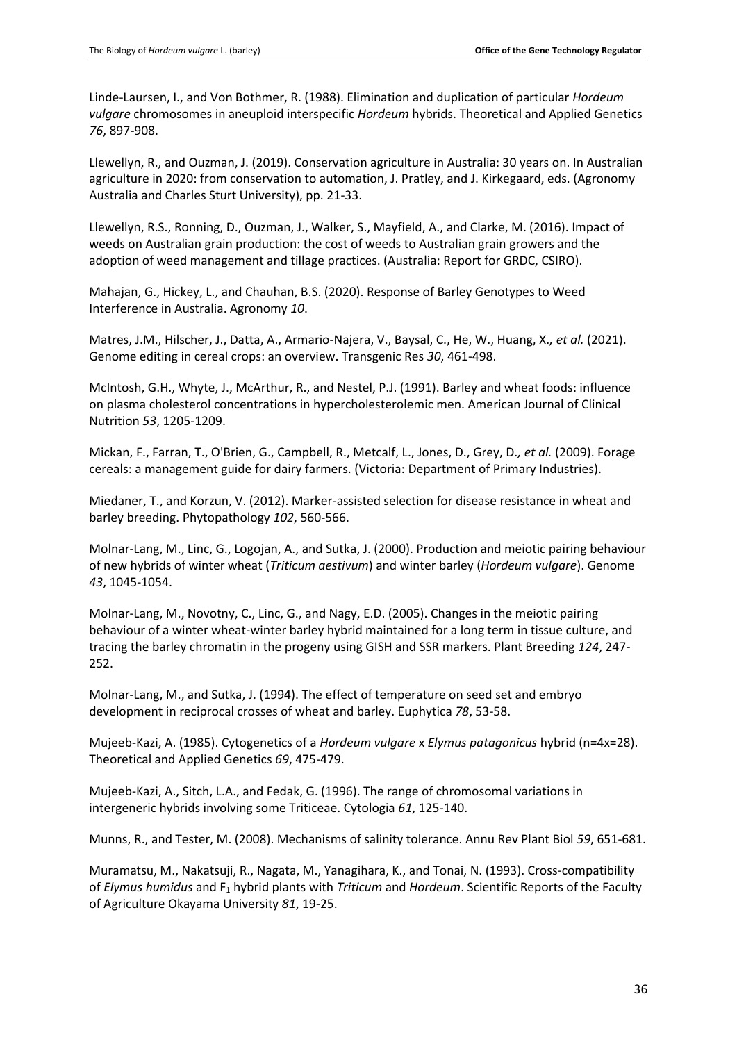Linde-Laursen, I., and Von Bothmer, R. (1988). Elimination and duplication of particular *Hordeum vulgare* chromosomes in aneuploid interspecific *Hordeum* hybrids. Theoretical and Applied Genetics *76*, 897-908.

Llewellyn, R., and Ouzman, J. (2019). Conservation agriculture in Australia: 30 years on. In Australian agriculture in 2020: from conservation to automation, J. Pratley, and J. Kirkegaard, eds. (Agronomy Australia and Charles Sturt University), pp. 21-33.

Llewellyn, R.S., Ronning, D., Ouzman, J., Walker, S., Mayfield, A., and Clarke, M. (2016). Impact of weeds on Australian grain production: the cost of weeds to Australian grain growers and the adoption of weed management and tillage practices. (Australia: Report for GRDC, CSIRO).

Mahajan, G., Hickey, L., and Chauhan, B.S. (2020). Response of Barley Genotypes to Weed Interference in Australia. Agronomy *10*.

Matres, J.M., Hilscher, J., Datta, A., Armario-Najera, V., Baysal, C., He, W., Huang, X.*, et al.* (2021). Genome editing in cereal crops: an overview. Transgenic Res *30*, 461-498.

McIntosh, G.H., Whyte, J., McArthur, R., and Nestel, P.J. (1991). Barley and wheat foods: influence on plasma cholesterol concentrations in hypercholesterolemic men. American Journal of Clinical Nutrition *53*, 1205-1209.

Mickan, F., Farran, T., O'Brien, G., Campbell, R., Metcalf, L., Jones, D., Grey, D.*, et al.* (2009). Forage cereals: a management guide for dairy farmers. (Victoria: Department of Primary Industries).

Miedaner, T., and Korzun, V. (2012). Marker-assisted selection for disease resistance in wheat and barley breeding. Phytopathology *102*, 560-566.

Molnar-Lang, M., Linc, G., Logojan, A., and Sutka, J. (2000). Production and meiotic pairing behaviour of new hybrids of winter wheat (*Triticum aestivum*) and winter barley (*Hordeum vulgare*). Genome *43*, 1045-1054.

Molnar-Lang, M., Novotny, C., Linc, G., and Nagy, E.D. (2005). Changes in the meiotic pairing behaviour of a winter wheat-winter barley hybrid maintained for a long term in tissue culture, and tracing the barley chromatin in the progeny using GISH and SSR markers. Plant Breeding *124*, 247-252.

Molnar-Lang, M., and Sutka, J. (1994). The effect of temperature on seed set and embryo development in reciprocal crosses of wheat and barley. Euphytica *78*, 53-58.

Mujeeb-Kazi, A. (1985). Cytogenetics of a *Hordeum vulgare* x *Elymus patagonicus* hybrid (n=4x=28). Theoretical and Applied Genetics *69*, 475-479.

Mujeeb-Kazi, A., Sitch, L.A., and Fedak, G. (1996). The range of chromosomal variations in intergeneric hybrids involving some Triticeae. Cytologia *61*, 125-140.

Munns, R., and Tester, M. (2008). Mechanisms of salinity tolerance. Annu Rev Plant Biol *59*, 651-681.

Muramatsu, M., Nakatsuji, R., Nagata, M., Yanagihara, K., and Tonai, N. (1993). Cross-compatibility of *Elymus humidus* and $F_1$ hybrid plants with *Triticum* and *Hordeum*. Scientific Reports of the Faculty of Agriculture Okayama University *81*, 19-25.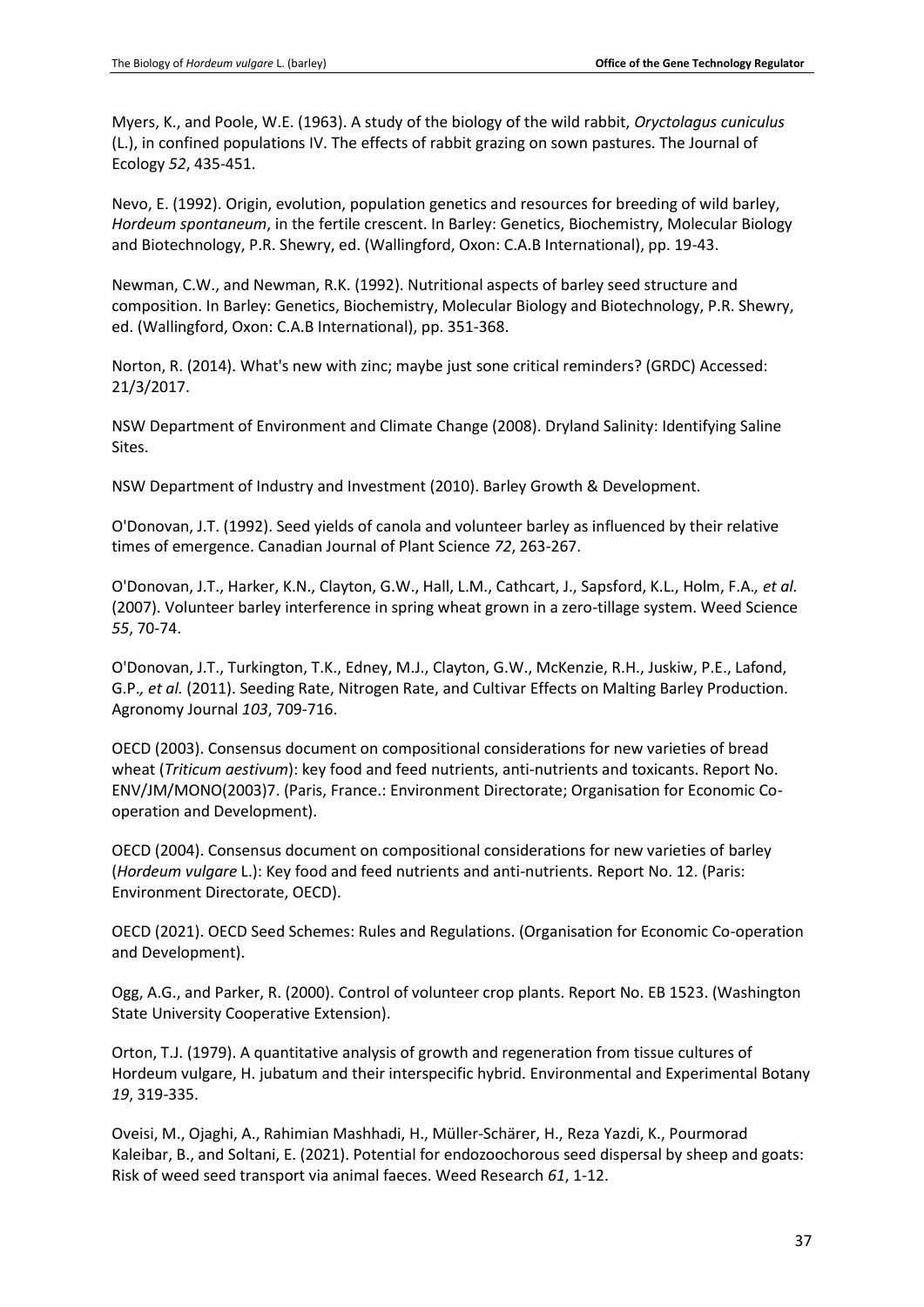Myers, K., and Poole, W.E. (1963). A study of the biology of the wild rabbit, *Oryctolagus cuniculus* (L.), in confined populations IV. The effects of rabbit grazing on sown pastures. The Journal of Ecology *52*, 435-451.

Nevo, E. (1992). Origin, evolution, population genetics and resources for breeding of wild barley, *Hordeum spontaneum*, in the fertile crescent. In Barley: Genetics, Biochemistry, Molecular Biology and Biotechnology, P.R. Shewry, ed. (Wallingford, Oxon: C.A.B International), pp. 19-43.

Newman, C.W., and Newman, R.K. (1992). Nutritional aspects of barley seed structure and composition. In Barley: Genetics, Biochemistry, Molecular Biology and Biotechnology, P.R. Shewry, ed. (Wallingford, Oxon: C.A.B International), pp. 351-368.

Norton, R. (2014). What's new with zinc; maybe just sone critical reminders? (GRDC) Accessed: 21/3/2017.

NSW Department of Environment and Climate Change (2008). Dryland Salinity: Identifying Saline Sites.

NSW Department of Industry and Investment (2010). Barley Growth & Development.

O'Donovan, J.T. (1992). Seed yields of canola and volunteer barley as influenced by their relative times of emergence. Canadian Journal of Plant Science *72*, 263-267.

O'Donovan, J.T., Harker, K.N., Clayton, G.W., Hall, L.M., Cathcart, J., Sapsford, K.L., Holm, F.A.*, et al.* (2007). Volunteer barley interference in spring wheat grown in a zero-tillage system. Weed Science *55*, 70-74.

O'Donovan, J.T., Turkington, T.K., Edney, M.J., Clayton, G.W., McKenzie, R.H., Juskiw, P.E., Lafond, G.P.*, et al.* (2011). Seeding Rate, Nitrogen Rate, and Cultivar Effects on Malting Barley Production. Agronomy Journal *103*, 709-716.

OECD (2003). Consensus document on compositional considerations for new varieties of bread wheat (*Triticum aestivum*): key food and feed nutrients, anti-nutrients and toxicants. Report No. ENV/JM/MONO(2003)7. (Paris, France.: Environment Directorate; Organisation for Economic Co-operation and Development).

OECD (2004). Consensus document on compositional considerations for new varieties of barley (*Hordeum vulgare* L.): Key food and feed nutrients and anti-nutrients. Report No. 12. (Paris: Environment Directorate, OECD).

OECD (2021). OECD Seed Schemes: Rules and Regulations. (Organisation for Economic Co-operation and Development).

Ogg, A.G., and Parker, R. (2000). Control of volunteer crop plants. Report No. EB 1523. (Washington State University Cooperative Extension).

Orton, T.J. (1979). A quantitative analysis of growth and regeneration from tissue cultures of Hordeum vulgare, H. jubatum and their interspecific hybrid. Environmental and Experimental Botany *19*, 319-335.

Oveisi, M., Ojaghi, A., Rahimian Mashhadi, H., Müller-Schärer, H., Reza Yazdi, K., Pourmorad Kaleibar, B., and Soltani, E. (2021). Potential for endozoochorous seed dispersal by sheep and goats: Risk of weed seed transport via animal faeces. Weed Research *61*, 1-12.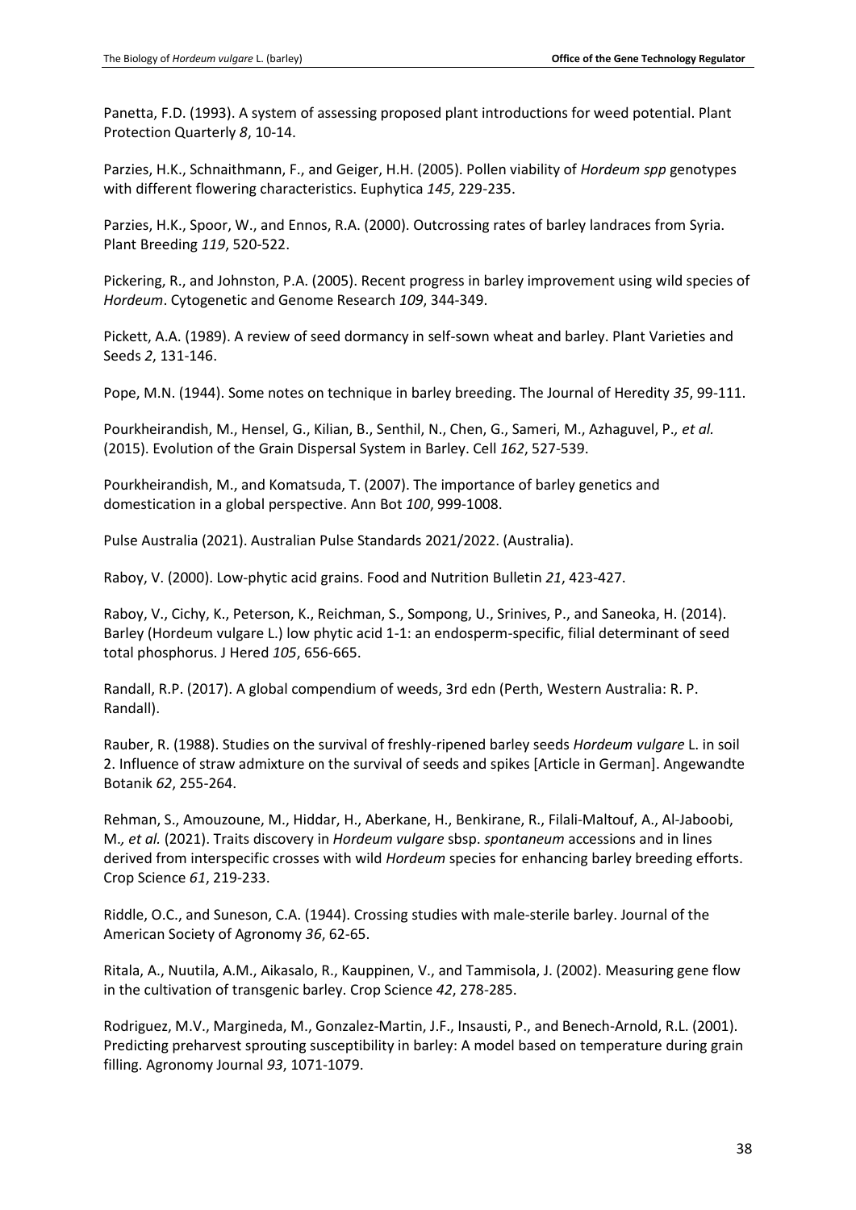Panetta, F.D. (1993). A system of assessing proposed plant introductions for weed potential. Plant Protection Quarterly *8*, 10-14.

Parzies, H.K., Schnaithmann, F., and Geiger, H.H. (2005). Pollen viability of *Hordeum spp* genotypes with different flowering characteristics. Euphytica *145*, 229-235.

Parzies, H.K., Spoor, W., and Ennos, R.A. (2000). Outcrossing rates of barley landraces from Syria. Plant Breeding *119*, 520-522.

Pickering, R., and Johnston, P.A. (2005). Recent progress in barley improvement using wild species of *Hordeum*. Cytogenetic and Genome Research *109*, 344-349.

Pickett, A.A. (1989). A review of seed dormancy in self-sown wheat and barley. Plant Varieties and Seeds *2*, 131-146.

Pope, M.N. (1944). Some notes on technique in barley breeding. The Journal of Heredity *35*, 99-111.

Pourkheirandish, M., Hensel, G., Kilian, B., Senthil, N., Chen, G., Sameri, M., Azhaguvel, P.*, et al.* (2015). Evolution of the Grain Dispersal System in Barley. Cell *162*, 527-539.

Pourkheirandish, M., and Komatsuda, T. (2007). The importance of barley genetics and domestication in a global perspective. Ann Bot *100*, 999-1008.

Pulse Australia (2021). Australian Pulse Standards 2021/2022. (Australia).

Raboy, V. (2000). Low-phytic acid grains. Food and Nutrition Bulletin *21*, 423-427.

Raboy, V., Cichy, K., Peterson, K., Reichman, S., Sompong, U., Srinives, P., and Saneoka, H. (2014). Barley (Hordeum vulgare L.) low phytic acid 1-1: an endosperm-specific, filial determinant of seed total phosphorus. J Hered *105*, 656-665.

Randall, R.P. (2017). A global compendium of weeds, 3rd edn (Perth, Western Australia: R. P. Randall).

Rauber, R. (1988). Studies on the survival of freshly-ripened barley seeds *Hordeum vulgare* L. in soil 2. Influence of straw admixture on the survival of seeds and spikes [Article in German]. Angewandte Botanik *62*, 255-264.

Rehman, S., Amouzoune, M., Hiddar, H., Aberkane, H., Benkirane, R., Filali-Maltouf, A., Al-Jaboobi, M.*, et al.* (2021). Traits discovery in *Hordeum vulgare* sbsp. *spontaneum* accessions and in lines derived from interspecific crosses with wild *Hordeum* species for enhancing barley breeding efforts. Crop Science *61*, 219-233.

Riddle, O.C., and Suneson, C.A. (1944). Crossing studies with male-sterile barley. Journal of the American Society of Agronomy *36*, 62-65.

Ritala, A., Nuutila, A.M., Aikasalo, R., Kauppinen, V., and Tammisola, J. (2002). Measuring gene flow in the cultivation of transgenic barley. Crop Science *42*, 278-285.

Rodriguez, M.V., Margineda, M., Gonzalez-Martin, J.F., Insausti, P., and Benech-Arnold, R.L. (2001). Predicting preharvest sprouting susceptibility in barley: A model based on temperature during grain filling. Agronomy Journal *93*, 1071-1079.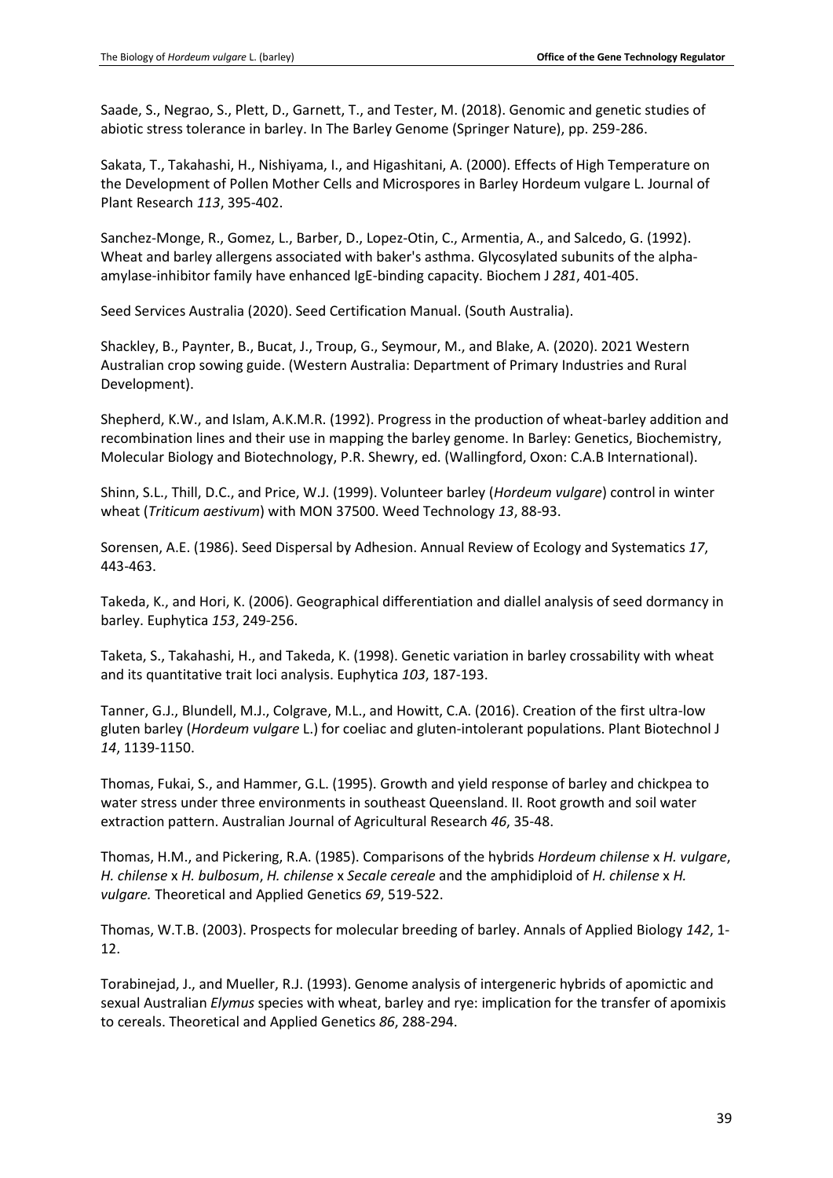Saade, S., Negrao, S., Plett, D., Garnett, T., and Tester, M. (2018). Genomic and genetic studies of abiotic stress tolerance in barley. In The Barley Genome (Springer Nature), pp. 259-286.

Sakata, T., Takahashi, H., Nishiyama, I., and Higashitani, A. (2000). Effects of High Temperature on the Development of Pollen Mother Cells and Microspores in Barley Hordeum vulgare L. Journal of Plant Research *113*, 395-402.

Sanchez-Monge, R., Gomez, L., Barber, D., Lopez-Otin, C., Armentia, A., and Salcedo, G. (1992). Wheat and barley allergens associated with baker's asthma. Glycosylated subunits of the alpha-amylase-inhibitor family have enhanced IgE-binding capacity. Biochem J *281*, 401-405.

Seed Services Australia (2020). Seed Certification Manual. (South Australia).

Shackley, B., Paynter, B., Bucat, J., Troup, G., Seymour, M., and Blake, A. (2020). 2021 Western Australian crop sowing guide. (Western Australia: Department of Primary Industries and Rural Development).

Shepherd, K.W., and Islam, A.K.M.R. (1992). Progress in the production of wheat-barley addition and recombination lines and their use in mapping the barley genome. In Barley: Genetics, Biochemistry, Molecular Biology and Biotechnology, P.R. Shewry, ed. (Wallingford, Oxon: C.A.B International).

Shinn, S.L., Thill, D.C., and Price, W.J. (1999). Volunteer barley (*Hordeum vulgare*) control in winter wheat (*Triticum aestivum*) with MON 37500. Weed Technology *13*, 88-93.

Sorensen, A.E. (1986). Seed Dispersal by Adhesion. Annual Review of Ecology and Systematics *17*, 443-463.

Takeda, K., and Hori, K. (2006). Geographical differentiation and diallel analysis of seed dormancy in barley. Euphytica *153*, 249-256.

Taketa, S., Takahashi, H., and Takeda, K. (1998). Genetic variation in barley crossability with wheat and its quantitative trait loci analysis. Euphytica *103*, 187-193.

Tanner, G.J., Blundell, M.J., Colgrave, M.L., and Howitt, C.A. (2016). Creation of the first ultra-low gluten barley (*Hordeum vulgare* L.) for coeliac and gluten-intolerant populations. Plant Biotechnol J *14*, 1139-1150.

Thomas, Fukai, S., and Hammer, G.L. (1995). Growth and yield response of barley and chickpea to water stress under three environments in southeast Queensland. II. Root growth and soil water extraction pattern. Australian Journal of Agricultural Research *46*, 35-48.

Thomas, H.M., and Pickering, R.A. (1985). Comparisons of the hybrids *Hordeum chilense* x *H. vulgare*, *H. chilense* x *H. bulbosum*, *H. chilense* x *Secale cereale* and the amphidiploid of *H. chilense* x *H. vulgare.* Theoretical and Applied Genetics *69*, 519-522.

Thomas, W.T.B. (2003). Prospects for molecular breeding of barley. Annals of Applied Biology *142*, 1-12.

Torabinejad, J., and Mueller, R.J. (1993). Genome analysis of intergeneric hybrids of apomictic and sexual Australian *Elymus* species with wheat, barley and rye: implication for the transfer of apomixis to cereals. Theoretical and Applied Genetics *86*, 288-294.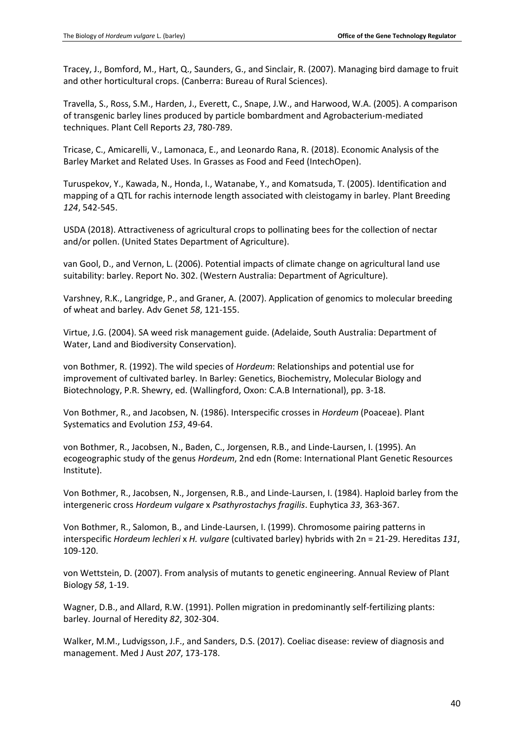Tracey, J., Bomford, M., Hart, Q., Saunders, G., and Sinclair, R. (2007). Managing bird damage to fruit and other horticultural crops. (Canberra: Bureau of Rural Sciences).

Travella, S., Ross, S.M., Harden, J., Everett, C., Snape, J.W., and Harwood, W.A. (2005). A comparison of transgenic barley lines produced by particle bombardment and Agrobacterium-mediated techniques. Plant Cell Reports *23*, 780-789.

Tricase, C., Amicarelli, V., Lamonaca, E., and Leonardo Rana, R. (2018). Economic Analysis of the Barley Market and Related Uses. In Grasses as Food and Feed (IntechOpen).

Turuspekov, Y., Kawada, N., Honda, I., Watanabe, Y., and Komatsuda, T. (2005). Identification and mapping of a QTL for rachis internode length associated with cleistogamy in barley. Plant Breeding *124*, 542-545.

USDA (2018). Attractiveness of agricultural crops to pollinating bees for the collection of nectar and/or pollen. (United States Department of Agriculture).

van Gool, D., and Vernon, L. (2006). Potential impacts of climate change on agricultural land use suitability: barley. Report No. 302. (Western Australia: Department of Agriculture).

Varshney, R.K., Langridge, P., and Graner, A. (2007). Application of genomics to molecular breeding of wheat and barley. Adv Genet *58*, 121-155.

Virtue, J.G. (2004). SA weed risk management guide. (Adelaide, South Australia: Department of Water, Land and Biodiversity Conservation).

von Bothmer, R. (1992). The wild species of *Hordeum*: Relationships and potential use for improvement of cultivated barley. In Barley: Genetics, Biochemistry, Molecular Biology and Biotechnology, P.R. Shewry, ed. (Wallingford, Oxon: C.A.B International), pp. 3-18.

Von Bothmer, R., and Jacobsen, N. (1986). Interspecific crosses in *Hordeum* (Poaceae). Plant Systematics and Evolution *153*, 49-64.

von Bothmer, R., Jacobsen, N., Baden, C., Jorgensen, R.B., and Linde-Laursen, I. (1995). An ecogeographic study of the genus *Hordeum*, 2nd edn (Rome: International Plant Genetic Resources Institute).

Von Bothmer, R., Jacobsen, N., Jorgensen, R.B., and Linde-Laursen, I. (1984). Haploid barley from the intergeneric cross *Hordeum vulgare* x *Psathyrostachys fragilis*. Euphytica *33*, 363-367.

Von Bothmer, R., Salomon, B., and Linde-Laursen, I. (1999). Chromosome pairing patterns in interspecific *Hordeum lechleri* x *H. vulgare* (cultivated barley) hybrids with 2n = 21-29. Hereditas *131*, 109-120.

von Wettstein, D. (2007). From analysis of mutants to genetic engineering. Annual Review of Plant Biology *58*, 1-19.

Wagner, D.B., and Allard, R.W. (1991). Pollen migration in predominantly self-fertilizing plants: barley. Journal of Heredity *82*, 302-304.

Walker, M.M., Ludvigsson, J.F., and Sanders, D.S. (2017). Coeliac disease: review of diagnosis and management. Med J Aust *207*, 173-178.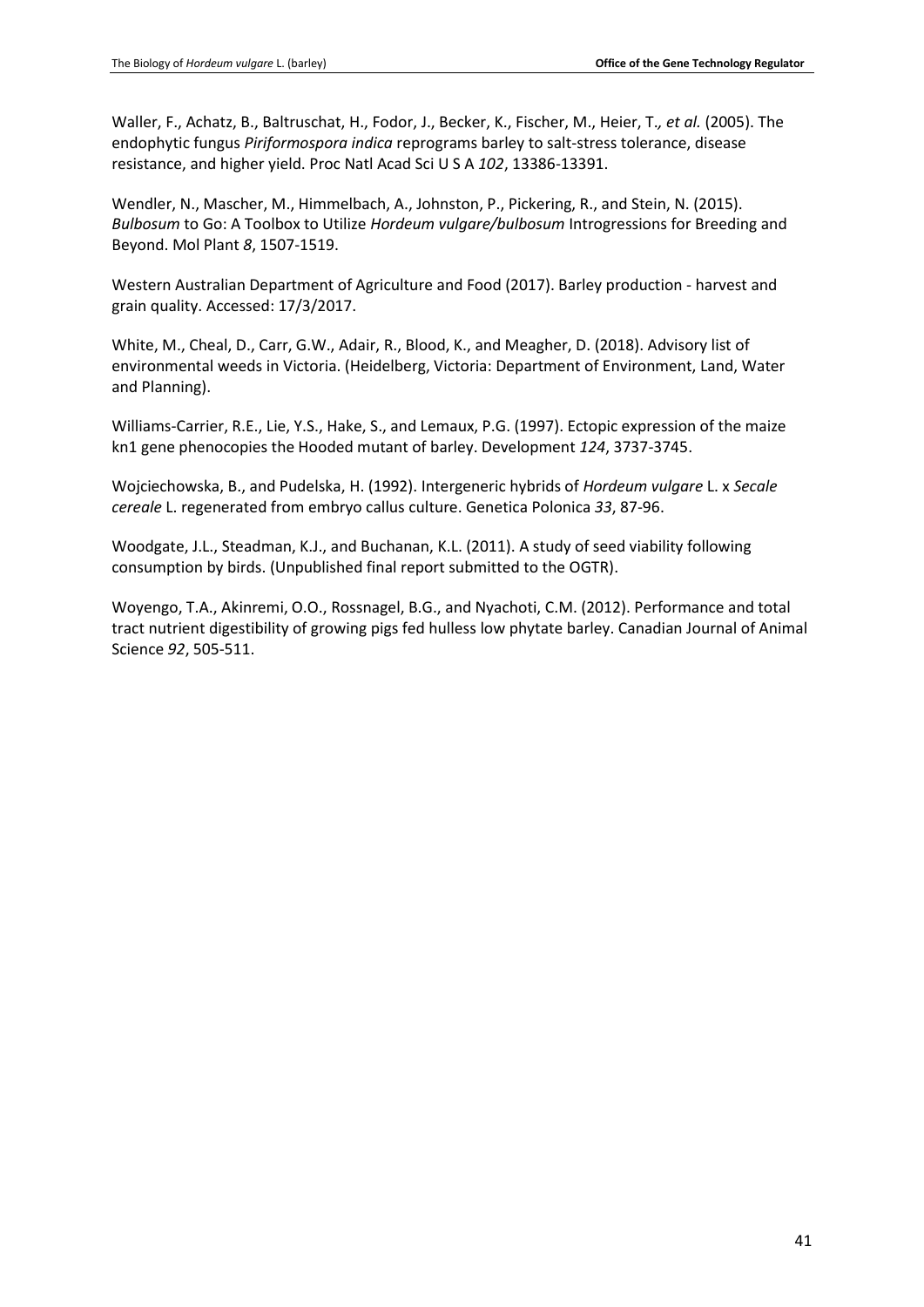Waller, F., Achatz, B., Baltruschat, H., Fodor, J., Becker, K., Fischer, M., Heier, T.*, et al.* (2005). The endophytic fungus *Piriformospora indica* reprograms barley to salt-stress tolerance, disease resistance, and higher yield. Proc Natl Acad Sci U S A *102*, 13386-13391.

Wendler, N., Mascher, M., Himmelbach, A., Johnston, P., Pickering, R., and Stein, N. (2015). *Bulbosum* to Go: A Toolbox to Utilize *Hordeum vulgare/bulbosum* Introgressions for Breeding and Beyond. Mol Plant *8*, 1507-1519.

Western Australian Department of Agriculture and Food (2017). Barley production - harvest and grain quality. Accessed: 17/3/2017.

White, M., Cheal, D., Carr, G.W., Adair, R., Blood, K., and Meagher, D. (2018). Advisory list of environmental weeds in Victoria. (Heidelberg, Victoria: Department of Environment, Land, Water and Planning).

Williams-Carrier, R.E., Lie, Y.S., Hake, S., and Lemaux, P.G. (1997). Ectopic expression of the maize kn1 gene phenocopies the Hooded mutant of barley. Development *124*, 3737-3745.

Wojciechowska, B., and Pudelska, H. (1992). Intergeneric hybrids of *Hordeum vulgare* L. x *Secale cereale* L. regenerated from embryo callus culture. Genetica Polonica *33*, 87-96.

Woodgate, J.L., Steadman, K.J., and Buchanan, K.L. (2011). A study of seed viability following consumption by birds. (Unpublished final report submitted to the OGTR).

Woyengo, T.A., Akinremi, O.O., Rossnagel, B.G., and Nyachoti, C.M. (2012). Performance and total tract nutrient digestibility of growing pigs fed hulless low phytate barley. Canadian Journal of Animal Science *92*, 505-511.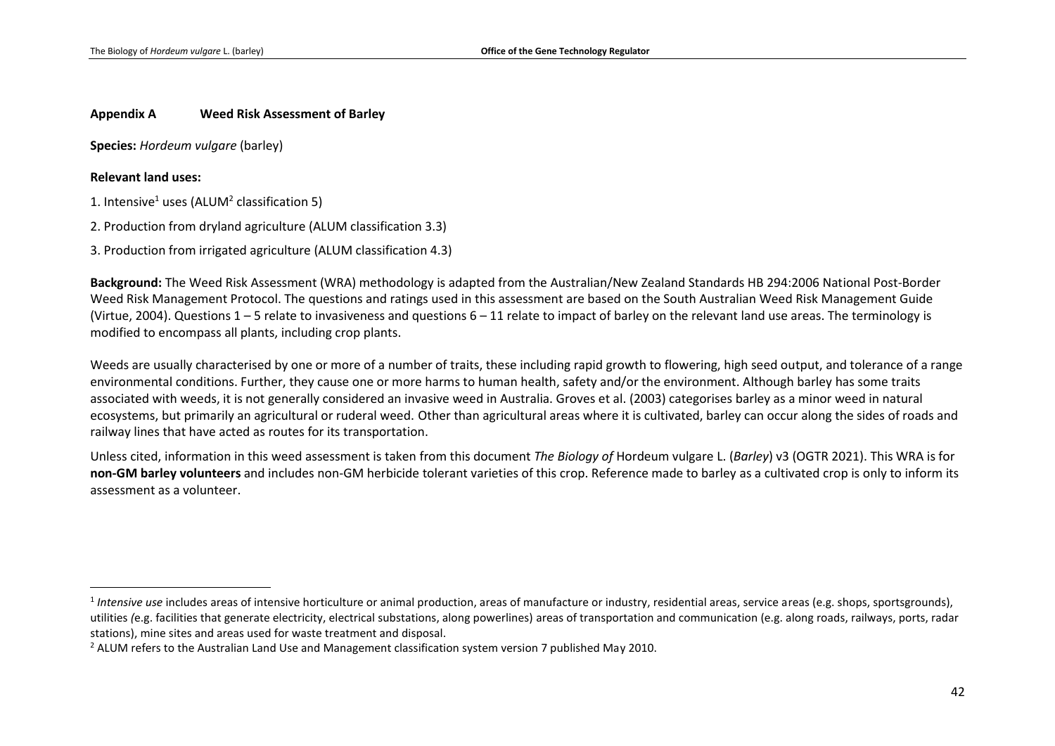## Appendix A Weed Risk Assessment of Barley

**Species:** *Hordeum vulgare* (barley)

**Relevant land uses:**

1. Intensive[1] uses (ALUM[2] classification 5)

2. Production from dryland agriculture (ALUM classification 3.3)

3. Production from irrigated agriculture (ALUM classification 4.3)

**Background:** The Weed Risk Assessment (WRA) methodology is adapted from the Australian/New Zealand Standards HB 294:2006 National Post-Border Weed Risk Management Protocol. The questions and ratings used in this assessment are based on the South Australian Weed Risk Management Guide (Virtue, 2004). Questions 1 – 5 relate to invasiveness and questions 6 – 11 relate to impact of barley on the relevant land use areas. The terminology is modified to encompass all plants, including crop plants.

Weeds are usually characterised by one or more of a number of traits, these including rapid growth to flowering, high seed output, and tolerance of a range environmental conditions. Further, they cause one or more harms to human health, safety and/or the environment. Although barley has some traits associated with weeds, it is not generally considered an invasive weed in Australia. Groves et al. (2003) categorises barley as a minor weed in natural ecosystems, but primarily an agricultural or ruderal weed. Other than agricultural areas where it is cultivated, barley can occur along the sides of roads and railway lines that have acted as routes for its transportation.

Unless cited, information in this weed assessment is taken from this document *The Biology of* Hordeum vulgare L. (*Barley*) v3 (OGTR 2021). This WRA is for **non-GM barley volunteers** and includes non-GM herbicide tolerant varieties of this crop. Reference made to barley as a cultivated crop is only to inform its assessment as a volunteer.

---

[1] *Intensive use* includes areas of intensive horticulture or animal production, areas of manufacture or industry, residential areas, service areas (e.g. shops, sportsgrounds), utilities *(*e.g. facilities that generate electricity, electrical substations, along powerlines) areas of transportation and communication (e.g. along roads, railways, ports, radar stations), mine sites and areas used for waste treatment and disposal.

[2] ALUM refers to the Australian Land Use and Management classification system version 7 published May 2010.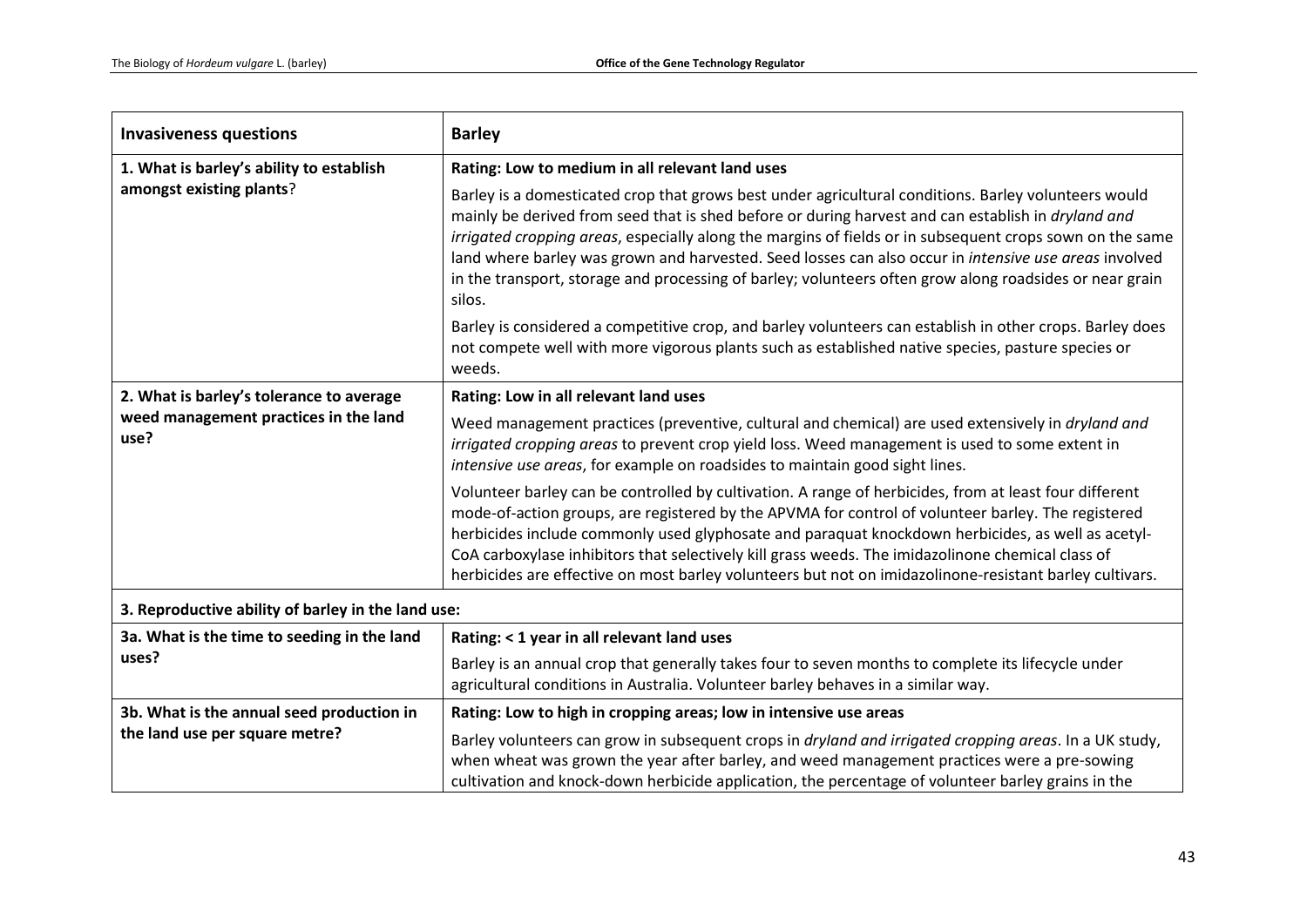| Invasiveness questions | Barley |
|---|---|
| **1. What is barley's ability to establish amongst existing plants**? | **Rating: Low to medium in all relevant land uses**<br><br>Barley is a domesticated crop that grows best under agricultural conditions. Barley volunteers would mainly be derived from seed that is shed before or during harvest and can establish in *dryland and irrigated cropping areas*, especially along the margins of fields or in subsequent crops sown on the same land where barley was grown and harvested. Seed losses can also occur in *intensive use areas* involved in the transport, storage and processing of barley; volunteers often grow along roadsides or near grain silos.<br><br>Barley is considered a competitive crop, and barley volunteers can establish in other crops. Barley does not compete well with more vigorous plants such as established native species, pasture species or weeds. |
| **2. What is barley's tolerance to average weed management practices in the land use?** | **Rating: Low in all relevant land uses**<br><br>Weed management practices (preventive, cultural and chemical) are used extensively in *dryland and irrigated cropping areas* to prevent crop yield loss. Weed management is used to some extent in *intensive use areas*, for example on roadsides to maintain good sight lines.<br><br>Volunteer barley can be controlled by cultivation. A range of herbicides, from at least four different mode-of-action groups, are registered by the APVMA for control of volunteer barley. The registered herbicides include commonly used glyphosate and paraquat knockdown herbicides, as well as acetyl-CoA carboxylase inhibitors that selectively kill grass weeds. The imidazolinone chemical class of herbicides are effective on most barley volunteers but not on imidazolinone-resistant barley cultivars. |
| **3. Reproductive ability of barley in the land use:** | |
| **3a. What is the time to seeding in the land uses?** | **Rating: < 1 year in all relevant land uses**<br><br>Barley is an annual crop that generally takes four to seven months to complete its lifecycle under agricultural conditions in Australia. Volunteer barley behaves in a similar way. |
| **3b. What is the annual seed production in the land use per square metre?** | **Rating: Low to high in cropping areas; low in intensive use areas**<br><br>Barley volunteers can grow in subsequent crops in *dryland and irrigated cropping areas*. In a UK study, when wheat was grown the year after barley, and weed management practices were a pre-sowing cultivation and knock-down herbicide application, the percentage of volunteer barley grains in the |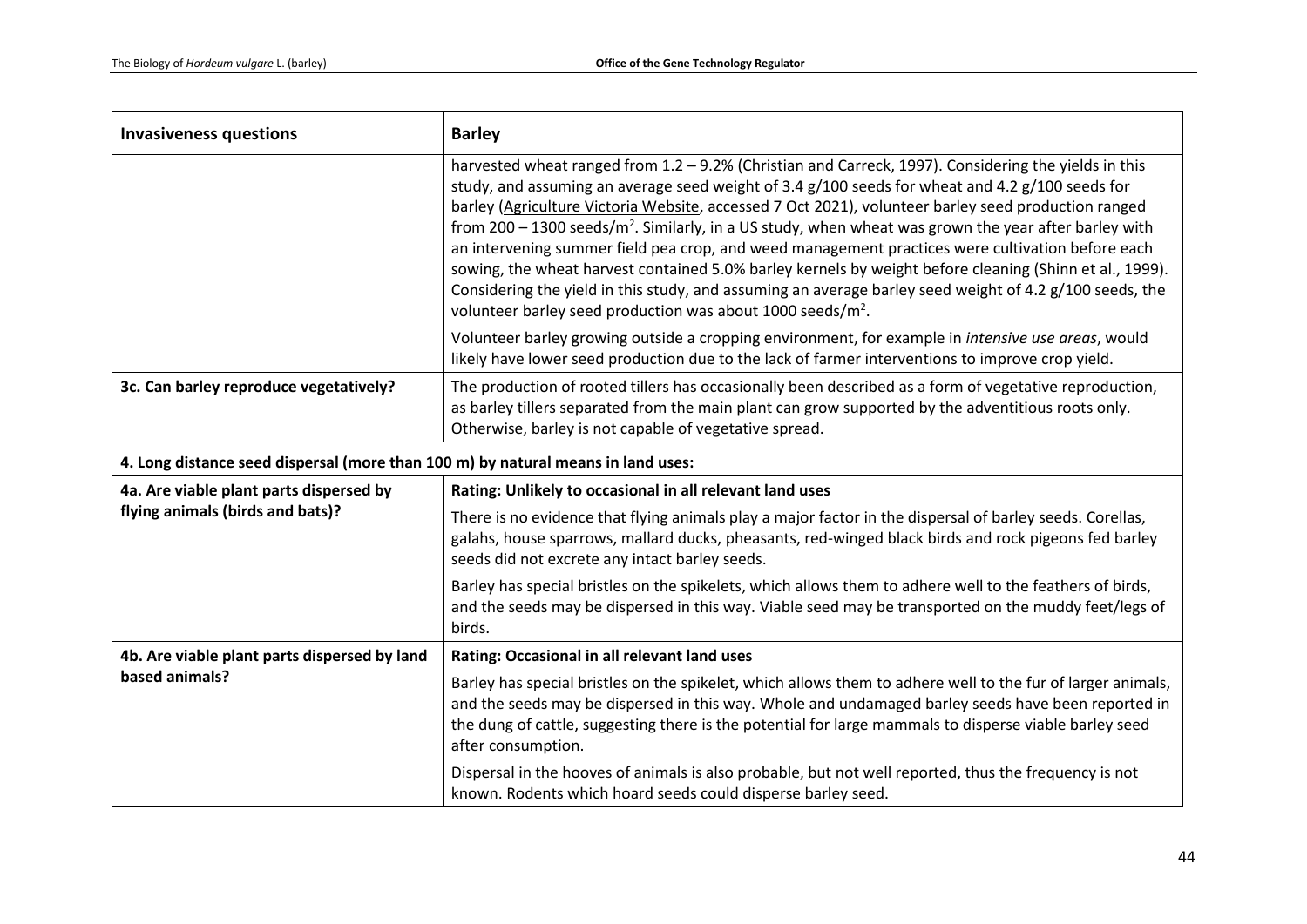| Invasiveness questions | Barley |
| --- | --- |
| | harvested wheat ranged from 1.2 – 9.2% (Christian and Carreck, 1997). Considering the yields in this study, and assuming an average seed weight of 3.4 g/100 seeds for wheat and 4.2 g/100 seeds for barley (Agriculture Victoria Website, accessed 7 Oct 2021), volunteer barley seed production ranged from 200 – 1300 seeds/m$^2$. Similarly, in a US study, when wheat was grown the year after barley with an intervening summer field pea crop, and weed management practices were cultivation before each sowing, the wheat harvest contained 5.0% barley kernels by weight before cleaning (Shinn et al., 1999). Considering the yield in this study, and assuming an average barley seed weight of 4.2 g/100 seeds, the volunteer barley seed production was about 1000 seeds/m$^2$.<br><br>Volunteer barley growing outside a cropping environment, for example in *intensive use areas*, would likely have lower seed production due to the lack of farmer interventions to improve crop yield. |
| **3c. Can barley reproduce vegetatively?** | The production of rooted tillers has occasionally been described as a form of vegetative reproduction, as barley tillers separated from the main plant can grow supported by the adventitious roots only. Otherwise, barley is not capable of vegetative spread. |
| **4. Long distance seed dispersal (more than 100 m) by natural means in land uses:** | |
| **4a. Are viable plant parts dispersed by flying animals (birds and bats)?** | **Rating: Unlikely to occasional in all relevant land uses**<br><br>There is no evidence that flying animals play a major factor in the dispersal of barley seeds. Corellas, galahs, house sparrows, mallard ducks, pheasants, red-winged black birds and rock pigeons fed barley seeds did not excrete any intact barley seeds.<br><br>Barley has special bristles on the spikelets, which allows them to adhere well to the feathers of birds, and the seeds may be dispersed in this way. Viable seed may be transported on the muddy feet/legs of birds. |
| **4b. Are viable plant parts dispersed by land based animals?** | **Rating: Occasional in all relevant land uses**<br><br>Barley has special bristles on the spikelet, which allows them to adhere well to the fur of larger animals, and the seeds may be dispersed in this way. Whole and undamaged barley seeds have been reported in the dung of cattle, suggesting there is the potential for large mammals to disperse viable barley seed after consumption.<br><br>Dispersal in the hooves of animals is also probable, but not well reported, thus the frequency is not known. Rodents which hoard seeds could disperse barley seed. |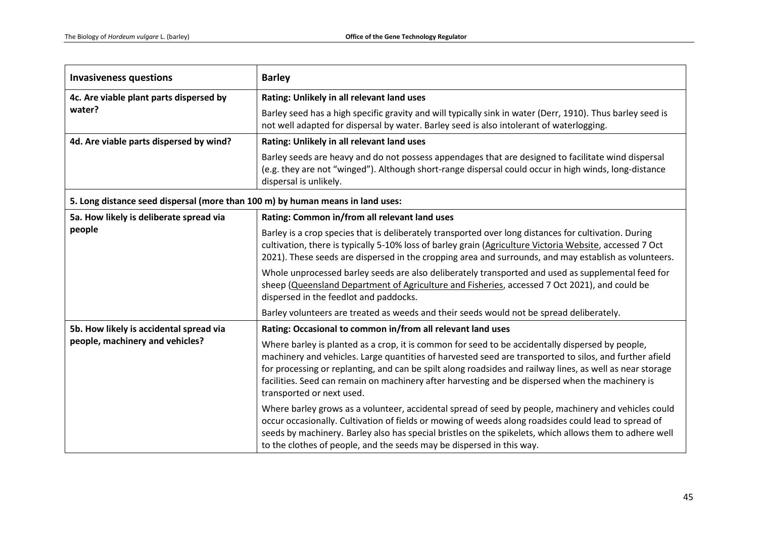| Invasiveness questions | Barley |
|---|---|
| **4c. Are viable plant parts dispersed by water?** | **Rating: Unlikely in all relevant land uses**<br><br>Barley seed has a high specific gravity and will typically sink in water (Derr, 1910). Thus barley seed is not well adapted for dispersal by water. Barley seed is also intolerant of waterlogging. |
| **4d. Are viable parts dispersed by wind?** | **Rating: Unlikely in all relevant land uses**<br><br>Barley seeds are heavy and do not possess appendages that are designed to facilitate wind dispersal (e.g. they are not "winged"). Although short-range dispersal could occur in high winds, long-distance dispersal is unlikely. |
| **5. Long distance seed dispersal (more than 100 m) by human means in land uses:** | |
| **5a. How likely is deliberate spread via people** | **Rating: Common in/from all relevant land uses**<br><br>Barley is a crop species that is deliberately transported over long distances for cultivation. During cultivation, there is typically 5-10% loss of barley grain (Agriculture Victoria Website, accessed 7 Oct 2021). These seeds are dispersed in the cropping area and surrounds, and may establish as volunteers.<br><br>Whole unprocessed barley seeds are also deliberately transported and used as supplemental feed for sheep (Queensland Department of Agriculture and Fisheries, accessed 7 Oct 2021), and could be dispersed in the feedlot and paddocks.<br><br>Barley volunteers are treated as weeds and their seeds would not be spread deliberately. |
| **5b. How likely is accidental spread via people, machinery and vehicles?** | **Rating: Occasional to common in/from all relevant land uses**<br><br>Where barley is planted as a crop, it is common for seed to be accidentally dispersed by people, machinery and vehicles. Large quantities of harvested seed are transported to silos, and further afield for processing or replanting, and can be spilt along roadsides and railway lines, as well as near storage facilities. Seed can remain on machinery after harvesting and be dispersed when the machinery is transported or next used.<br><br>Where barley grows as a volunteer, accidental spread of seed by people, machinery and vehicles could occur occasionally. Cultivation of fields or mowing of weeds along roadsides could lead to spread of seeds by machinery. Barley also has special bristles on the spikelets, which allows them to adhere well to the clothes of people, and the seeds may be dispersed in this way. |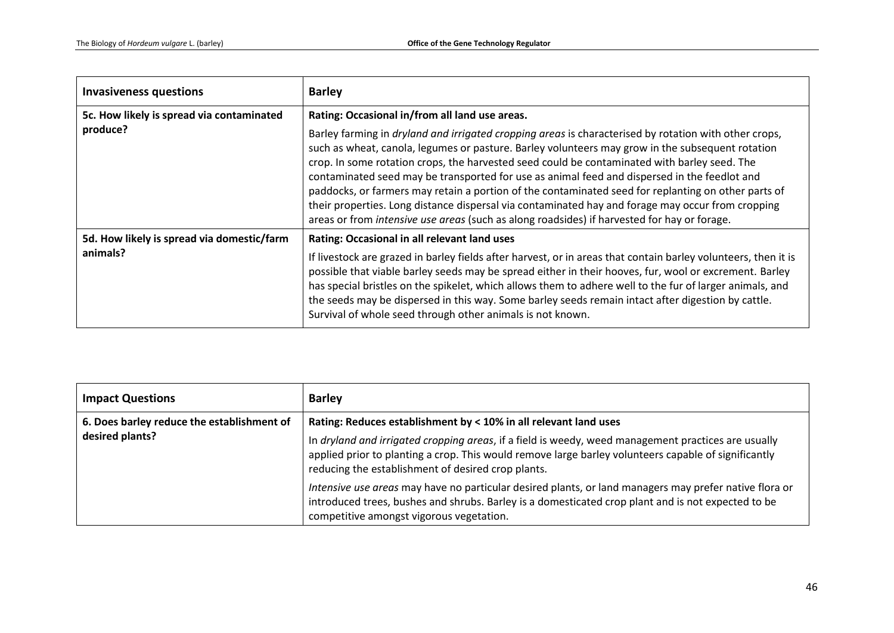| Invasiveness questions | Barley |
|---|---|
| 5c. How likely is spread via contaminated produce? | **Rating: Occasional in/from all land use areas.**<br><br>Barley farming in *dryland and irrigated cropping areas* is characterised by rotation with other crops, such as wheat, canola, legumes or pasture. Barley volunteers may grow in the subsequent rotation crop. In some rotation crops, the harvested seed could be contaminated with barley seed. The contaminated seed may be transported for use as animal feed and dispersed in the feedlot and paddocks, or farmers may retain a portion of the contaminated seed for replanting on other parts of their properties. Long distance dispersal via contaminated hay and forage may occur from cropping areas or from *intensive use areas* (such as along roadsides) if harvested for hay or forage. |
| 5d. How likely is spread via domestic/farm animals? | **Rating: Occasional in all relevant land uses**<br><br>If livestock are grazed in barley fields after harvest, or in areas that contain barley volunteers, then it is possible that viable barley seeds may be spread either in their hooves, fur, wool or excrement. Barley has special bristles on the spikelet, which allows them to adhere well to the fur of larger animals, and the seeds may be dispersed in this way. Some barley seeds remain intact after digestion by cattle. Survival of whole seed through other animals is not known. |

| Impact Questions | Barley |
|---|---|
| 6. Does barley reduce the establishment of desired plants? | **Rating: Reduces establishment by < 10% in all relevant land uses**<br><br>In *dryland and irrigated cropping areas*, if a field is weedy, weed management practices are usually applied prior to planting a crop. This would remove large barley volunteers capable of significantly reducing the establishment of desired crop plants.<br><br>*Intensive use areas* may have no particular desired plants, or land managers may prefer native flora or introduced trees, bushes and shrubs. Barley is a domesticated crop plant and is not expected to be competitive amongst vigorous vegetation. |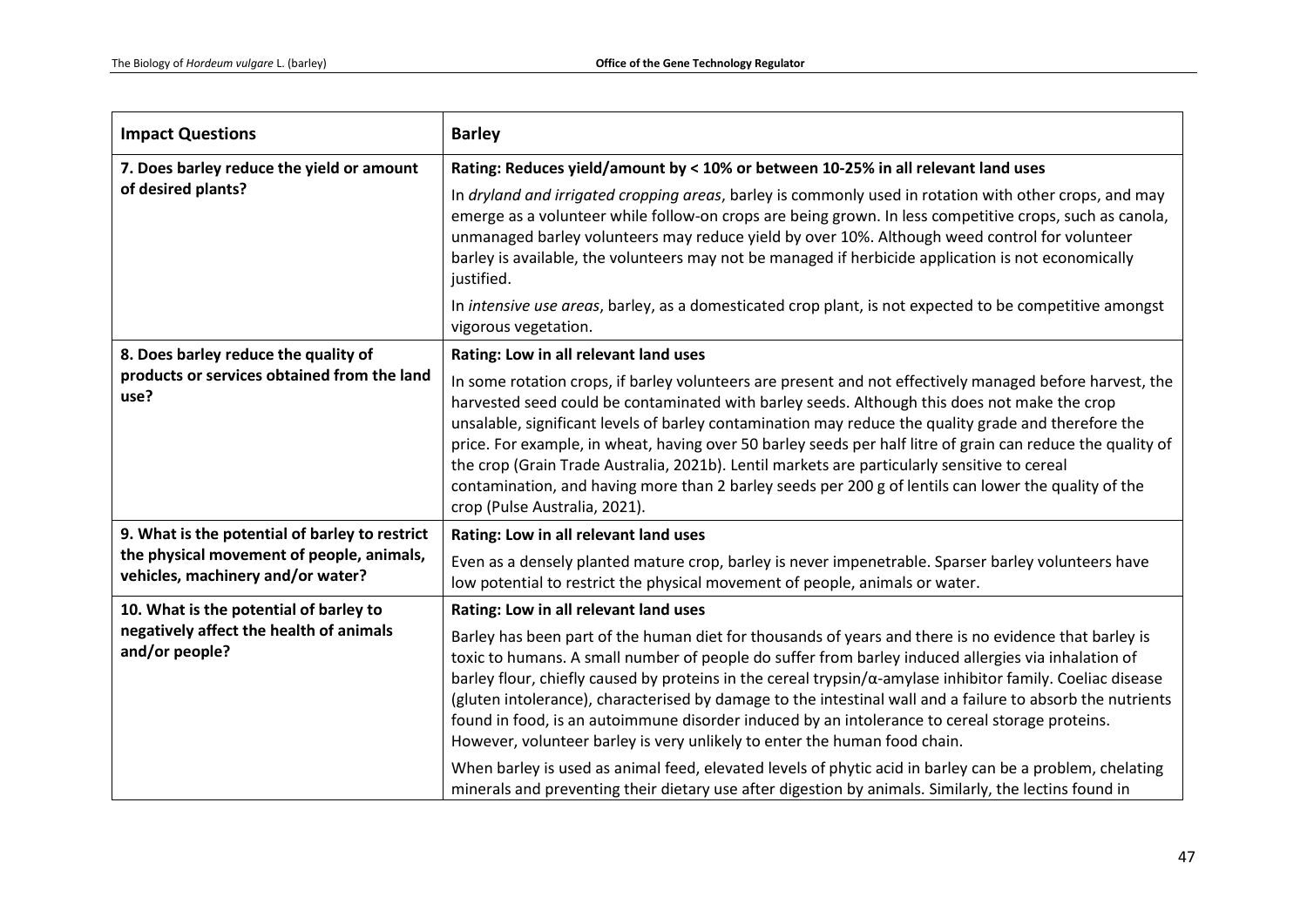| Impact Questions | Barley |
|---|---|
| **7. Does barley reduce the yield or amount of desired plants?** | **Rating: Reduces yield/amount by < 10% or between 10-25% in all relevant land uses**<br><br>In *dryland and irrigated cropping areas*, barley is commonly used in rotation with other crops, and may emerge as a volunteer while follow-on crops are being grown. In less competitive crops, such as canola, unmanaged barley volunteers may reduce yield by over 10%. Although weed control for volunteer barley is available, the volunteers may not be managed if herbicide application is not economically justified.<br><br>In *intensive use areas*, barley, as a domesticated crop plant, is not expected to be competitive amongst vigorous vegetation. |
| **8. Does barley reduce the quality of products or services obtained from the land use?** | **Rating: Low in all relevant land uses**<br><br>In some rotation crops, if barley volunteers are present and not effectively managed before harvest, the harvested seed could be contaminated with barley seeds. Although this does not make the crop unsalable, significant levels of barley contamination may reduce the quality grade and therefore the price. For example, in wheat, having over 50 barley seeds per half litre of grain can reduce the quality of the crop (Grain Trade Australia, 2021b). Lentil markets are particularly sensitive to cereal contamination, and having more than 2 barley seeds per 200 g of lentils can lower the quality of the crop (Pulse Australia, 2021). |
| **9. What is the potential of barley to restrict the physical movement of people, animals, vehicles, machinery and/or water?** | **Rating: Low in all relevant land uses**<br><br>Even as a densely planted mature crop, barley is never impenetrable. Sparser barley volunteers have low potential to restrict the physical movement of people, animals or water. |
| **10. What is the potential of barley to negatively affect the health of animals and/or people?** | **Rating: Low in all relevant land uses**<br><br>Barley has been part of the human diet for thousands of years and there is no evidence that barley is toxic to humans. A small number of people do suffer from barley induced allergies via inhalation of barley flour, chiefly caused by proteins in the cereal trypsin/α-amylase inhibitor family. Coeliac disease (gluten intolerance), characterised by damage to the intestinal wall and a failure to absorb the nutrients found in food, is an autoimmune disorder induced by an intolerance to cereal storage proteins. However, volunteer barley is very unlikely to enter the human food chain.<br><br>When barley is used as animal feed, elevated levels of phytic acid in barley can be a problem, chelating minerals and preventing their dietary use after digestion by animals. Similarly, the lectins found in |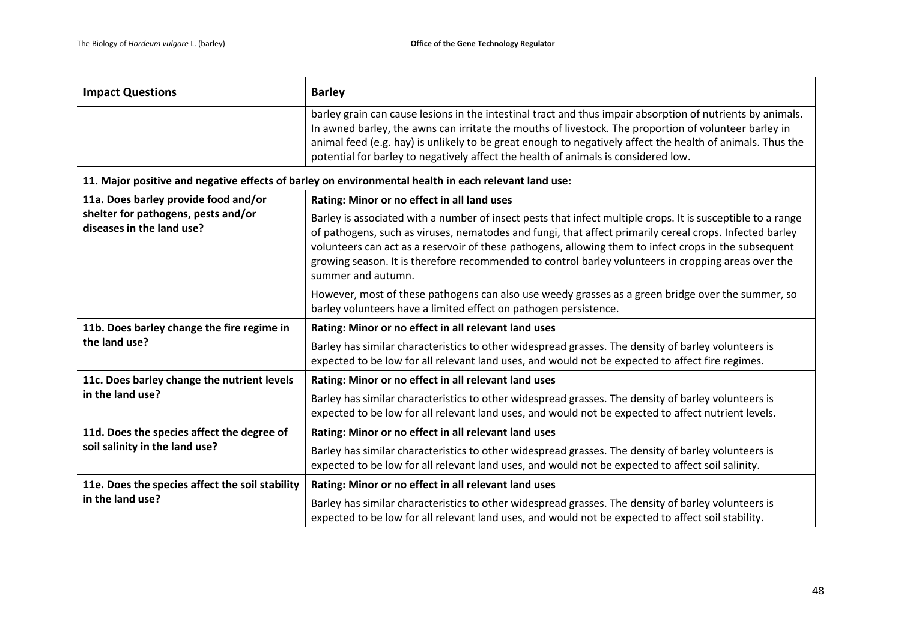| Impact Questions | Barley |
|---|---|
| | barley grain can cause lesions in the intestinal tract and thus impair absorption of nutrients by animals. In awned barley, the awns can irritate the mouths of livestock. The proportion of volunteer barley in animal feed (e.g. hay) is unlikely to be great enough to negatively affect the health of animals. Thus the potential for barley to negatively affect the health of animals is considered low. |
| **11. Major positive and negative effects of barley on environmental health in each relevant land use:** | |
| **11a. Does barley provide food and/or shelter for pathogens, pests and/or diseases in the land use?** | **Rating: Minor or no effect in all land uses**<br><br>Barley is associated with a number of insect pests that infect multiple crops. It is susceptible to a range of pathogens, such as viruses, nematodes and fungi, that affect primarily cereal crops. Infected barley volunteers can act as a reservoir of these pathogens, allowing them to infect crops in the subsequent growing season. It is therefore recommended to control barley volunteers in cropping areas over the summer and autumn.<br><br>However, most of these pathogens can also use weedy grasses as a green bridge over the summer, so barley volunteers have a limited effect on pathogen persistence. |
| **11b. Does barley change the fire regime in the land use?** | **Rating: Minor or no effect in all relevant land uses**<br><br>Barley has similar characteristics to other widespread grasses. The density of barley volunteers is expected to be low for all relevant land uses, and would not be expected to affect fire regimes. |
| **11c. Does barley change the nutrient levels in the land use?** | **Rating: Minor or no effect in all relevant land uses**<br><br>Barley has similar characteristics to other widespread grasses. The density of barley volunteers is expected to be low for all relevant land uses, and would not be expected to affect nutrient levels. |
| **11d. Does the species affect the degree of soil salinity in the land use?** | **Rating: Minor or no effect in all relevant land uses**<br><br>Barley has similar characteristics to other widespread grasses. The density of barley volunteers is expected to be low for all relevant land uses, and would not be expected to affect soil salinity. |
| **11e. Does the species affect the soil stability in the land use?** | **Rating: Minor or no effect in all relevant land uses**<br><br>Barley has similar characteristics to other widespread grasses. The density of barley volunteers is expected to be low for all relevant land uses, and would not be expected to affect soil stability. |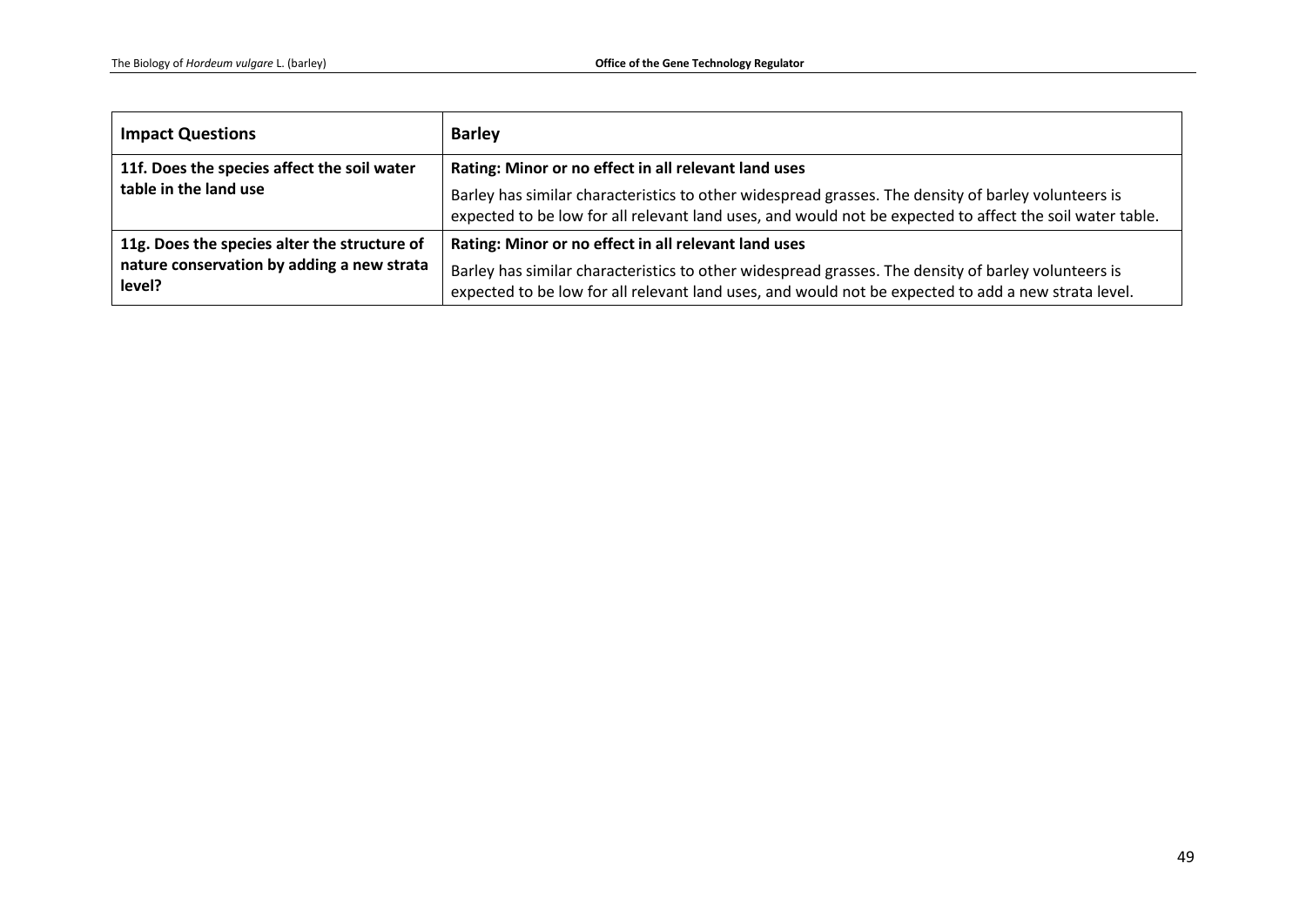| Impact Questions | Barley |
|---|---|
| **11f. Does the species affect the soil water table in the land use** | **Rating: Minor or no effect in all relevant land uses**<br><br>Barley has similar characteristics to other widespread grasses. The density of barley volunteers is expected to be low for all relevant land uses, and would not be expected to affect the soil water table. |
| **11g. Does the species alter the structure of nature conservation by adding a new strata level?** | **Rating: Minor or no effect in all relevant land uses**<br><br>Barley has similar characteristics to other widespread grasses. The density of barley volunteers is expected to be low for all relevant land uses, and would not be expected to add a new strata level. |